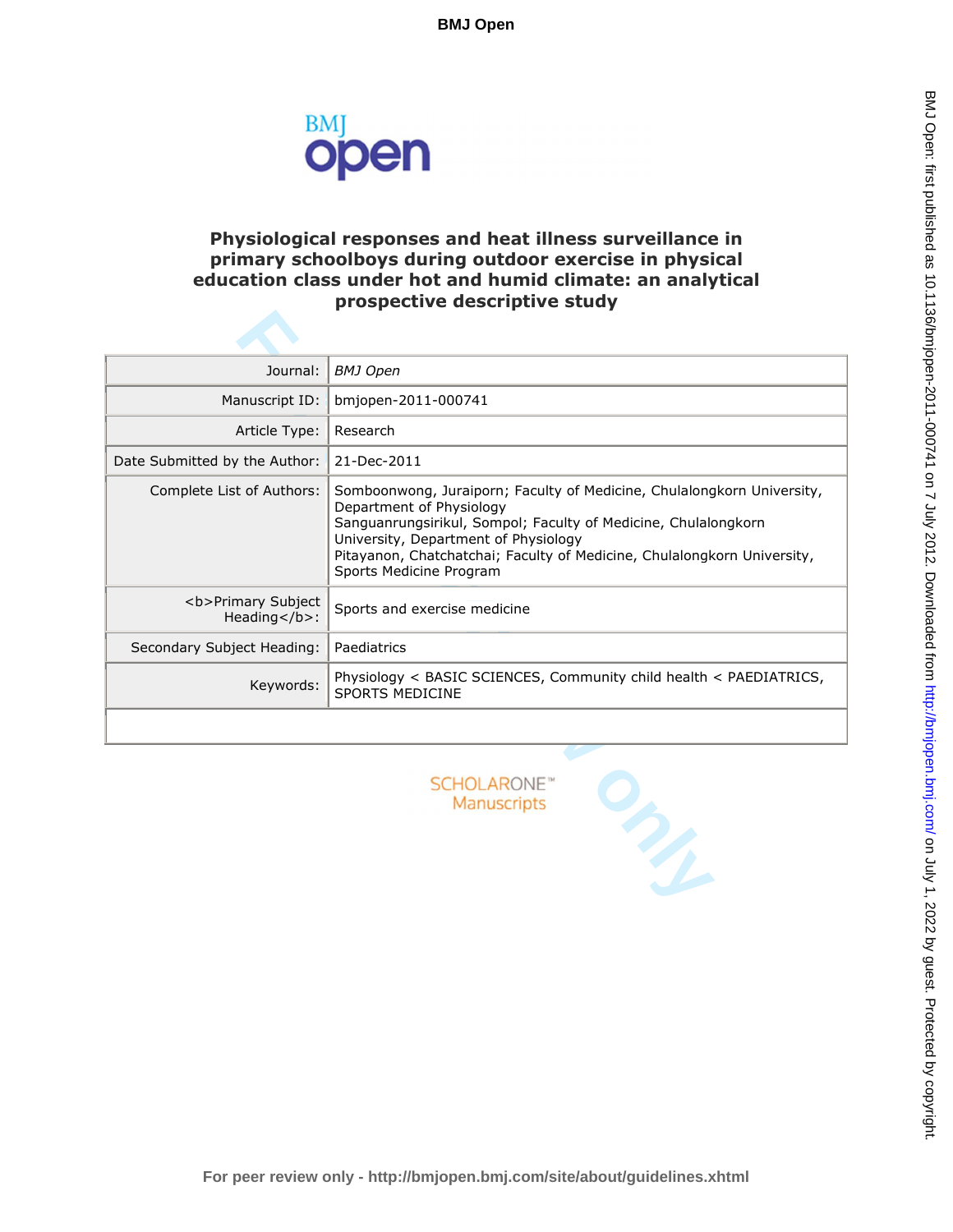# Physiological responses and heat illness surveillance in primary schoolboys during outdoor exercise in physical education class under hot and humid climate: an analytical prospective descriptive study

| | |
|---|---|
| Journal: | *BMJ Open* |
| Manuscript ID: | bmjopen-2011-000741 |
| Article Type: | Research |
| Date Submitted by the Author: | 21-Dec-2011 |
| Complete List of Authors: | Somboonwong, Juraiporn; Faculty of Medicine, Chulalongkorn University, Department of Physiology<br>Sanguanrungsirikul, Sompol; Faculty of Medicine, Chulalongkorn University, Department of Physiology<br>Pitayanon, Chatchatchai; Faculty of Medicine, Chulalongkorn University, Sports Medicine Program |
| <b>Primary Subject Heading</b>: | Sports and exercise medicine |
| Secondary Subject Heading: | Paediatrics |
| Keywords: | Physiology < BASIC SCIENCES, Community child health < PAEDIATRICS, SPORTS MEDICINE |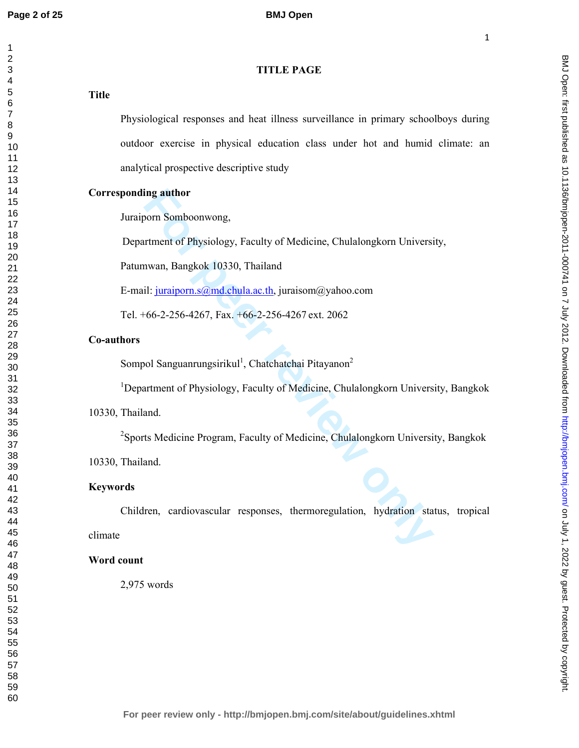# TITLE PAGE

## Title

Physiological responses and heat illness surveillance in primary schoolboys during outdoor exercise in physical education class under hot and humid climate: an analytical prospective descriptive study

## Corresponding author

Juraiporn Somboonwong,

Department of Physiology, Faculty of Medicine, Chulalongkorn University,

Patumwan, Bangkok 10330, Thailand

E-mail: juraiporn.s@md.chula.ac.th, juraisom@yahoo.com

Tel. +66-2-256-4267, Fax. +66-2-256-4267 ext. 2062

## Co-authors

Sompol Sanguanrungsirikul[1], Chatchatchai Pitayanon[2]

[1]Department of Physiology, Faculty of Medicine, Chulalongkorn University, Bangkok 10330, Thailand.

[2]Sports Medicine Program, Faculty of Medicine, Chulalongkorn University, Bangkok 10330, Thailand.

## Keywords

Children, cardiovascular responses, thermoregulation, hydration status, tropical climate

## Word count

2,975 words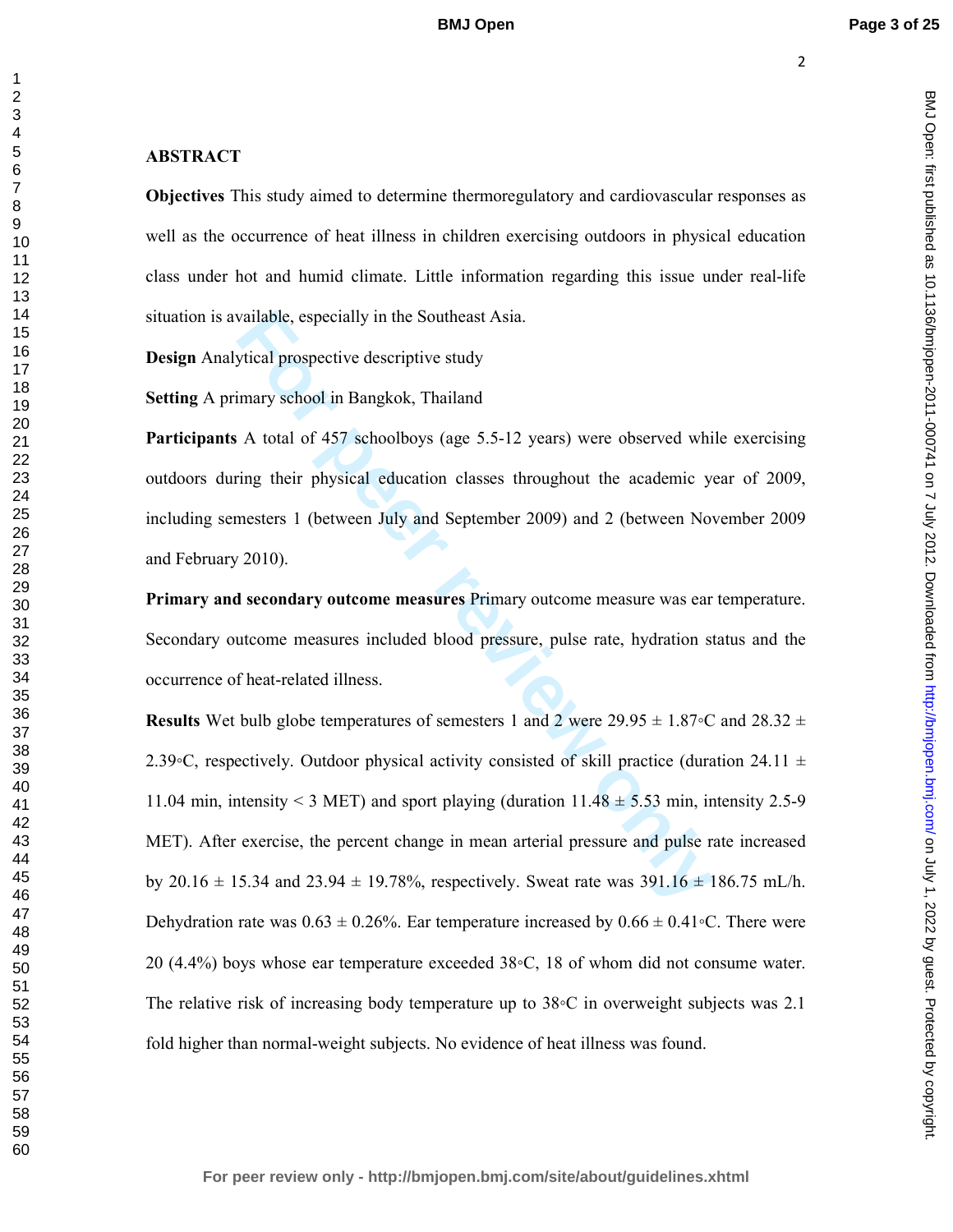## ABSTRACT

**Objectives** This study aimed to determine thermoregulatory and cardiovascular responses as well as the occurrence of heat illness in children exercising outdoors in physical education class under hot and humid climate. Little information regarding this issue under real-life situation is available, especially in the Southeast Asia.

**Design** Analytical prospective descriptive study

**Setting** A primary school in Bangkok, Thailand

**Participants** A total of 457 schoolboys (age 5.5-12 years) were observed while exercising outdoors during their physical education classes throughout the academic year of 2009, including semesters 1 (between July and September 2009) and 2 (between November 2009 and February 2010).

**Primary and secondary outcome measures** Primary outcome measure was ear temperature. Secondary outcome measures included blood pressure, pulse rate, hydration status and the occurrence of heat-related illness.

**Results** Wet bulb globe temperatures of semesters 1 and 2 were 29.95 ± 1.87◦C and 28.32 ± 2.39◦C, respectively. Outdoor physical activity consisted of skill practice (duration 24.11 ± 11.04 min, intensity < 3 MET) and sport playing (duration 11.48 ± 5.53 min, intensity 2.5-9 MET). After exercise, the percent change in mean arterial pressure and pulse rate increased by 20.16 ± 15.34 and 23.94 ± 19.78%, respectively. Sweat rate was 391.16 ± 186.75 mL/h. Dehydration rate was 0.63 ± 0.26%. Ear temperature increased by 0.66 ± 0.41◦C. There were 20 (4.4%) boys whose ear temperature exceeded 38◦C, 18 of whom did not consume water. The relative risk of increasing body temperature up to 38◦C in overweight subjects was 2.1 fold higher than normal-weight subjects. No evidence of heat illness was found.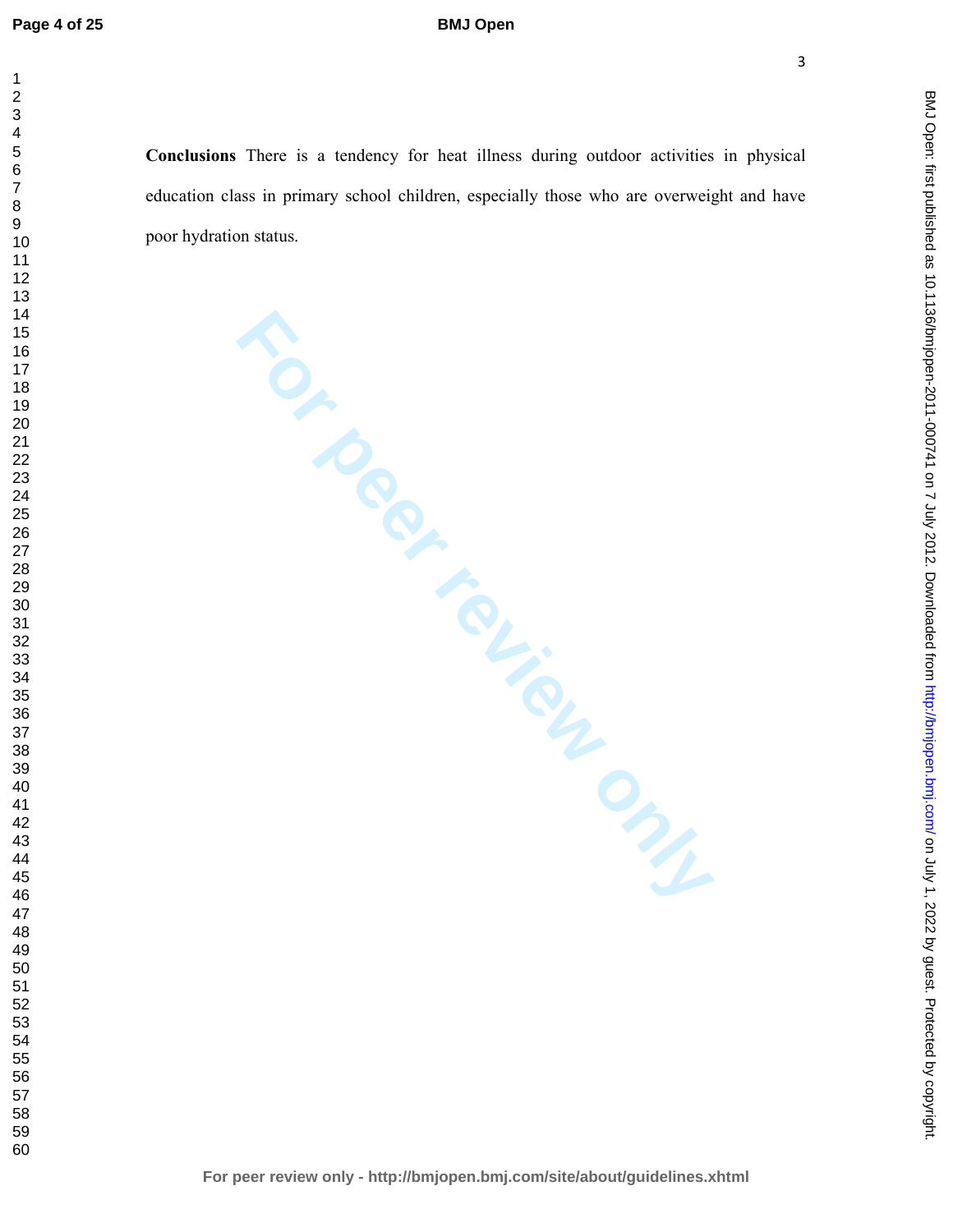**Conclusions** There is a tendency for heat illness during outdoor activities in physical education class in primary school children, especially those who are overweight and have poor hydration status.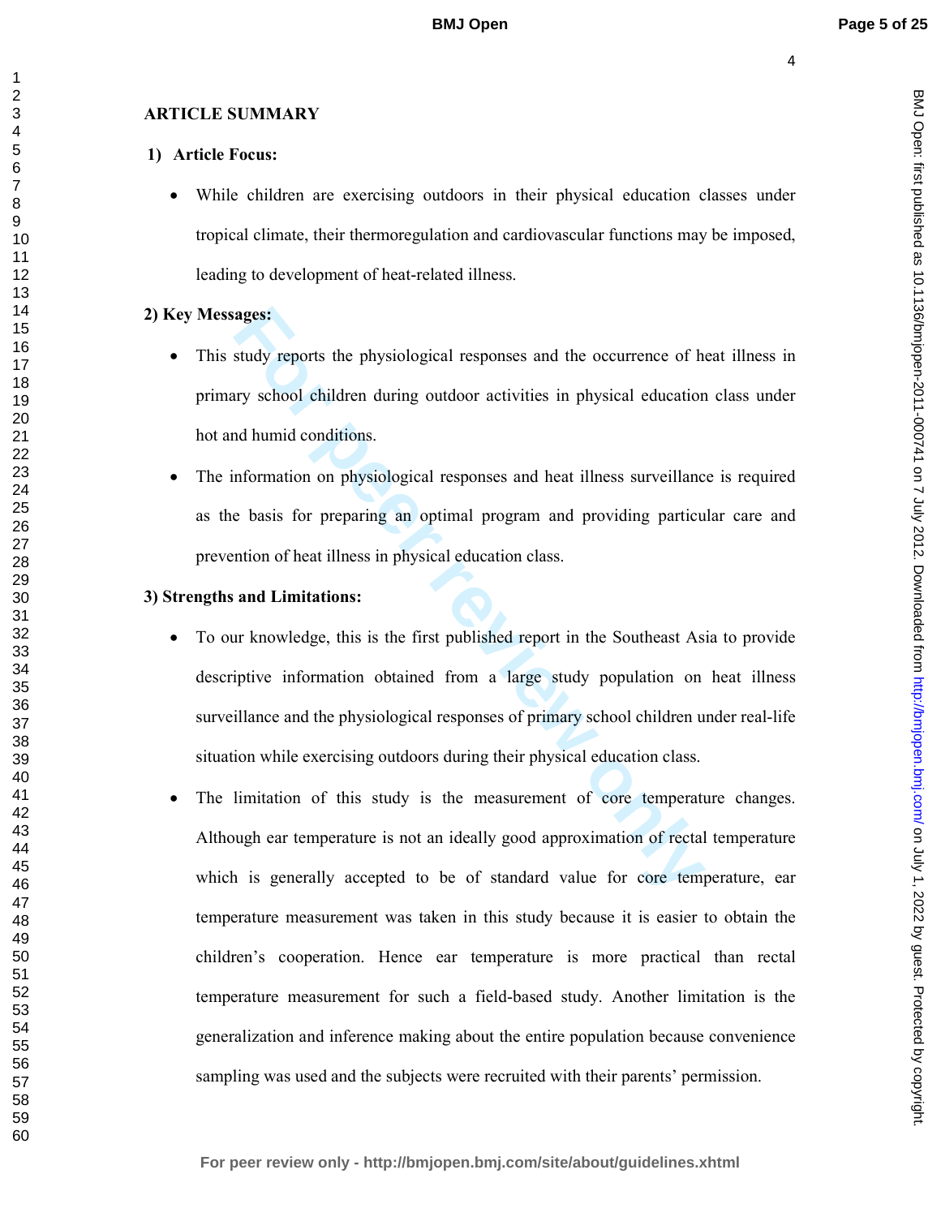## ARTICLE SUMMARY

### 1) Article Focus:

- While children are exercising outdoors in their physical education classes under tropical climate, their thermoregulation and cardiovascular functions may be imposed, leading to development of heat-related illness.

### 2) Key Messages:

- This study reports the physiological responses and the occurrence of heat illness in primary school children during outdoor activities in physical education class under hot and humid conditions.
- The information on physiological responses and heat illness surveillance is required as the basis for preparing an optimal program and providing particular care and prevention of heat illness in physical education class.

### 3) Strengths and Limitations:

- To our knowledge, this is the first published report in the Southeast Asia to provide descriptive information obtained from a large study population on heat illness surveillance and the physiological responses of primary school children under real-life situation while exercising outdoors during their physical education class.
- The limitation of this study is the measurement of core temperature changes. Although ear temperature is not an ideally good approximation of rectal temperature which is generally accepted to be of standard value for core temperature, ear temperature measurement was taken in this study because it is easier to obtain the children's cooperation. Hence ear temperature is more practical than rectal temperature measurement for such a field-based study. Another limitation is the generalization and inference making about the entire population because convenience sampling was used and the subjects were recruited with their parents' permission.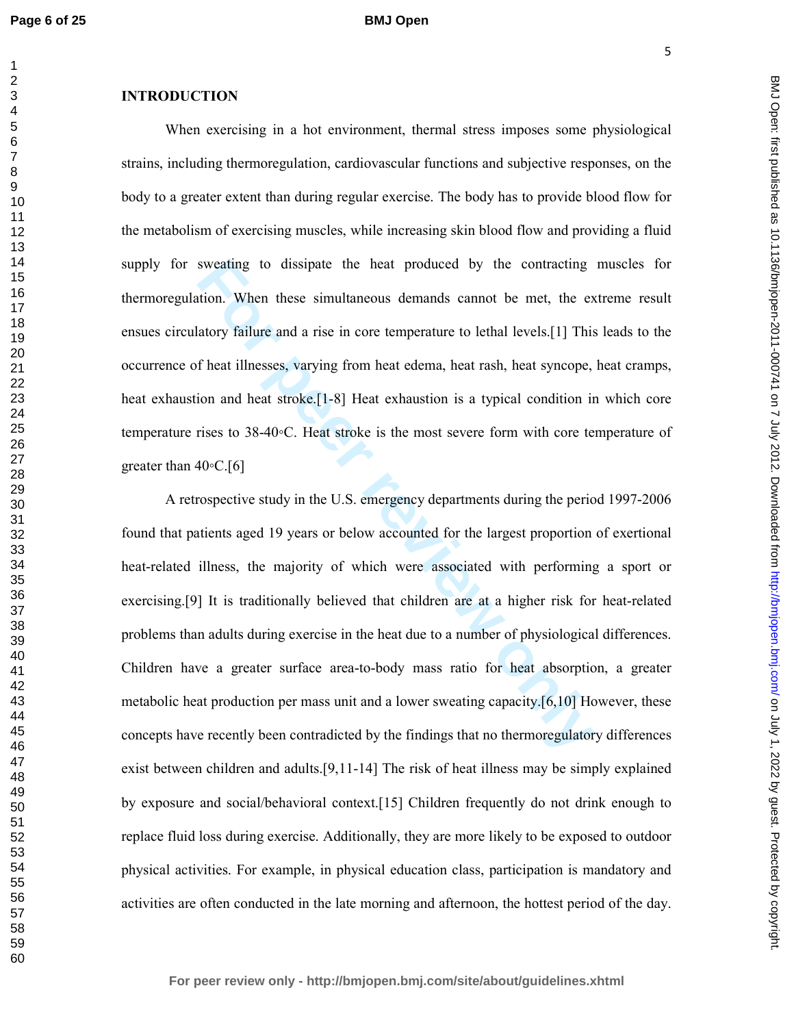## INTRODUCTION

When exercising in a hot environment, thermal stress imposes some physiological strains, including thermoregulation, cardiovascular functions and subjective responses, on the body to a greater extent than during regular exercise. The body has to provide blood flow for the metabolism of exercising muscles, while increasing skin blood flow and providing a fluid supply for sweating to dissipate the heat produced by the contracting muscles for thermoregulation. When these simultaneous demands cannot be met, the extreme result ensues circulatory failure and a rise in core temperature to lethal levels.[1] This leads to the occurrence of heat illnesses, varying from heat edema, heat rash, heat syncope, heat cramps, heat exhaustion and heat stroke.[1-8] Heat exhaustion is a typical condition in which core temperature rises to 38-40◦C. Heat stroke is the most severe form with core temperature of greater than 40◦C.[6]

A retrospective study in the U.S. emergency departments during the period 1997-2006 found that patients aged 19 years or below accounted for the largest proportion of exertional heat-related illness, the majority of which were associated with performing a sport or exercising.[9] It is traditionally believed that children are at a higher risk for heat-related problems than adults during exercise in the heat due to a number of physiological differences. Children have a greater surface area-to-body mass ratio for heat absorption, a greater metabolic heat production per mass unit and a lower sweating capacity.[6,10] However, these concepts have recently been contradicted by the findings that no thermoregulatory differences exist between children and adults.[9,11-14] The risk of heat illness may be simply explained by exposure and social/behavioral context.[15] Children frequently do not drink enough to replace fluid loss during exercise. Additionally, they are more likely to be exposed to outdoor physical activities. For example, in physical education class, participation is mandatory and activities are often conducted in the late morning and afternoon, the hottest period of the day.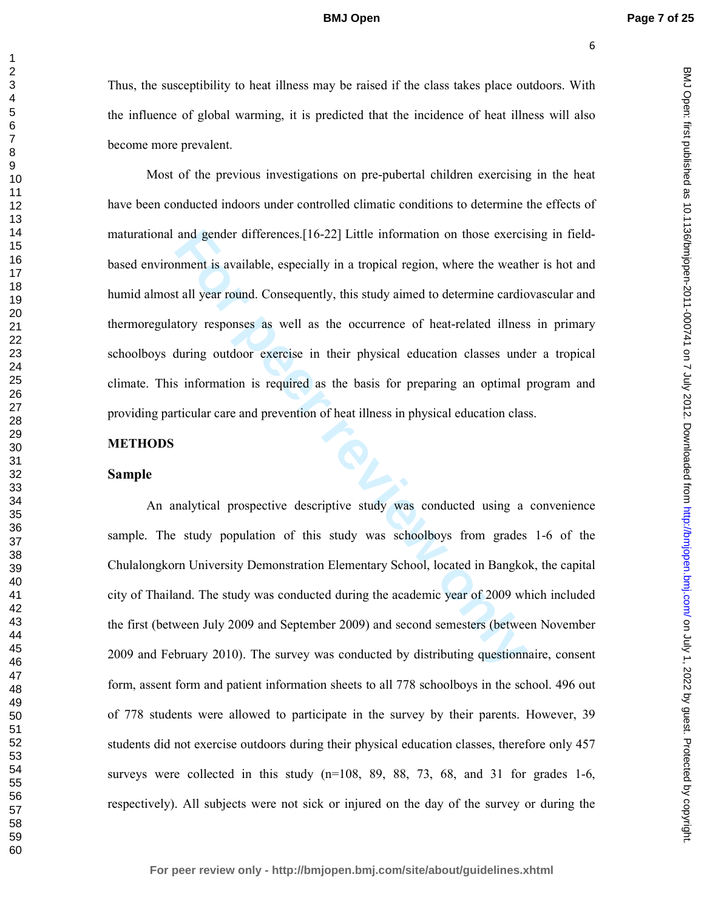Thus, the susceptibility to heat illness may be raised if the class takes place outdoors. With the influence of global warming, it is predicted that the incidence of heat illness will also become more prevalent.

Most of the previous investigations on pre-pubertal children exercising in the heat have been conducted indoors under controlled climatic conditions to determine the effects of maturational and gender differences.[16-22] Little information on those exercising in field-based environment is available, especially in a tropical region, where the weather is hot and humid almost all year round. Consequently, this study aimed to determine cardiovascular and thermoregulatory responses as well as the occurrence of heat-related illness in primary schoolboys during outdoor exercise in their physical education classes under a tropical climate. This information is required as the basis for preparing an optimal program and providing particular care and prevention of heat illness in physical education class.

## METHODS

### Sample

An analytical prospective descriptive study was conducted using a convenience sample. The study population of this study was schoolboys from grades 1-6 of the Chulalongkorn University Demonstration Elementary School, located in Bangkok, the capital city of Thailand. The study was conducted during the academic year of 2009 which included the first (between July 2009 and September 2009) and second semesters (between November 2009 and February 2010). The survey was conducted by distributing questionnaire, consent form, assent form and patient information sheets to all 778 schoolboys in the school. 496 out of 778 students were allowed to participate in the survey by their parents. However, 39 students did not exercise outdoors during their physical education classes, therefore only 457 surveys were collected in this study (n=108, 89, 88, 73, 68, and 31 for grades 1-6, respectively). All subjects were not sick or injured on the day of the survey or during the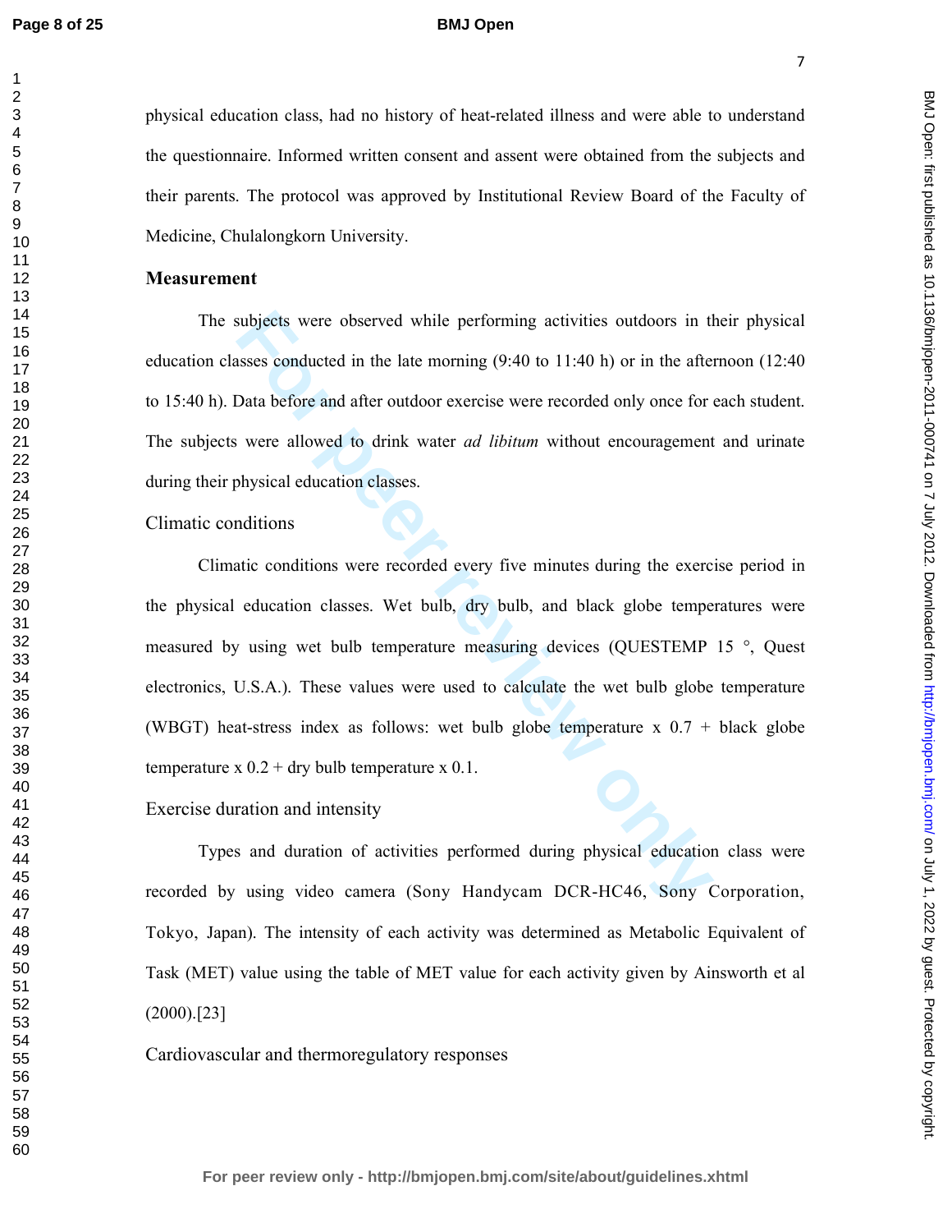physical education class, had no history of heat-related illness and were able to understand the questionnaire. Informed written consent and assent were obtained from the subjects and their parents. The protocol was approved by Institutional Review Board of the Faculty of Medicine, Chulalongkorn University.

## Measurement

The subjects were observed while performing activities outdoors in their physical education classes conducted in the late morning (9:40 to 11:40 h) or in the afternoon (12:40 to 15:40 h). Data before and after outdoor exercise were recorded only once for each student. The subjects were allowed to drink water *ad libitum* without encouragement and urinate during their physical education classes.

### Climatic conditions

Climatic conditions were recorded every five minutes during the exercise period in the physical education classes. Wet bulb, dry bulb, and black globe temperatures were measured by using wet bulb temperature measuring devices (QUESTEMP 15 °, Quest electronics, U.S.A.). These values were used to calculate the wet bulb globe temperature (WBGT) heat-stress index as follows: wet bulb globe temperature x 0.7 + black globe temperature x 0.2 + dry bulb temperature x 0.1.

### Exercise duration and intensity

Types and duration of activities performed during physical education class were recorded by using video camera (Sony Handycam DCR-HC46, Sony Corporation, Tokyo, Japan). The intensity of each activity was determined as Metabolic Equivalent of Task (MET) value using the table of MET value for each activity given by Ainsworth et al (2000).[23]

### Cardiovascular and thermoregulatory responses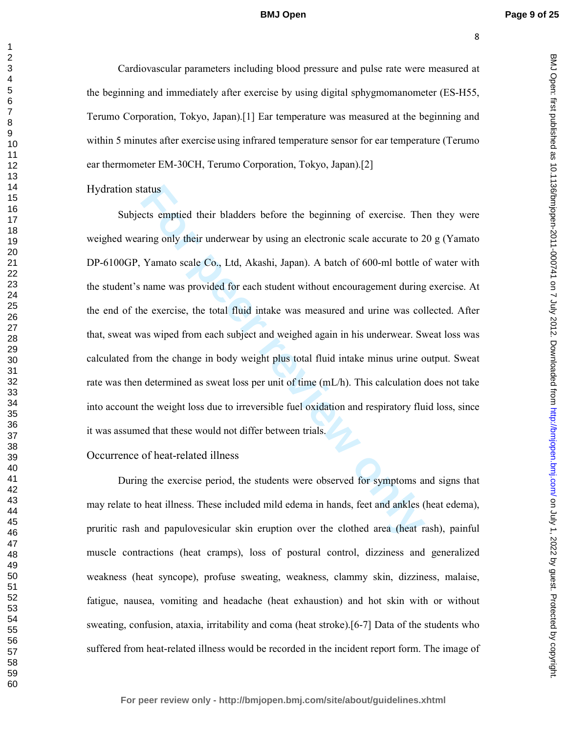Cardiovascular parameters including blood pressure and pulse rate were measured at the beginning and immediately after exercise by using digital sphygmomanometer (ES-H55, Terumo Corporation, Tokyo, Japan).[1] Ear temperature was measured at the beginning and within 5 minutes after exercise using infrared temperature sensor for ear temperature (Terumo ear thermometer EM-30CH, Terumo Corporation, Tokyo, Japan).[2]

### Hydration status

Subjects emptied their bladders before the beginning of exercise. Then they were weighed wearing only their underwear by using an electronic scale accurate to 20 g (Yamato DP-6100GP, Yamato scale Co., Ltd, Akashi, Japan). A batch of 600-ml bottle of water with the student's name was provided for each student without encouragement during exercise. At the end of the exercise, the total fluid intake was measured and urine was collected. After that, sweat was wiped from each subject and weighed again in his underwear. Sweat loss was calculated from the change in body weight plus total fluid intake minus urine output. Sweat rate was then determined as sweat loss per unit of time (mL/h). This calculation does not take into account the weight loss due to irreversible fuel oxidation and respiratory fluid loss, since it was assumed that these would not differ between trials.

### Occurrence of heat-related illness

During the exercise period, the students were observed for symptoms and signs that may relate to heat illness. These included mild edema in hands, feet and ankles (heat edema), pruritic rash and papulovesicular skin eruption over the clothed area (heat rash), painful muscle contractions (heat cramps), loss of postural control, dizziness and generalized weakness (heat syncope), profuse sweating, weakness, clammy skin, dizziness, malaise, fatigue, nausea, vomiting and headache (heat exhaustion) and hot skin with or without sweating, confusion, ataxia, irritability and coma (heat stroke).[6-7] Data of the students who suffered from heat-related illness would be recorded in the incident report form. The image of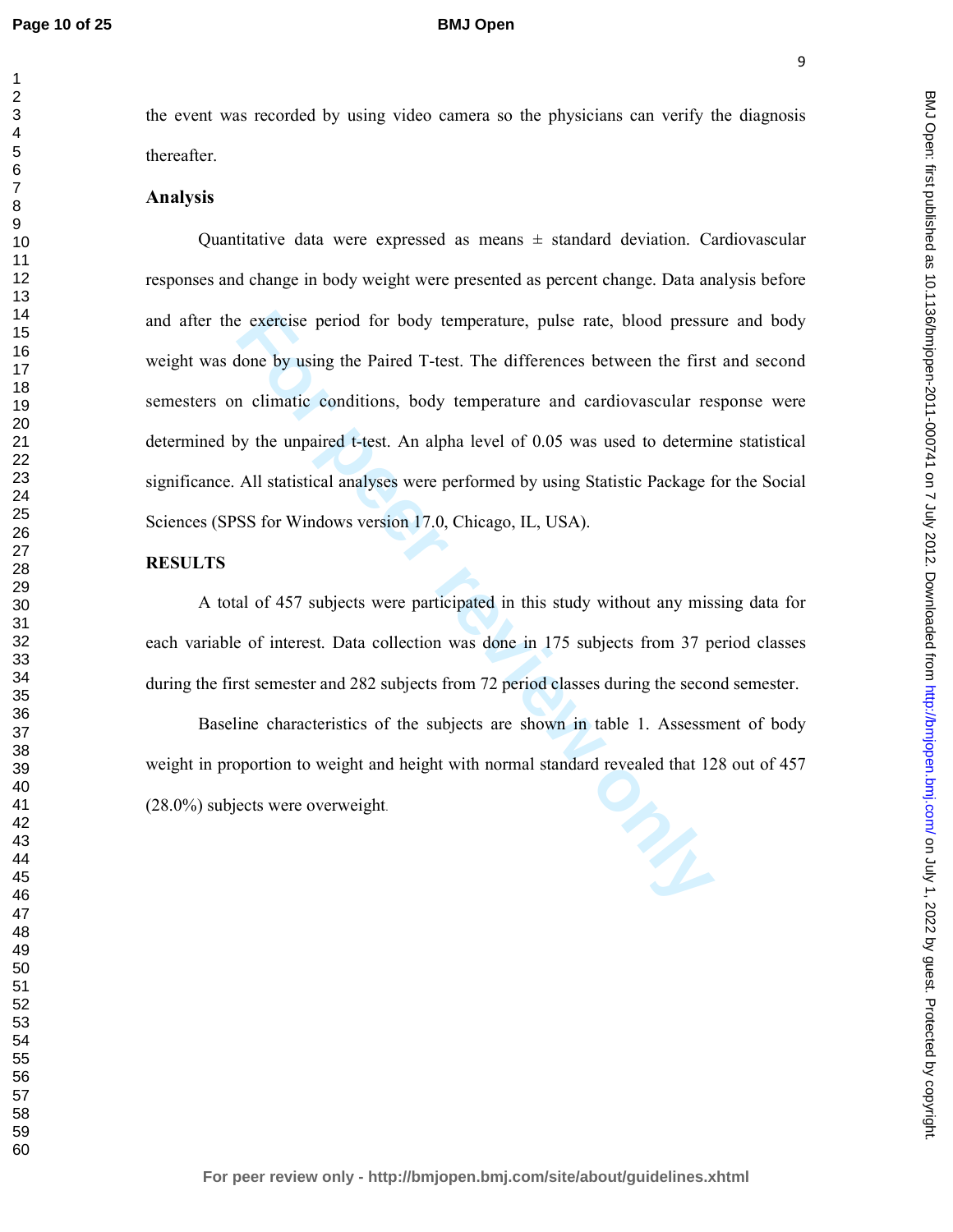the event was recorded by using video camera so the physicians can verify the diagnosis thereafter.

### Analysis

Quantitative data were expressed as means ± standard deviation. Cardiovascular responses and change in body weight were presented as percent change. Data analysis before and after the exercise period for body temperature, pulse rate, blood pressure and body weight was done by using the Paired T-test. The differences between the first and second semesters on climatic conditions, body temperature and cardiovascular response were determined by the unpaired t-test. An alpha level of 0.05 was used to determine statistical significance. All statistical analyses were performed by using Statistic Package for the Social Sciences (SPSS for Windows version 17.0, Chicago, IL, USA).

## RESULTS

A total of 457 subjects were participated in this study without any missing data for each variable of interest. Data collection was done in 175 subjects from 37 period classes during the first semester and 282 subjects from 72 period classes during the second semester.

Baseline characteristics of the subjects are shown in table 1. Assessment of body weight in proportion to weight and height with normal standard revealed that 128 out of 457 (28.0%) subjects were overweight.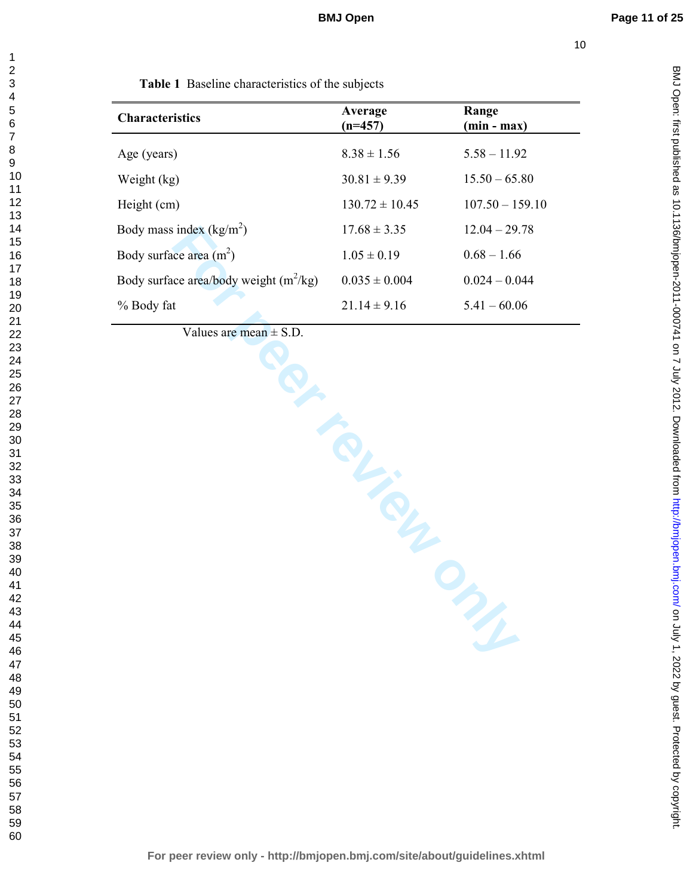**Table 1** Baseline characteristics of the subjects

| Characteristics | Average (n=457) | Range (min - max) |
|---|---|---|
| Age (years) | 8.38 ± 1.56 | 5.58 – 11.92 |
| Weight (kg) | 30.81 ± 9.39 | 15.50 – 65.80 |
| Height (cm) | 130.72 ± 10.45 | 107.50 – 159.10 |
| Body mass index ($kg/m^2$) | 17.68 ± 3.35 | 12.04 – 29.78 |
| Body surface area ($m^2$) | 1.05 ± 0.19 | 0.68 – 1.66 |
| Body surface area/body weight ($m^2/kg$) | 0.035 ± 0.004 | 0.024 – 0.044 |
| % Body fat | 21.14 ± 9.16 | 5.41 – 60.06 |

Values are mean ± S.D.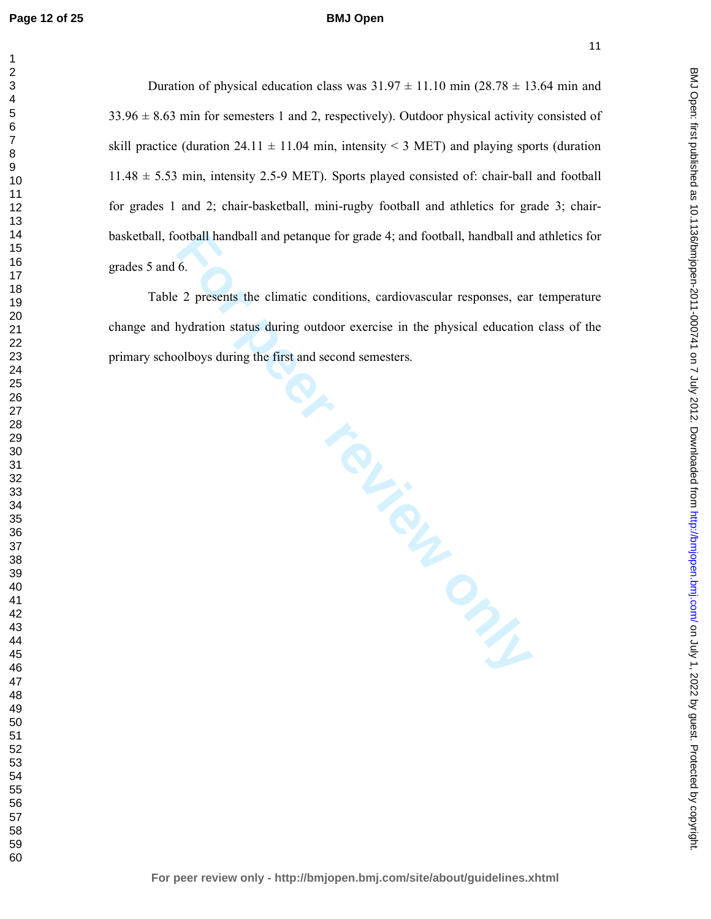Duration of physical education class was 31.97 ± 11.10 min (28.78 ± 13.64 min and 33.96 ± 8.63 min for semesters 1 and 2, respectively). Outdoor physical activity consisted of skill practice (duration 24.11 ± 11.04 min, intensity < 3 MET) and playing sports (duration 11.48 ± 5.53 min, intensity 2.5-9 MET). Sports played consisted of: chair-ball and football for grades 1 and 2; chair-basketball, mini-rugby football and athletics for grade 3; chair-basketball, football handball and petanque for grade 4; and football, handball and athletics for grades 5 and 6.

Table 2 presents the climatic conditions, cardiovascular responses, ear temperature change and hydration status during outdoor exercise in the physical education class of the primary schoolboys during the first and second semesters.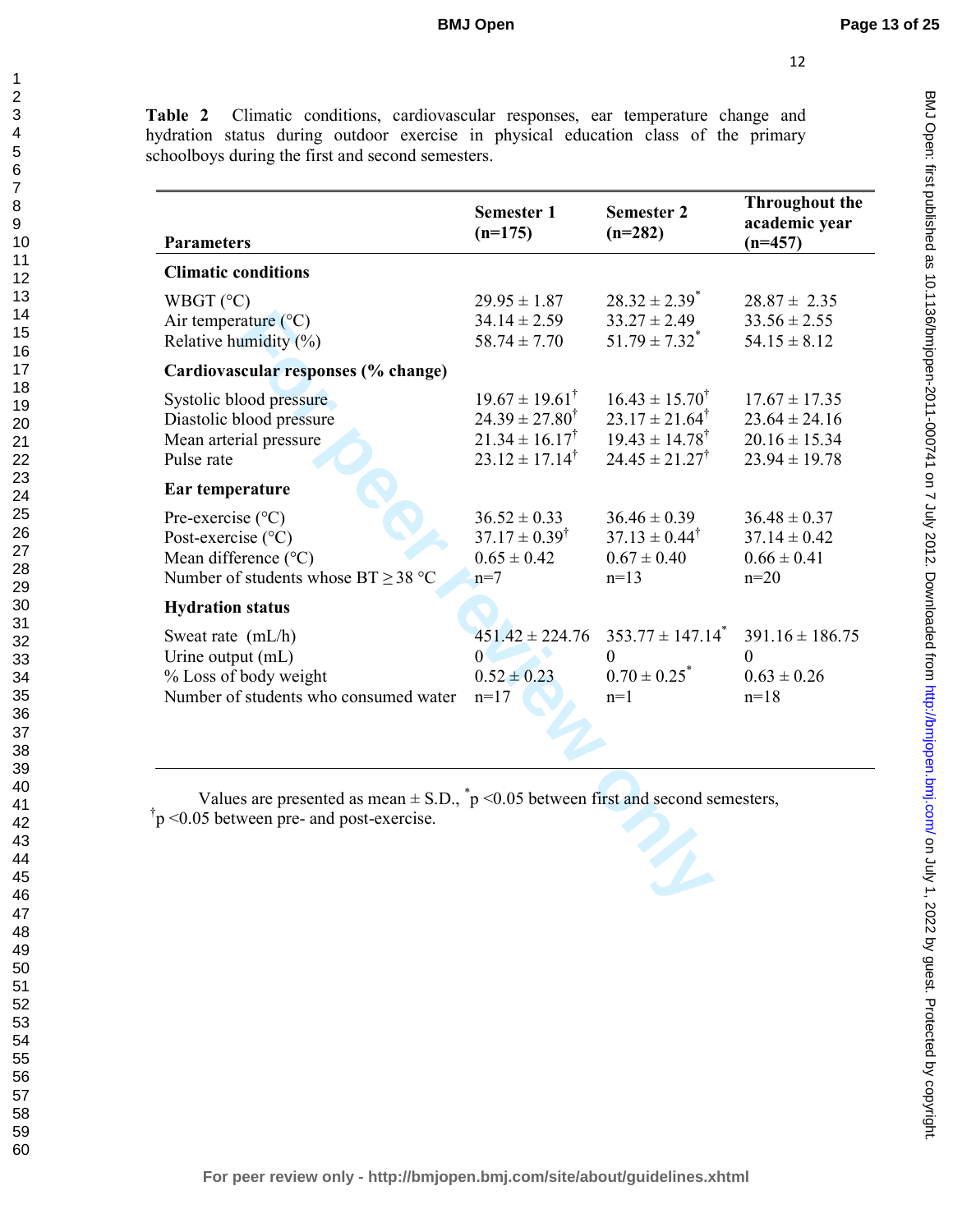**Table 2** Climatic conditions, cardiovascular responses, ear temperature change and hydration status during outdoor exercise in physical education class of the primary schoolboys during the first and second semesters.

| Parameters | Semester 1 (n=175) | Semester 2 (n=282) | Throughout the academic year (n=457) |
|---|---|---|---|
| **Climatic conditions** | | | |
| WBGT (°C) | 29.95 ± 1.87 | 28.32 ± 2.39* | 28.87 ± 2.35 |
| Air temperature (°C) | 34.14 ± 2.59 | 33.27 ± 2.49 | 33.56 ± 2.55 |
| Relative humidity (%) | 58.74 ± 7.70 | 51.79 ± 7.32* | 54.15 ± 8.12 |
| **Cardiovascular responses (% change)** | | | |
| Systolic blood pressure | 19.67 ± 19.61† | 16.43 ± 15.70† | 17.67 ± 17.35 |
| Diastolic blood pressure | 24.39 ± 27.80† | 23.17 ± 21.64† | 23.64 ± 24.16 |
| Mean arterial pressure | 21.34 ± 16.17† | 19.43 ± 14.78† | 20.16 ± 15.34 |
| Pulse rate | 23.12 ± 17.14† | 24.45 ± 21.27† | 23.94 ± 19.78 |
| **Ear temperature** | | | |
| Pre-exercise (°C) | 36.52 ± 0.33 | 36.46 ± 0.39 | 36.48 ± 0.37 |
| Post-exercise (°C) | 37.17 ± 0.39† | 37.13 ± 0.44† | 37.14 ± 0.42 |
| Mean difference (°C) | 0.65 ± 0.42 | 0.67 ± 0.40 | 0.66 ± 0.41 |
| Number of students whose BT ≥ 38 °C | n=7 | n=13 | n=20 |
| **Hydration status** | | | |
| Sweat rate (mL/h) | 451.42 ± 224.76 | 353.77 ± 147.14* | 391.16 ± 186.75 |
| Urine output (mL) | 0 | 0 | 0 |
| % Loss of body weight | 0.52 ± 0.23 | 0.70 ± 0.25* | 0.63 ± 0.26 |
| Number of students who consumed water | n=17 | n=1 | n=18 |

Values are presented as mean ± S.D., * $p < 0.05$ between first and second semesters, † $p < 0.05$ between pre- and post-exercise.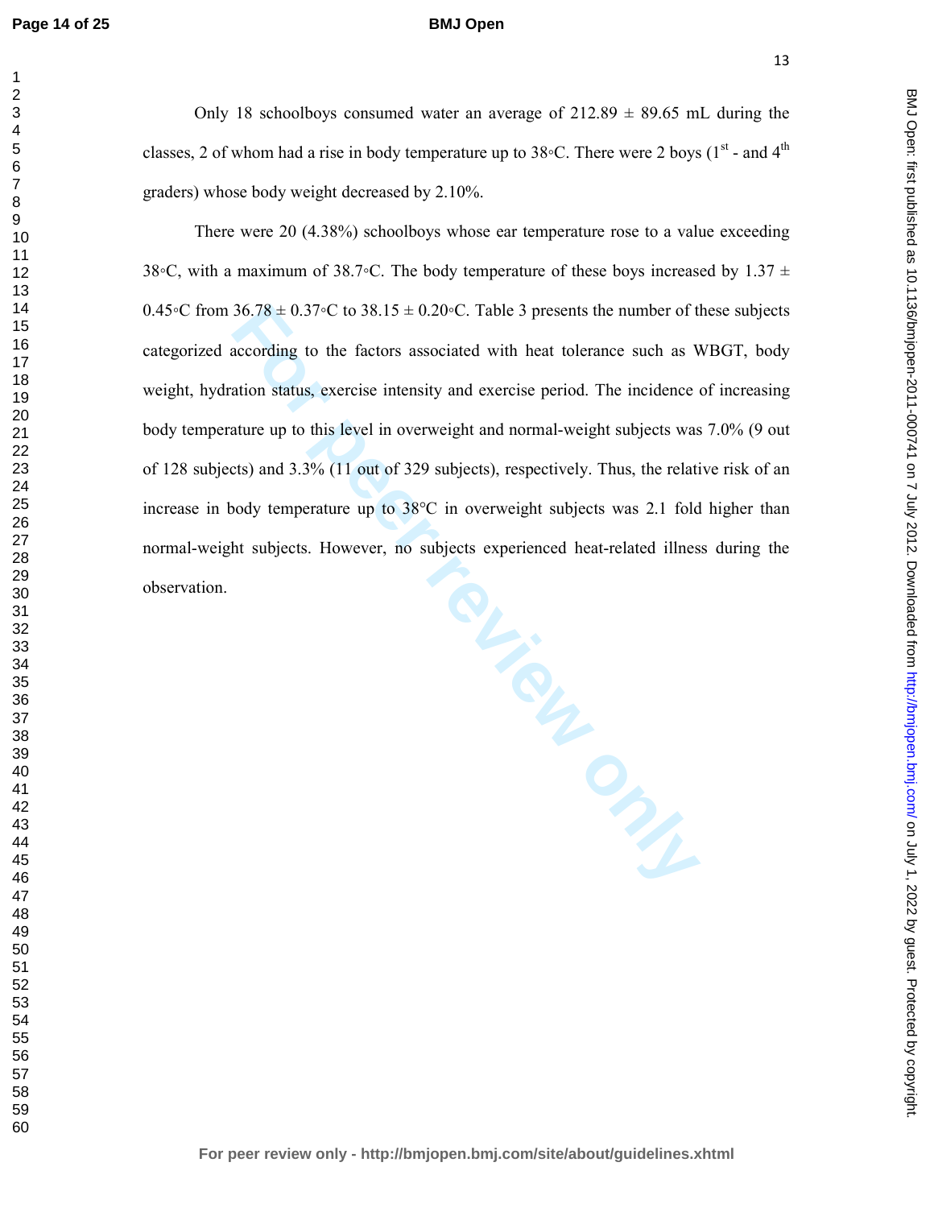Only 18 schoolboys consumed water an average of 212.89 ± 89.65 mL during the classes, 2 of whom had a rise in body temperature up to 38◦C. There were 2 boys (1st - and 4th graders) whose body weight decreased by 2.10%.

There were 20 (4.38%) schoolboys whose ear temperature rose to a value exceeding 38◦C, with a maximum of 38.7◦C. The body temperature of these boys increased by 1.37 ± 0.45◦C from 36.78 ± 0.37◦C to 38.15 ± 0.20◦C. Table 3 presents the number of these subjects categorized according to the factors associated with heat tolerance such as WBGT, body weight, hydration status, exercise intensity and exercise period. The incidence of increasing body temperature up to this level in overweight and normal-weight subjects was 7.0% (9 out of 128 subjects) and 3.3% (11 out of 329 subjects), respectively. Thus, the relative risk of an increase in body temperature up to 38°C in overweight subjects was 2.1 fold higher than normal-weight subjects. However, no subjects experienced heat-related illness during the observation.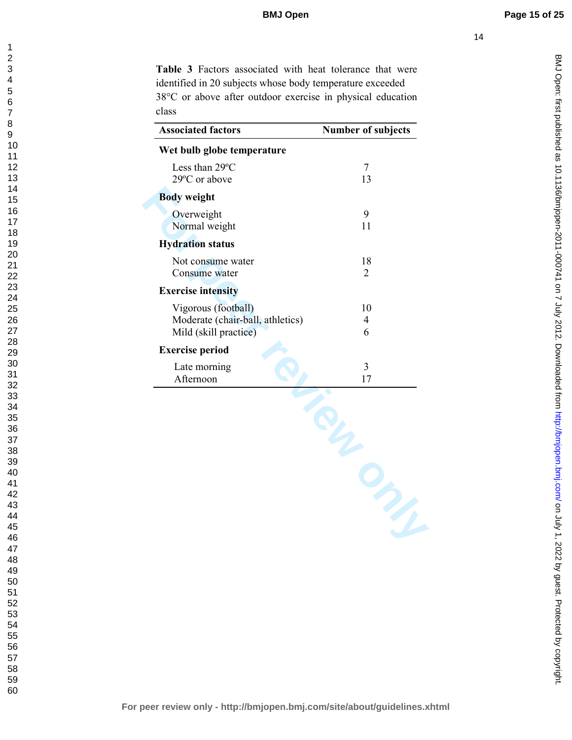**Table 3** Factors associated with heat tolerance that were identified in 20 subjects whose body temperature exceeded 38°C or above after outdoor exercise in physical education class

| Associated factors | Number of subjects |
|---|---|
| **Wet bulb globe temperature** | |
| Less than 29ºC | 7 |
| 29ºC or above | 13 |
| **Body weight** | |
| Overweight | 9 |
| Normal weight | 11 |
| **Hydration status** | |
| Not consume water | 18 |
| Consume water | 2 |
| **Exercise intensity** | |
| Vigorous (football) | 10 |
| Moderate (chair-ball, athletics) | 4 |
| Mild (skill practice) | 6 |
| **Exercise period** | |
| Late morning | 3 |
| Afternoon | 17 |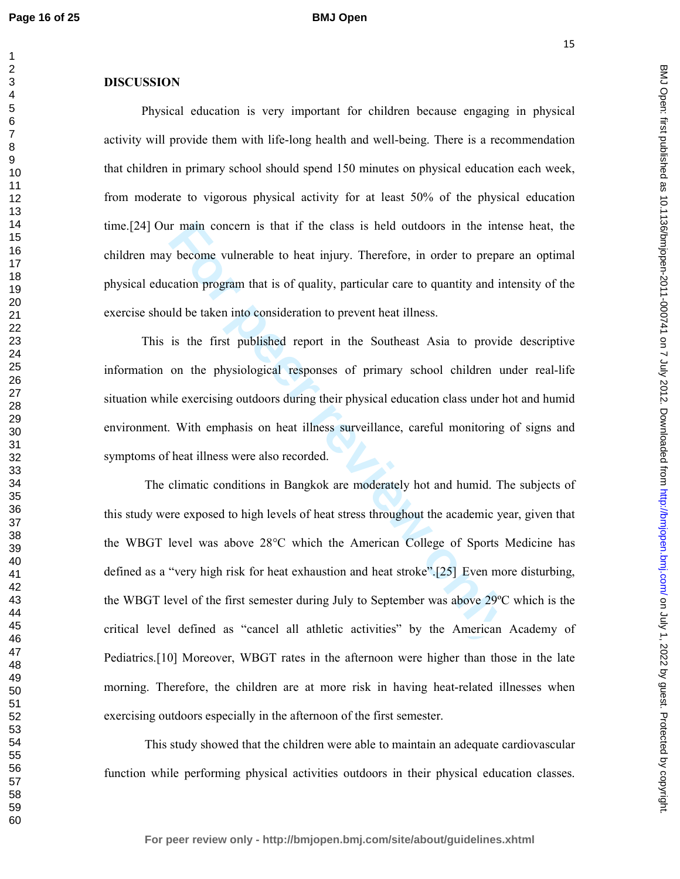## DISCUSSION

Physical education is very important for children because engaging in physical activity will provide them with life-long health and well-being. There is a recommendation that children in primary school should spend 150 minutes on physical education each week, from moderate to vigorous physical activity for at least 50% of the physical education time.[24] Our main concern is that if the class is held outdoors in the intense heat, the children may become vulnerable to heat injury. Therefore, in order to prepare an optimal physical education program that is of quality, particular care to quantity and intensity of the exercise should be taken into consideration to prevent heat illness.

This is the first published report in the Southeast Asia to provide descriptive information on the physiological responses of primary school children under real-life situation while exercising outdoors during their physical education class under hot and humid environment. With emphasis on heat illness surveillance, careful monitoring of signs and symptoms of heat illness were also recorded.

The climatic conditions in Bangkok are moderately hot and humid. The subjects of this study were exposed to high levels of heat stress throughout the academic year, given that the WBGT level was above 28°C which the American College of Sports Medicine has defined as a "very high risk for heat exhaustion and heat stroke".[25] Even more disturbing, the WBGT level of the first semester during July to September was above 29ºC which is the critical level defined as "cancel all athletic activities" by the American Academy of Pediatrics.[10] Moreover, WBGT rates in the afternoon were higher than those in the late morning. Therefore, the children are at more risk in having heat-related illnesses when exercising outdoors especially in the afternoon of the first semester.

This study showed that the children were able to maintain an adequate cardiovascular function while performing physical activities outdoors in their physical education classes.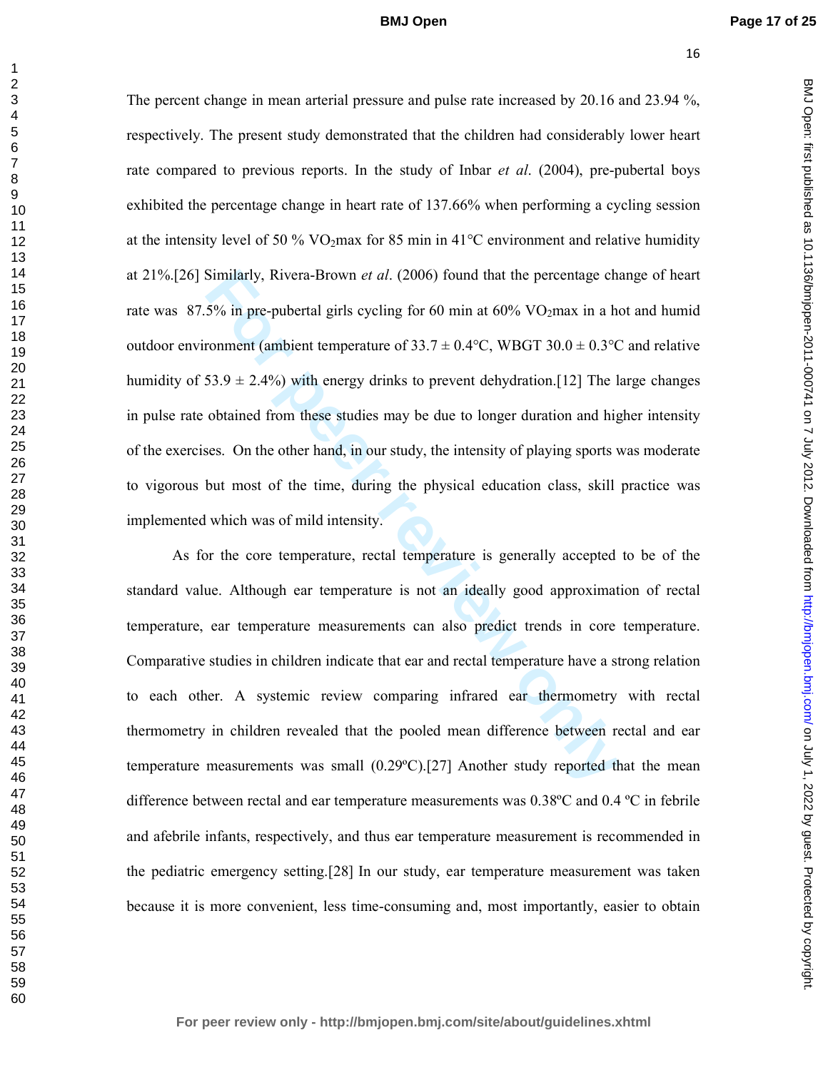The percent change in mean arterial pressure and pulse rate increased by 20.16 and 23.94 %, respectively. The present study demonstrated that the children had considerably lower heart rate compared to previous reports. In the study of Inbar *et al*. (2004), pre-pubertal boys exhibited the percentage change in heart rate of 137.66% when performing a cycling session at the intensity level of 50 % $VO_2$max for 85 min in 41°C environment and relative humidity at 21%.[26] Similarly, Rivera-Brown *et al*. (2006) found that the percentage change of heart rate was 87.5% in pre-pubertal girls cycling for 60 min at 60% $VO_2$max in a hot and humid outdoor environment (ambient temperature of 33.7 ± 0.4°C, WBGT 30.0 ± 0.3°C and relative humidity of 53.9 ± 2.4%) with energy drinks to prevent dehydration.[12] The large changes in pulse rate obtained from these studies may be due to longer duration and higher intensity of the exercises. On the other hand, in our study, the intensity of playing sports was moderate to vigorous but most of the time, during the physical education class, skill practice was implemented which was of mild intensity.

As for the core temperature, rectal temperature is generally accepted to be of the standard value. Although ear temperature is not an ideally good approximation of rectal temperature, ear temperature measurements can also predict trends in core temperature. Comparative studies in children indicate that ear and rectal temperature have a strong relation to each other. A systemic review comparing infrared ear thermometry with rectal thermometry in children revealed that the pooled mean difference between rectal and ear temperature measurements was small (0.29ºC).[27] Another study reported that the mean difference between rectal and ear temperature measurements was 0.38ºC and 0.4 ºC in febrile and afebrile infants, respectively, and thus ear temperature measurement is recommended in the pediatric emergency setting.[28] In our study, ear temperature measurement was taken because it is more convenient, less time-consuming and, most importantly, easier to obtain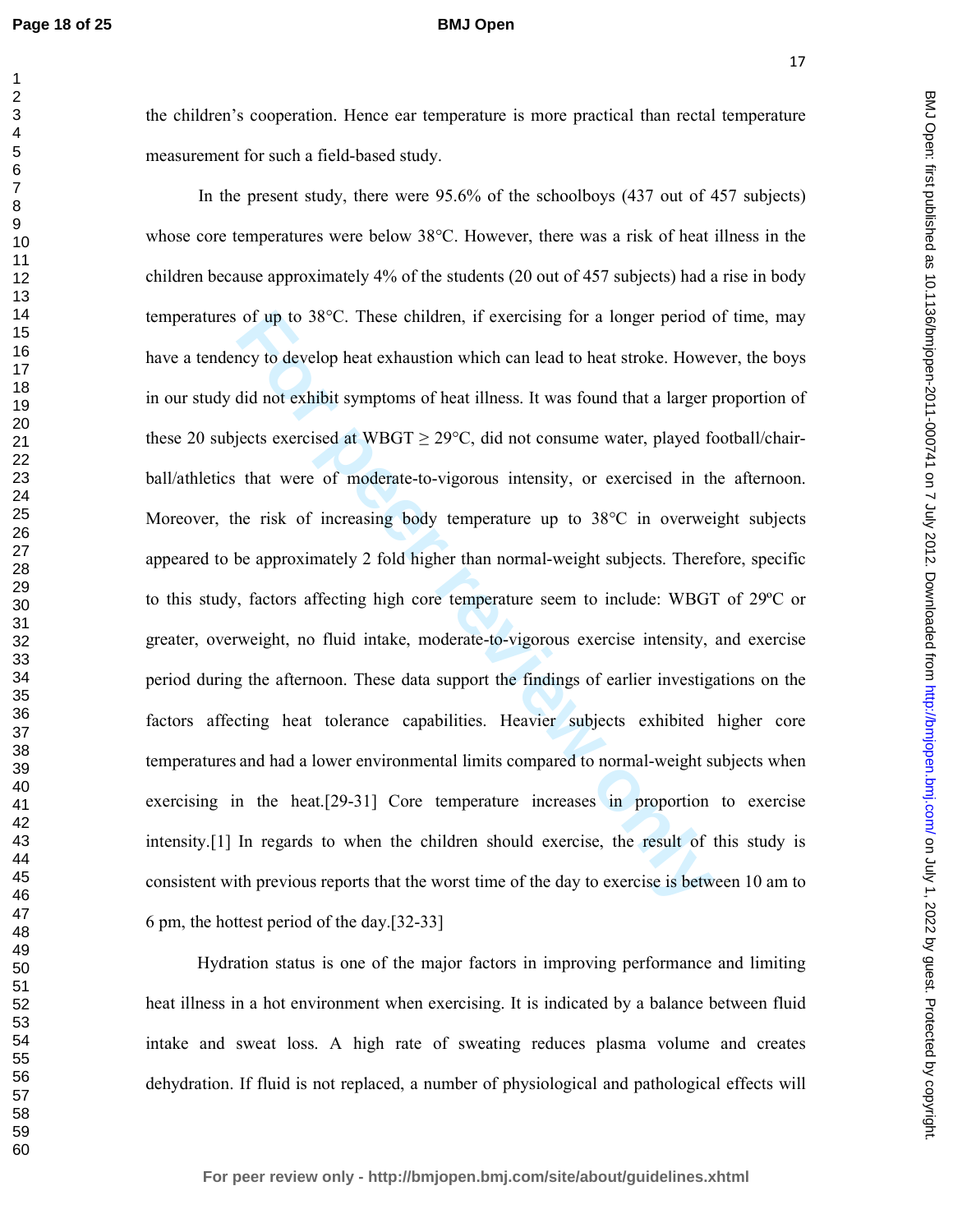the children's cooperation. Hence ear temperature is more practical than rectal temperature measurement for such a field-based study.

In the present study, there were 95.6% of the schoolboys (437 out of 457 subjects) whose core temperatures were below 38°C. However, there was a risk of heat illness in the children because approximately 4% of the students (20 out of 457 subjects) had a rise in body temperatures of up to 38°C. These children, if exercising for a longer period of time, may have a tendency to develop heat exhaustion which can lead to heat stroke. However, the boys in our study did not exhibit symptoms of heat illness. It was found that a larger proportion of these 20 subjects exercised at WBGT ≥ 29°C, did not consume water, played football/chair-ball/athletics that were of moderate-to-vigorous intensity, or exercised in the afternoon. Moreover, the risk of increasing body temperature up to 38°C in overweight subjects appeared to be approximately 2 fold higher than normal-weight subjects. Therefore, specific to this study, factors affecting high core temperature seem to include: WBGT of 29ºC or greater, overweight, no fluid intake, moderate-to-vigorous exercise intensity, and exercise period during the afternoon. These data support the findings of earlier investigations on the factors affecting heat tolerance capabilities. Heavier subjects exhibited higher core temperatures and had a lower environmental limits compared to normal-weight subjects when exercising in the heat.[29-31] Core temperature increases in proportion to exercise intensity.[1] In regards to when the children should exercise, the result of this study is consistent with previous reports that the worst time of the day to exercise is between 10 am to 6 pm, the hottest period of the day.[32-33]

Hydration status is one of the major factors in improving performance and limiting heat illness in a hot environment when exercising. It is indicated by a balance between fluid intake and sweat loss. A high rate of sweating reduces plasma volume and creates dehydration. If fluid is not replaced, a number of physiological and pathological effects will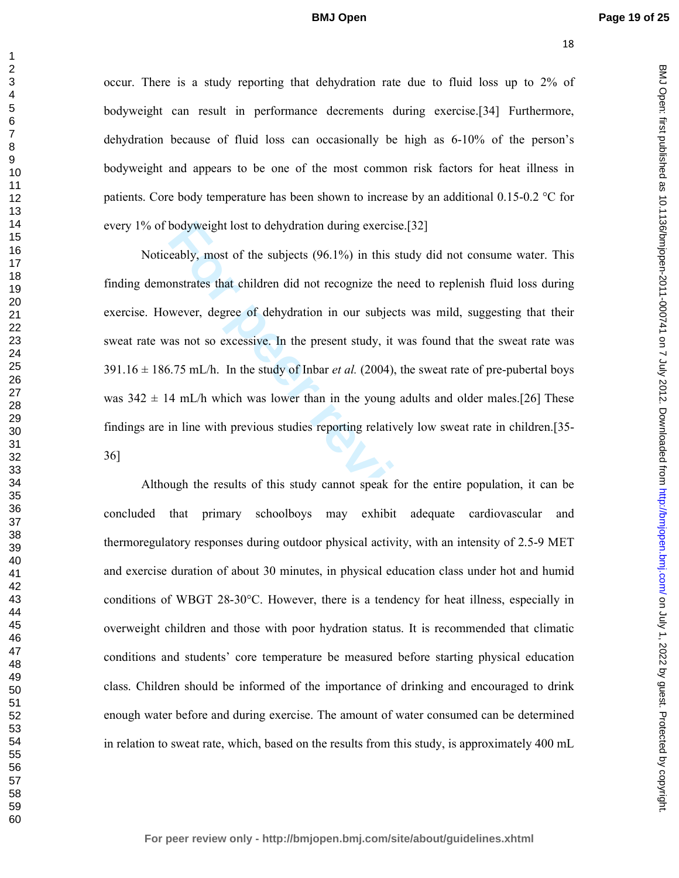occur. There is a study reporting that dehydration rate due to fluid loss up to 2% of bodyweight can result in performance decrements during exercise.[34] Furthermore, dehydration because of fluid loss can occasionally be high as 6-10% of the person's bodyweight and appears to be one of the most common risk factors for heat illness in patients. Core body temperature has been shown to increase by an additional 0.15-0.2 °C for every 1% of bodyweight lost to dehydration during exercise.[32]

Noticeably, most of the subjects (96.1%) in this study did not consume water. This finding demonstrates that children did not recognize the need to replenish fluid loss during exercise. However, degree of dehydration in our subjects was mild, suggesting that their sweat rate was not so excessive. In the present study, it was found that the sweat rate was 391.16 ± 186.75 mL/h. In the study of Inbar *et al.* (2004), the sweat rate of pre-pubertal boys was 342 ± 14 mL/h which was lower than in the young adults and older males.[26] These findings are in line with previous studies reporting relatively low sweat rate in children.[35-36]

Although the results of this study cannot speak for the entire population, it can be concluded that primary schoolboys may exhibit adequate cardiovascular and thermoregulatory responses during outdoor physical activity, with an intensity of 2.5-9 MET and exercise duration of about 30 minutes, in physical education class under hot and humid conditions of WBGT 28-30°C. However, there is a tendency for heat illness, especially in overweight children and those with poor hydration status. It is recommended that climatic conditions and students' core temperature be measured before starting physical education class. Children should be informed of the importance of drinking and encouraged to drink enough water before and during exercise. The amount of water consumed can be determined in relation to sweat rate, which, based on the results from this study, is approximately 400 mL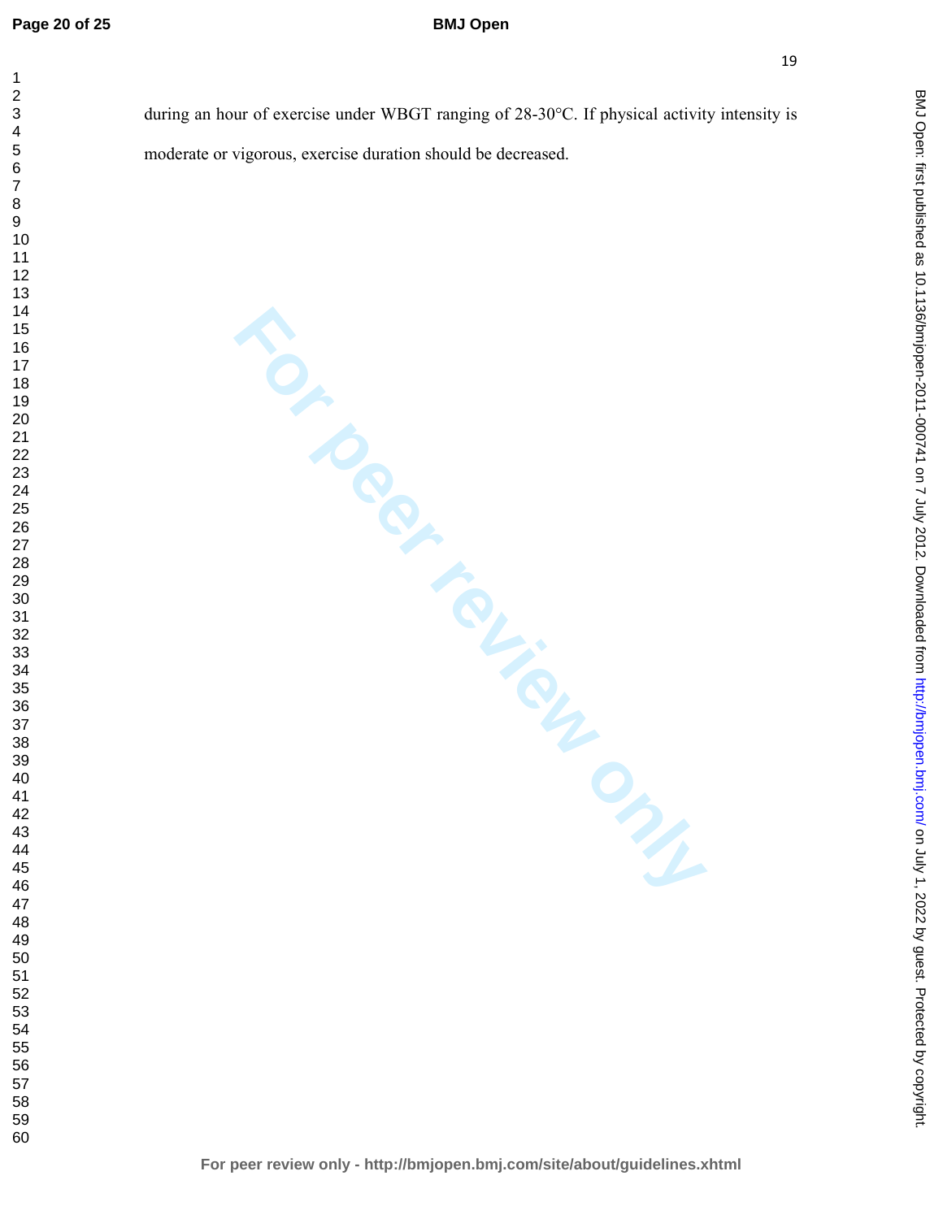during an hour of exercise under WBGT ranging of 28-30°C. If physical activity intensity is moderate or vigorous, exercise duration should be decreased.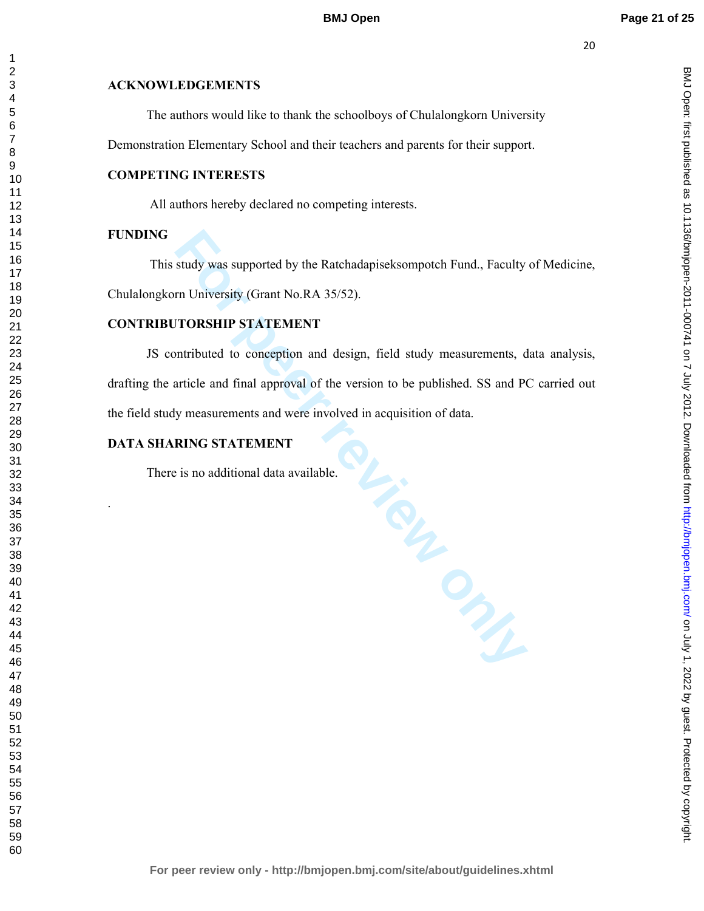## ACKNOWLEDGEMENTS

The authors would like to thank the schoolboys of Chulalongkorn University Demonstration Elementary School and their teachers and parents for their support.

## COMPETING INTERESTS

All authors hereby declared no competing interests.

## FUNDING

This study was supported by the Ratchadapiseksompotch Fund., Faculty of Medicine, Chulalongkorn University (Grant No.RA 35/52).

## CONTRIBUTORSHIP STATEMENT

JS contributed to conception and design, field study measurements, data analysis, drafting the article and final approval of the version to be published. SS and PC carried out the field study measurements and were involved in acquisition of data.

## DATA SHARING STATEMENT

There is no additional data available.

.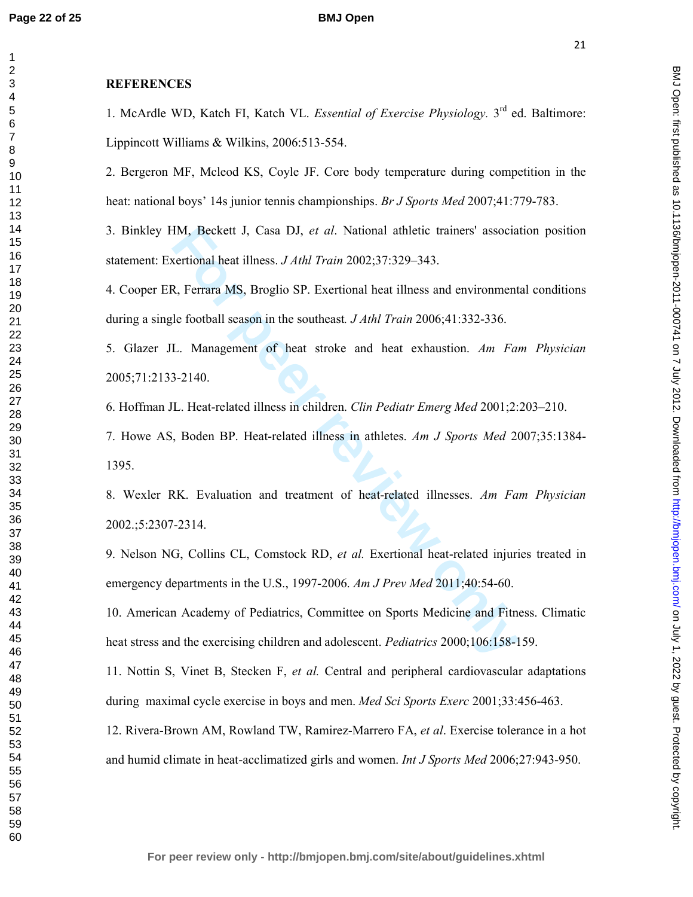**REFERENCES**

1. McArdle WD, Katch FI, Katch VL. *Essential of Exercise Physiology.* 3rd ed. Baltimore: Lippincott Williams & Wilkins, 2006:513-554.

2. Bergeron MF, Mcleod KS, Coyle JF. Core body temperature during competition in the heat: national boys' 14s junior tennis championships. *Br J Sports Med* 2007;41:779-783.

3. Binkley HM, Beckett J, Casa DJ, *et al*. National athletic trainers' association position statement: Exertional heat illness. *J Athl Train* 2002;37:329–343.

4. Cooper ER, Ferrara MS, Broglio SP. Exertional heat illness and environmental conditions during a single football season in the southeast*. J Athl Train* 2006;41:332-336.

5. Glazer JL. Management of heat stroke and heat exhaustion. *Am Fam Physician* 2005;71:2133-2140.

6. Hoffman JL. Heat-related illness in children. *Clin Pediatr Emerg Med* 2001;2:203–210.

7. Howe AS, Boden BP. Heat-related illness in athletes. *Am J Sports Med* 2007;35:1384-1395.

8. Wexler RK. Evaluation and treatment of heat-related illnesses. *Am Fam Physician* 2002.;5:2307-2314.

9. Nelson NG, Collins CL, Comstock RD, *et al.* Exertional heat-related injuries treated in emergency departments in the U.S., 1997-2006. *Am J Prev Med* 2011;40:54-60.

10. American Academy of Pediatrics, Committee on Sports Medicine and Fitness. Climatic heat stress and the exercising children and adolescent. *Pediatrics* 2000;106:158-159.

11. Nottin S, Vinet B, Stecken F, *et al.* Central and peripheral cardiovascular adaptations during maximal cycle exercise in boys and men. *Med Sci Sports Exerc* 2001;33:456-463.

12. Rivera-Brown AM, Rowland TW, Ramirez-Marrero FA, *et al*. Exercise tolerance in a hot and humid climate in heat-acclimatized girls and women. *Int J Sports Med* 2006;27:943-950.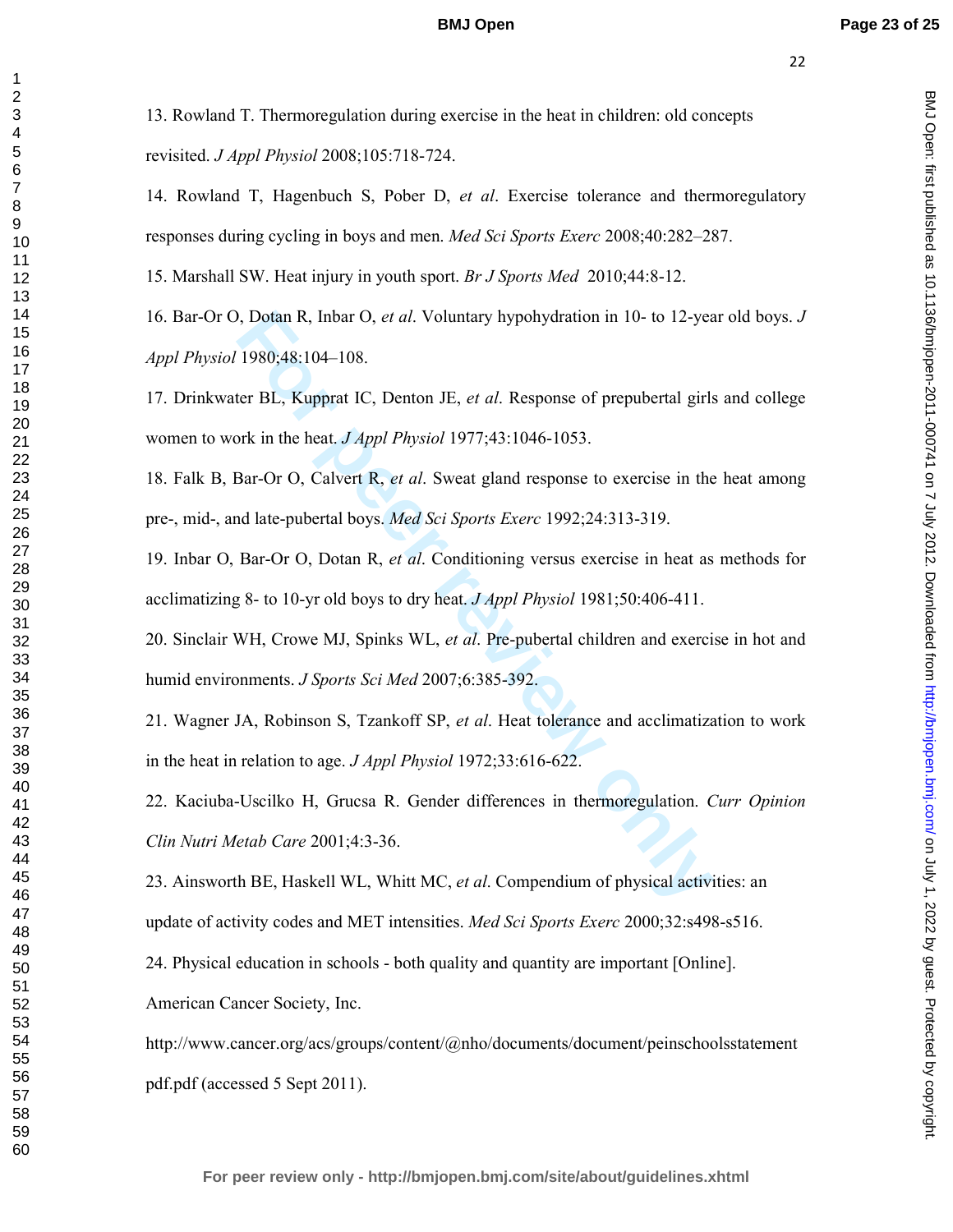13. Rowland T. Thermoregulation during exercise in the heat in children: old concepts revisited. *J Appl Physiol* 2008;105:718-724.

14. Rowland T, Hagenbuch S, Pober D, *et al*. Exercise tolerance and thermoregulatory responses during cycling in boys and men. *Med Sci Sports Exerc* 2008;40:282–287.

15. Marshall SW. Heat injury in youth sport. *Br J Sports Med* 2010;44:8-12.

16. Bar-Or O, Dotan R, Inbar O, *et al*. Voluntary hypohydration in 10- to 12-year old boys. *J Appl Physiol* 1980;48:104–108.

17. Drinkwater BL, Kupprat IC, Denton JE, *et al*. Response of prepubertal girls and college women to work in the heat. *J Appl Physiol* 1977;43:1046-1053.

18. Falk B, Bar-Or O, Calvert R, *et al*. Sweat gland response to exercise in the heat among pre-, mid-, and late-pubertal boys. *Med Sci Sports Exerc* 1992;24:313-319.

19. Inbar O, Bar-Or O, Dotan R, *et al*. Conditioning versus exercise in heat as methods for acclimatizing 8- to 10-yr old boys to dry heat. *J Appl Physiol* 1981;50:406-411.

20. Sinclair WH, Crowe MJ, Spinks WL, *et al*. Pre-pubertal children and exercise in hot and humid environments. *J Sports Sci Med* 2007;6:385-392.

21. Wagner JA, Robinson S, Tzankoff SP, *et al*. Heat tolerance and acclimatization to work in the heat in relation to age. *J Appl Physiol* 1972;33:616-622.

22. Kaciuba-Uscilko H, Grucsa R. Gender differences in thermoregulation. *Curr Opinion Clin Nutri Metab Care* 2001;4:3-36.

23. Ainsworth BE, Haskell WL, Whitt MC, *et al*. Compendium of physical activities: an update of activity codes and MET intensities. *Med Sci Sports Exerc* 2000;32:s498-s516.

24. Physical education in schools - both quality and quantity are important [Online]. American Cancer Society, Inc. http://www.cancer.org/acs/groups/content/@nho/documents/document/peinschoolsstatementpdf.pdf (accessed 5 Sept 2011).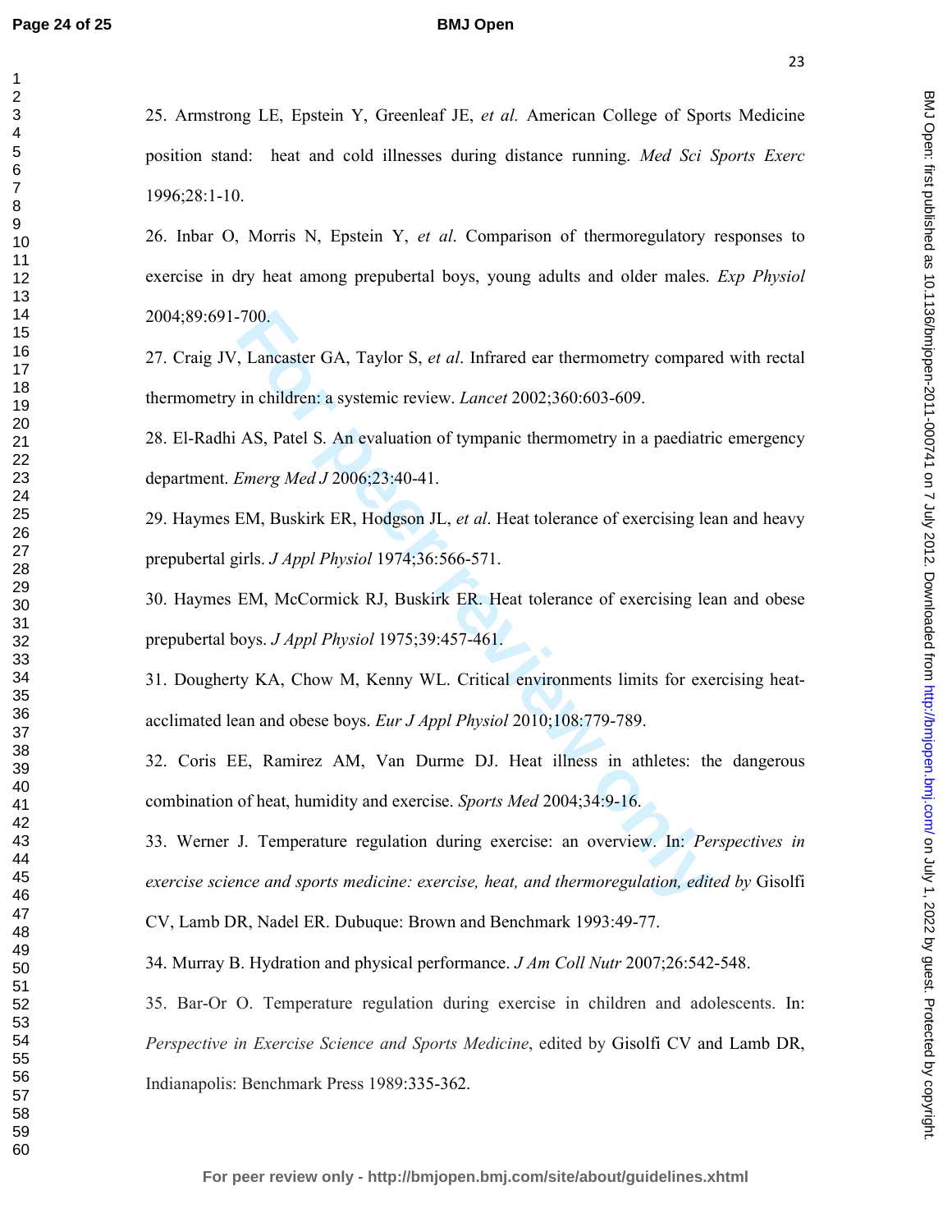25. Armstrong LE, Epstein Y, Greenleaf JE, *et al.* American College of Sports Medicine position stand: heat and cold illnesses during distance running. *Med Sci Sports Exerc* 1996;28:1-10.

26. Inbar O, Morris N, Epstein Y, *et al*. Comparison of thermoregulatory responses to exercise in dry heat among prepubertal boys, young adults and older males. *Exp Physiol* 2004;89:691-700.

27. Craig JV, Lancaster GA, Taylor S, *et al*. Infrared ear thermometry compared with rectal thermometry in children: a systemic review. *Lancet* 2002;360:603-609.

28. El-Radhi AS, Patel S. An evaluation of tympanic thermometry in a paediatric emergency department. *Emerg Med J* 2006;23:40-41.

29. Haymes EM, Buskirk ER, Hodgson JL, *et al*. Heat tolerance of exercising lean and heavy prepubertal girls. *J Appl Physiol* 1974;36:566-571.

30. Haymes EM, McCormick RJ, Buskirk ER. Heat tolerance of exercising lean and obese prepubertal boys. *J Appl Physiol* 1975;39:457-461.

31. Dougherty KA, Chow M, Kenny WL. Critical environments limits for exercising heat-acclimated lean and obese boys. *Eur J Appl Physiol* 2010;108:779-789.

32. Coris EE, Ramirez AM, Van Durme DJ. Heat illness in athletes: the dangerous combination of heat, humidity and exercise. *Sports Med* 2004;34:9-16.

33. Werner J. Temperature regulation during exercise: an overview. In: *Perspectives in exercise science and sports medicine: exercise, heat, and thermoregulation, edited by* Gisolfi CV, Lamb DR, Nadel ER. Dubuque: Brown and Benchmark 1993:49-77.

34. Murray B. Hydration and physical performance. *J Am Coll Nutr* 2007;26:542-548.

35. Bar-Or O. Temperature regulation during exercise in children and adolescents. In: *Perspective in Exercise Science and Sports Medicine*, edited by Gisolfi CV and Lamb DR, Indianapolis: Benchmark Press 1989:335-362.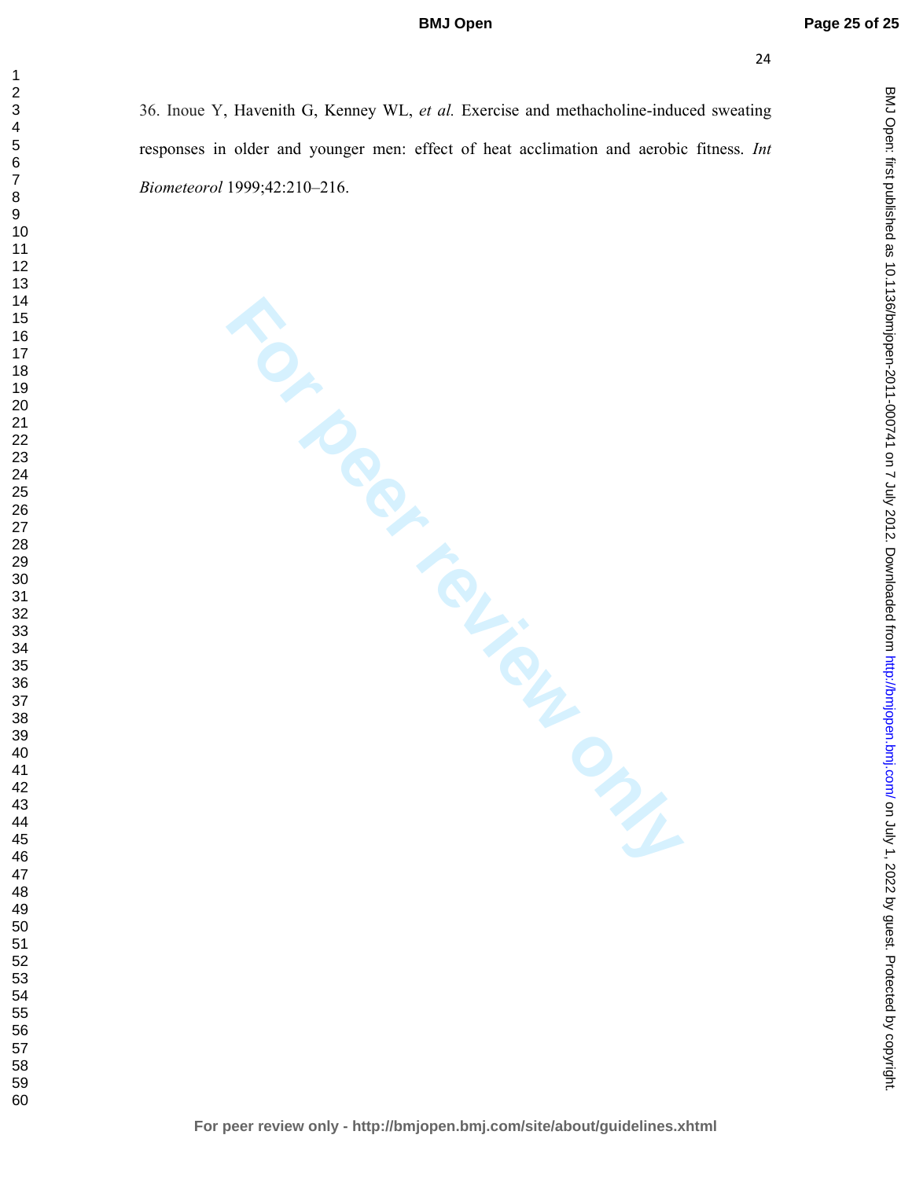36. Inoue Y, Havenith G, Kenney WL, *et al.* Exercise and methacholine-induced sweating responses in older and younger men: effect of heat acclimation and aerobic fitness. *Int Biometeorol* 1999;42:210–216.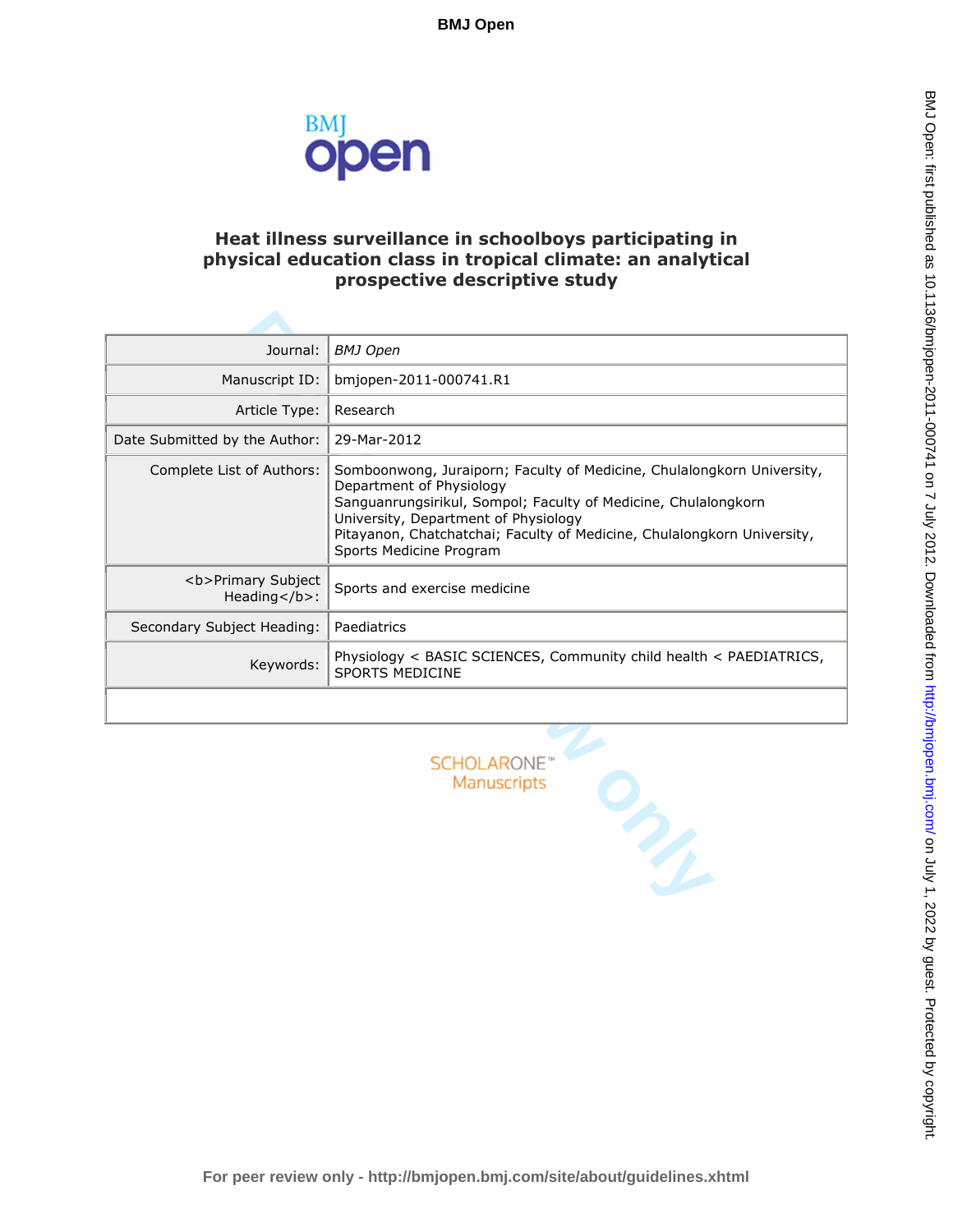# Heat illness surveillance in schoolboys participating in physical education class in tropical climate: an analytical prospective descriptive study

| | |
|---|---|
| Journal: | *BMJ Open* |
| Manuscript ID: | bmjopen-2011-000741.R1 |
| Article Type: | Research |
| Date Submitted by the Author: | 29-Mar-2012 |
| Complete List of Authors: | Somboonwong, Juraiporn; Faculty of Medicine, Chulalongkorn University, Department of Physiology<br>Sanguanrungsirikul, Sompol; Faculty of Medicine, Chulalongkorn University, Department of Physiology<br>Pitayanon, Chatchatchai; Faculty of Medicine, Chulalongkorn University, Sports Medicine Program |
| <b>Primary Subject Heading</b>: | Sports and exercise medicine |
| Secondary Subject Heading: | Paediatrics |
| Keywords: | Physiology < BASIC SCIENCES, Community child health < PAEDIATRICS, SPORTS MEDICINE |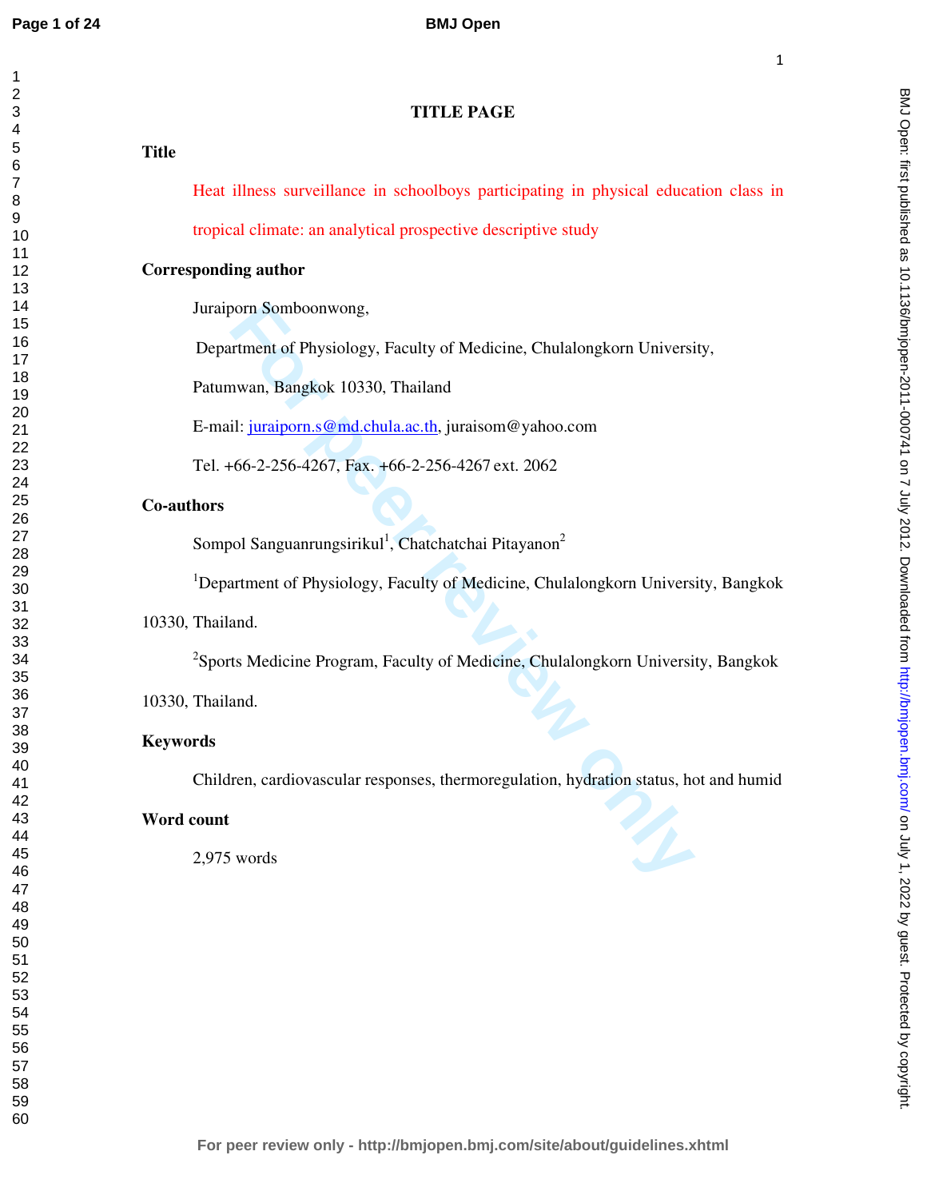# TITLE PAGE

## Title

Heat illness surveillance in schoolboys participating in physical education class in tropical climate: an analytical prospective descriptive study

## Corresponding author

Juraiporn Somboonwong,

Department of Physiology, Faculty of Medicine, Chulalongkorn University,

Patumwan, Bangkok 10330, Thailand

E-mail: juraiporn.s@md.chula.ac.th, juraisom@yahoo.com

Tel. +66-2-256-4267, Fax. +66-2-256-4267 ext. 2062

## Co-authors

Sompol Sanguanrungsirikul[1], Chatchatchai Pitayanon[2]

[1]Department of Physiology, Faculty of Medicine, Chulalongkorn University, Bangkok 10330, Thailand.

[2]Sports Medicine Program, Faculty of Medicine, Chulalongkorn University, Bangkok 10330, Thailand.

## Keywords

Children, cardiovascular responses, thermoregulation, hydration status, hot and humid

## Word count

2,975 words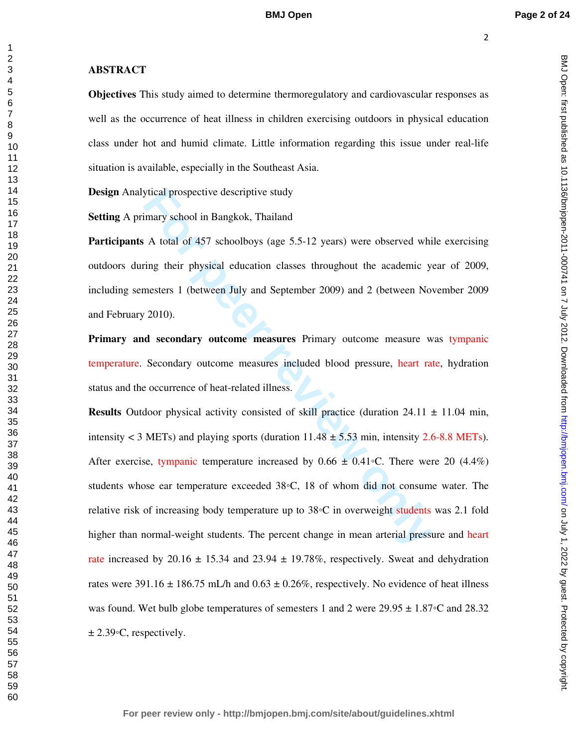## ABSTRACT

**Objectives** This study aimed to determine thermoregulatory and cardiovascular responses as well as the occurrence of heat illness in children exercising outdoors in physical education class under hot and humid climate. Little information regarding this issue under real-life situation is available, especially in the Southeast Asia.

**Design** Analytical prospective descriptive study

**Setting** A primary school in Bangkok, Thailand

**Participants** A total of 457 schoolboys (age 5.5-12 years) were observed while exercising outdoors during their physical education classes throughout the academic year of 2009, including semesters 1 (between July and September 2009) and 2 (between November 2009 and February 2010).

**Primary and secondary outcome measures** Primary outcome measure was tympanic temperature. Secondary outcome measures included blood pressure, heart rate, hydration status and the occurrence of heat-related illness.

**Results** Outdoor physical activity consisted of skill practice (duration 24.11 ± 11.04 min, intensity < 3 METs) and playing sports (duration 11.48 ± 5.53 min, intensity 2.6-8.8 METs). After exercise, tympanic temperature increased by 0.66 ± 0.41◦C. There were 20 (4.4%) students whose ear temperature exceeded 38◦C, 18 of whom did not consume water. The relative risk of increasing body temperature up to 38◦C in overweight students was 2.1 fold higher than normal-weight students. The percent change in mean arterial pressure and heart rate increased by 20.16 ± 15.34 and 23.94 ± 19.78%, respectively. Sweat and dehydration rates were 391.16 ± 186.75 mL/h and 0.63 ± 0.26%, respectively. No evidence of heat illness was found. Wet bulb globe temperatures of semesters 1 and 2 were 29.95 ± 1.87◦C and 28.32 ± 2.39◦C, respectively.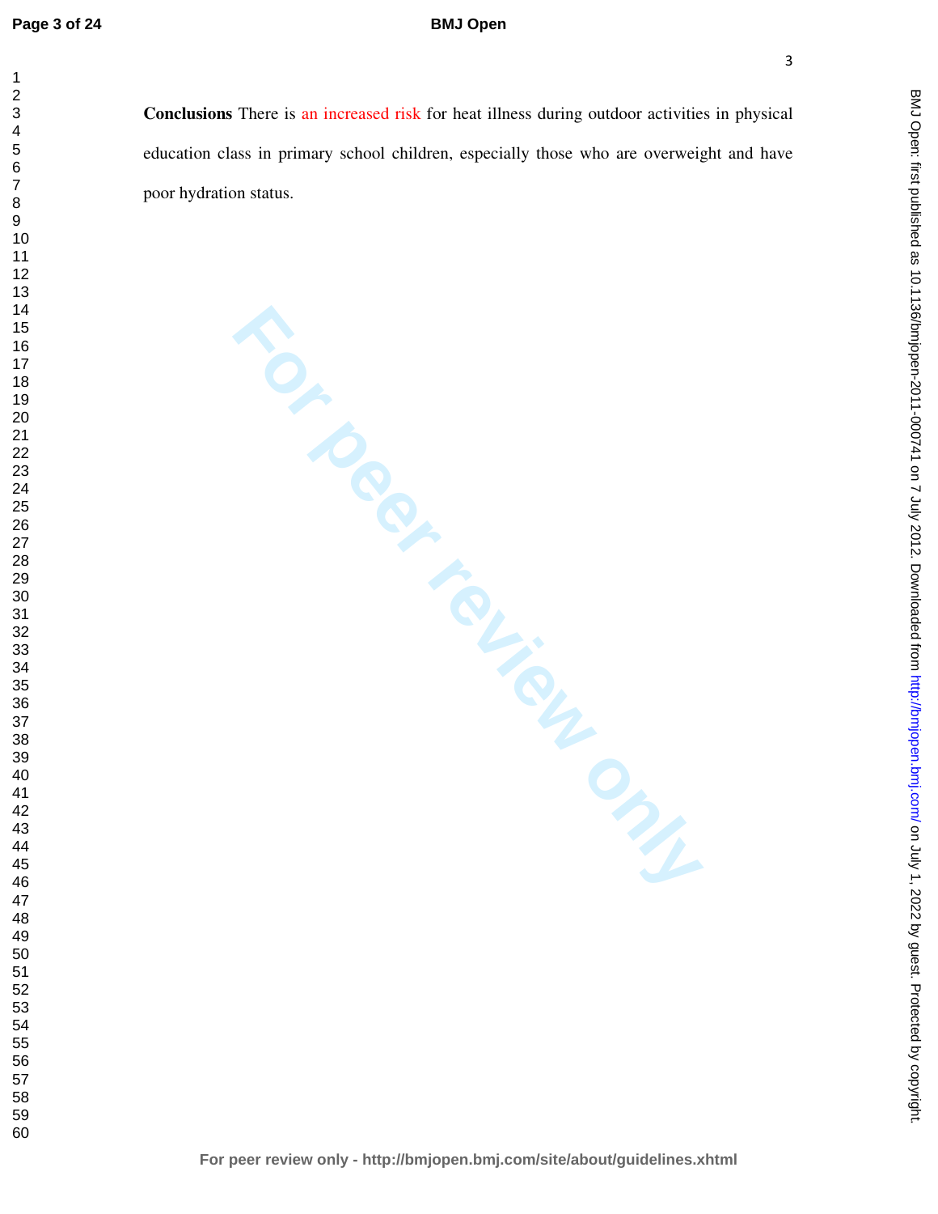**Conclusions** There is an increased risk for heat illness during outdoor activities in physical education class in primary school children, especially those who are overweight and have poor hydration status.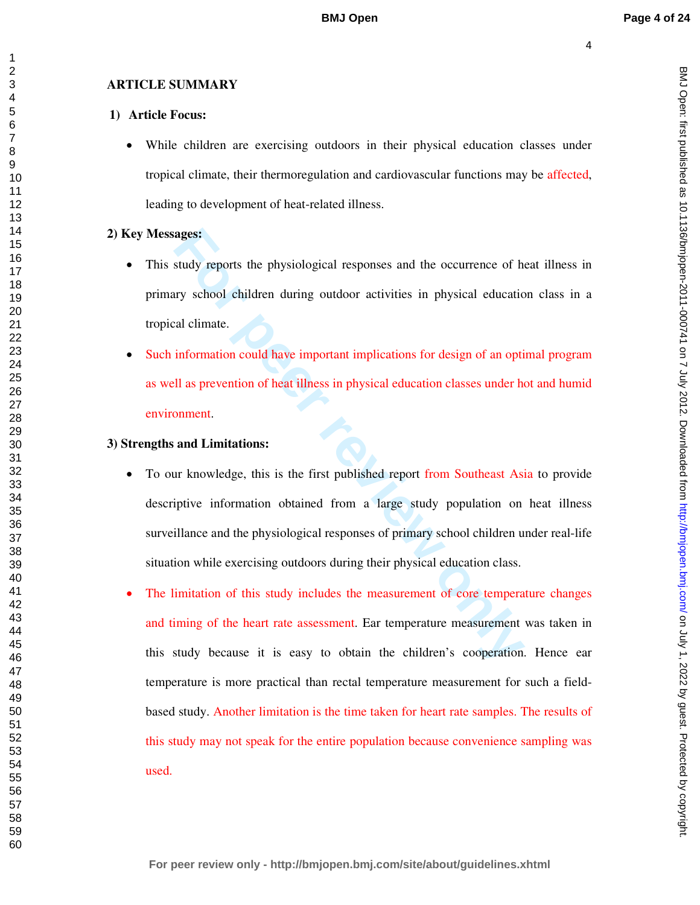## ARTICLE SUMMARY

### 1) Article Focus:

- While children are exercising outdoors in their physical education classes under tropical climate, their thermoregulation and cardiovascular functions may be affected, leading to development of heat-related illness.

### 2) Key Messages:

- This study reports the physiological responses and the occurrence of heat illness in primary school children during outdoor activities in physical education class in a tropical climate.
- Such information could have important implications for design of an optimal program as well as prevention of heat illness in physical education classes under hot and humid environment.

### 3) Strengths and Limitations:

- To our knowledge, this is the first published report from Southeast Asia to provide descriptive information obtained from a large study population on heat illness surveillance and the physiological responses of primary school children under real-life situation while exercising outdoors during their physical education class.
- The limitation of this study includes the measurement of core temperature changes and timing of the heart rate assessment. Ear temperature measurement was taken in this study because it is easy to obtain the children's cooperation. Hence ear temperature is more practical than rectal temperature measurement for such a field-based study. Another limitation is the time taken for heart rate samples. The results of this study may not speak for the entire population because convenience sampling was used.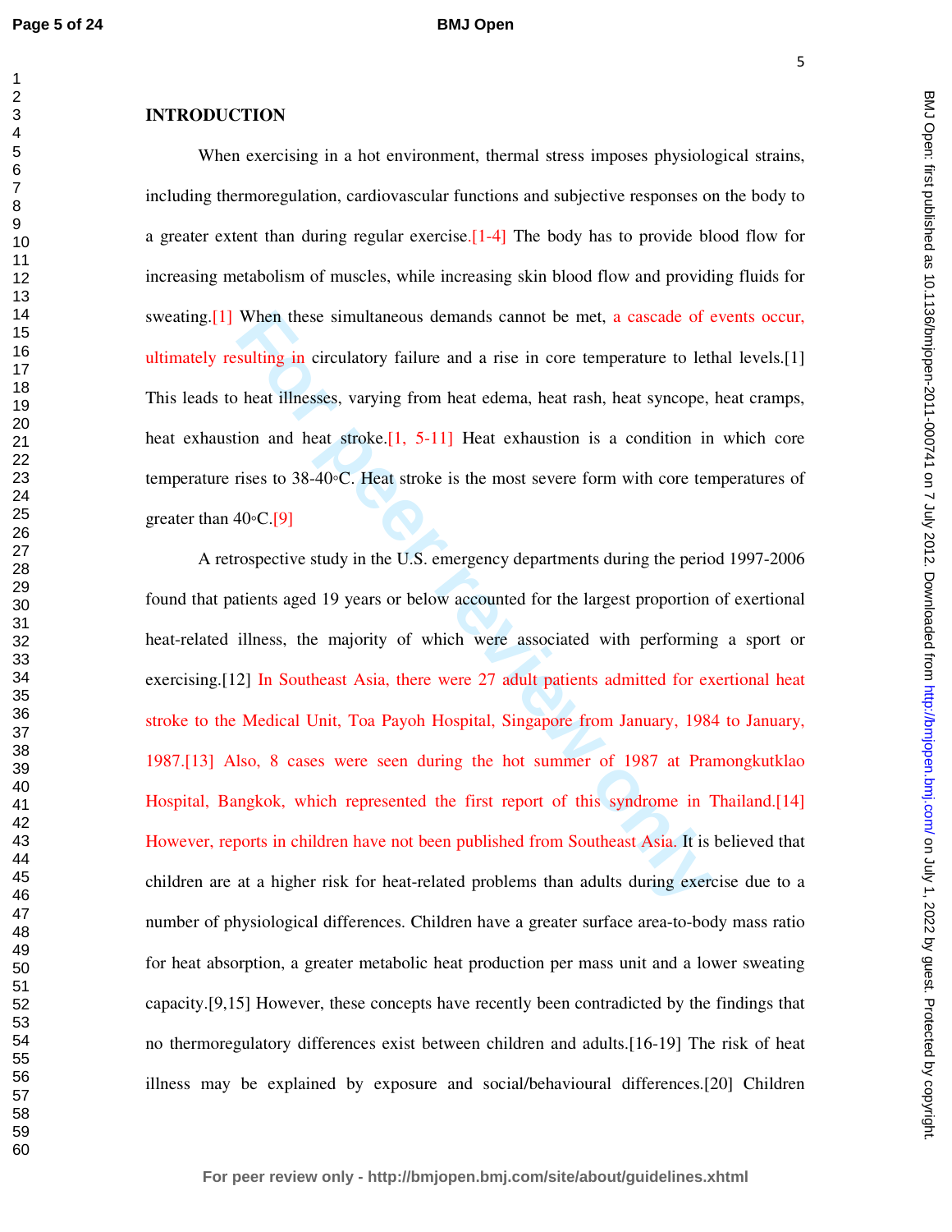## INTRODUCTION

When exercising in a hot environment, thermal stress imposes physiological strains, including thermoregulation, cardiovascular functions and subjective responses on the body to a greater extent than during regular exercise.[1-4] The body has to provide blood flow for increasing metabolism of muscles, while increasing skin blood flow and providing fluids for sweating.[1] When these simultaneous demands cannot be met, a cascade of events occur, ultimately resulting in circulatory failure and a rise in core temperature to lethal levels.[1] This leads to heat illnesses, varying from heat edema, heat rash, heat syncope, heat cramps, heat exhaustion and heat stroke.[1, 5-11] Heat exhaustion is a condition in which core temperature rises to 38-40◦C. Heat stroke is the most severe form with core temperatures of greater than 40◦C.[9]

A retrospective study in the U.S. emergency departments during the period 1997-2006 found that patients aged 19 years or below accounted for the largest proportion of exertional heat-related illness, the majority of which were associated with performing a sport or exercising.[12] In Southeast Asia, there were 27 adult patients admitted for exertional heat stroke to the Medical Unit, Toa Payoh Hospital, Singapore from January, 1984 to January, 1987.[13] Also, 8 cases were seen during the hot summer of 1987 at Pramongkutklao Hospital, Bangkok, which represented the first report of this syndrome in Thailand.[14] However, reports in children have not been published from Southeast Asia. It is believed that children are at a higher risk for heat-related problems than adults during exercise due to a number of physiological differences. Children have a greater surface area-to-body mass ratio for heat absorption, a greater metabolic heat production per mass unit and a lower sweating capacity.[9,15] However, these concepts have recently been contradicted by the findings that no thermoregulatory differences exist between children and adults.[16-19] The risk of heat illness may be explained by exposure and social/behavioural differences.[20] Children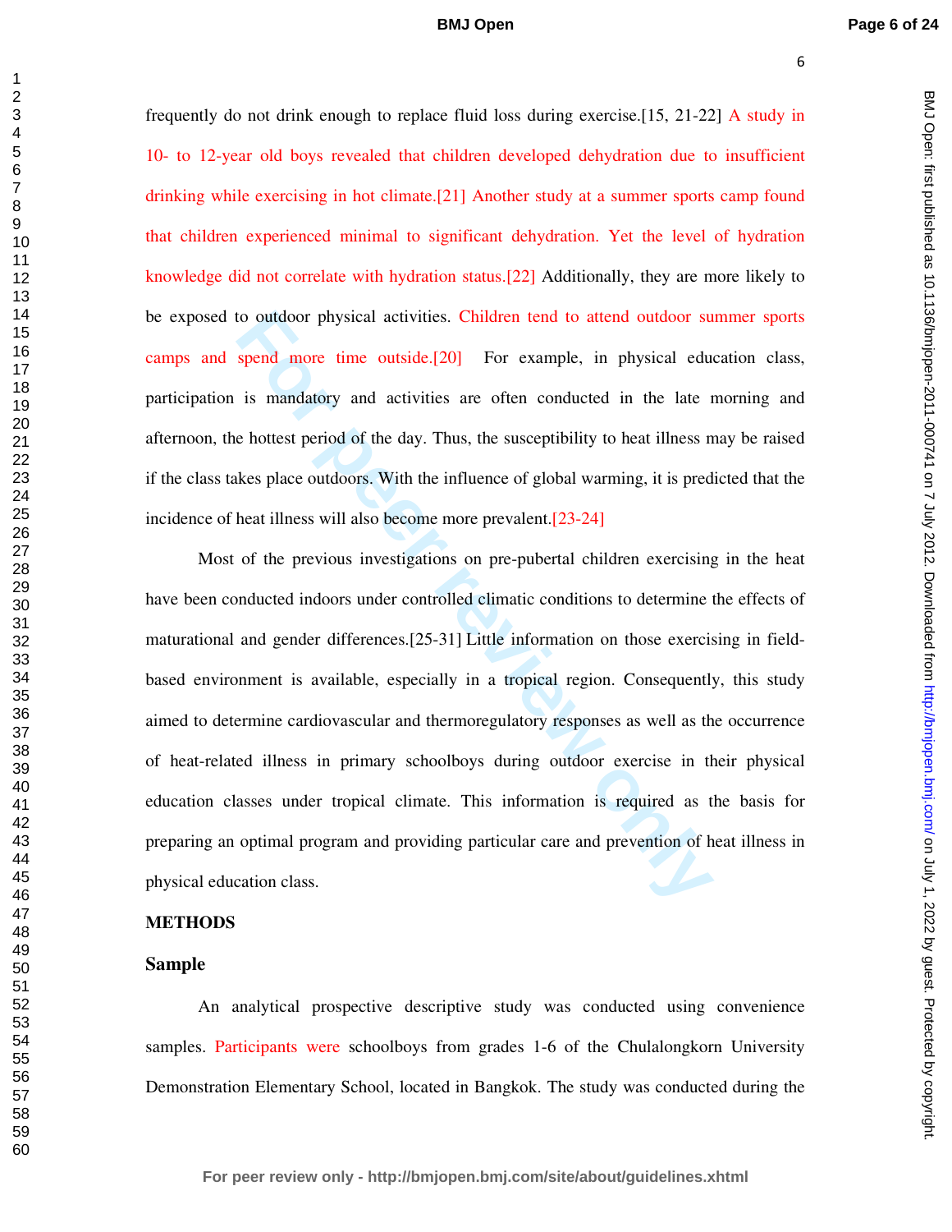frequently do not drink enough to replace fluid loss during exercise.[15, 21-22] A study in 10- to 12-year old boys revealed that children developed dehydration due to insufficient drinking while exercising in hot climate.[21] Another study at a summer sports camp found that children experienced minimal to significant dehydration. Yet the level of hydration knowledge did not correlate with hydration status.[22] Additionally, they are more likely to be exposed to outdoor physical activities. Children tend to attend outdoor summer sports camps and spend more time outside.[20] For example, in physical education class, participation is mandatory and activities are often conducted in the late morning and afternoon, the hottest period of the day. Thus, the susceptibility to heat illness may be raised if the class takes place outdoors. With the influence of global warming, it is predicted that the incidence of heat illness will also become more prevalent.[23-24]

Most of the previous investigations on pre-pubertal children exercising in the heat have been conducted indoors under controlled climatic conditions to determine the effects of maturational and gender differences.[25-31] Little information on those exercising in field-based environment is available, especially in a tropical region. Consequently, this study aimed to determine cardiovascular and thermoregulatory responses as well as the occurrence of heat-related illness in primary schoolboys during outdoor exercise in their physical education classes under tropical climate. This information is required as the basis for preparing an optimal program and providing particular care and prevention of heat illness in physical education class.

## METHODS

### Sample

An analytical prospective descriptive study was conducted using convenience samples. Participants were schoolboys from grades 1-6 of the Chulalongkorn University Demonstration Elementary School, located in Bangkok. The study was conducted during the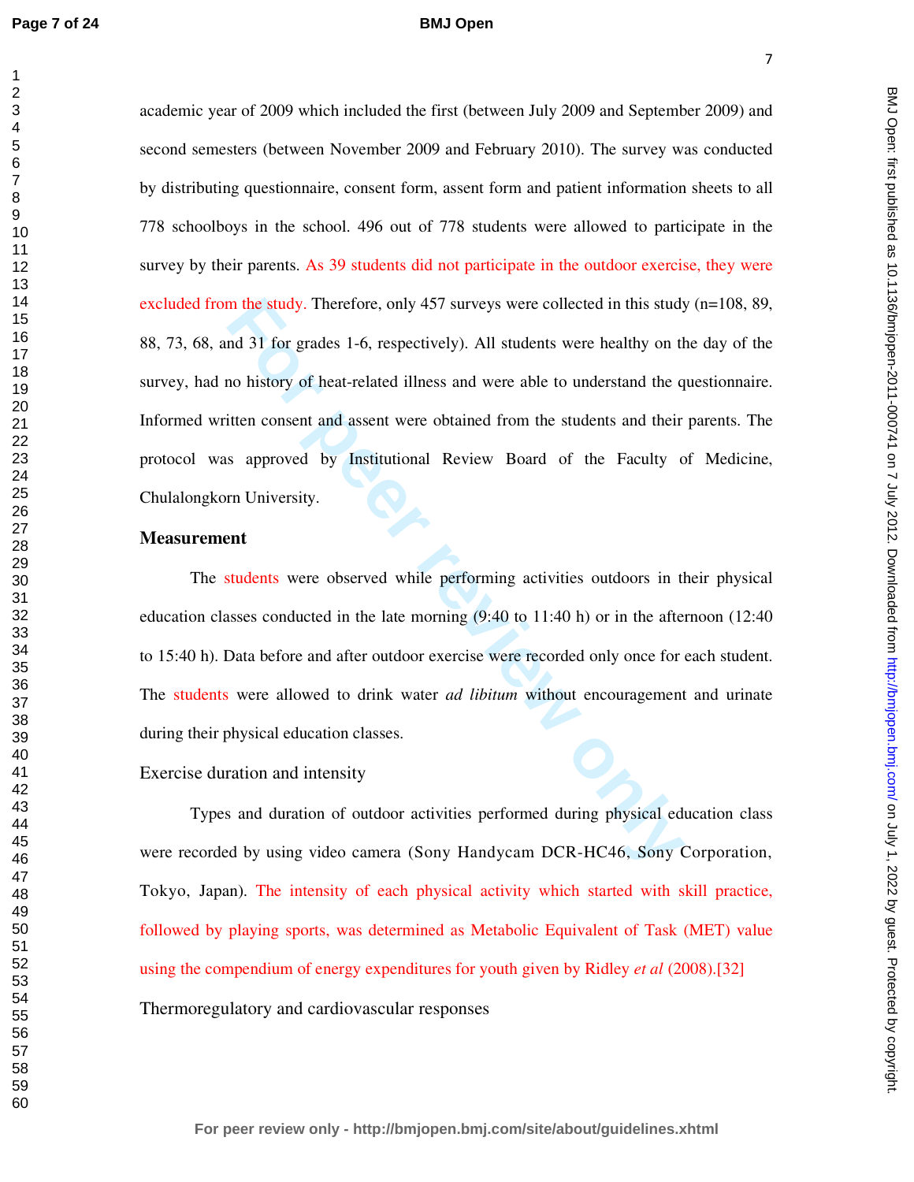academic year of 2009 which included the first (between July 2009 and September 2009) and second semesters (between November 2009 and February 2010). The survey was conducted by distributing questionnaire, consent form, assent form and patient information sheets to all 778 schoolboys in the school. 496 out of 778 students were allowed to participate in the survey by their parents. As 39 students did not participate in the outdoor exercise, they were excluded from the study. Therefore, only 457 surveys were collected in this study (n=108, 89, 88, 73, 68, and 31 for grades 1-6, respectively). All students were healthy on the day of the survey, had no history of heat-related illness and were able to understand the questionnaire. Informed written consent and assent were obtained from the students and their parents. The protocol was approved by Institutional Review Board of the Faculty of Medicine, Chulalongkorn University.

## Measurement

The students were observed while performing activities outdoors in their physical education classes conducted in the late morning (9:40 to 11:40 h) or in the afternoon (12:40 to 15:40 h). Data before and after outdoor exercise were recorded only once for each student. The students were allowed to drink water *ad libitum* without encouragement and urinate during their physical education classes.

### Exercise duration and intensity

Types and duration of outdoor activities performed during physical education class were recorded by using video camera (Sony Handycam DCR-HC46, Sony Corporation, Tokyo, Japan). The intensity of each physical activity which started with skill practice, followed by playing sports, was determined as Metabolic Equivalent of Task (MET) value using the compendium of energy expenditures for youth given by Ridley *et al* (2008).[32]

### Thermoregulatory and cardiovascular responses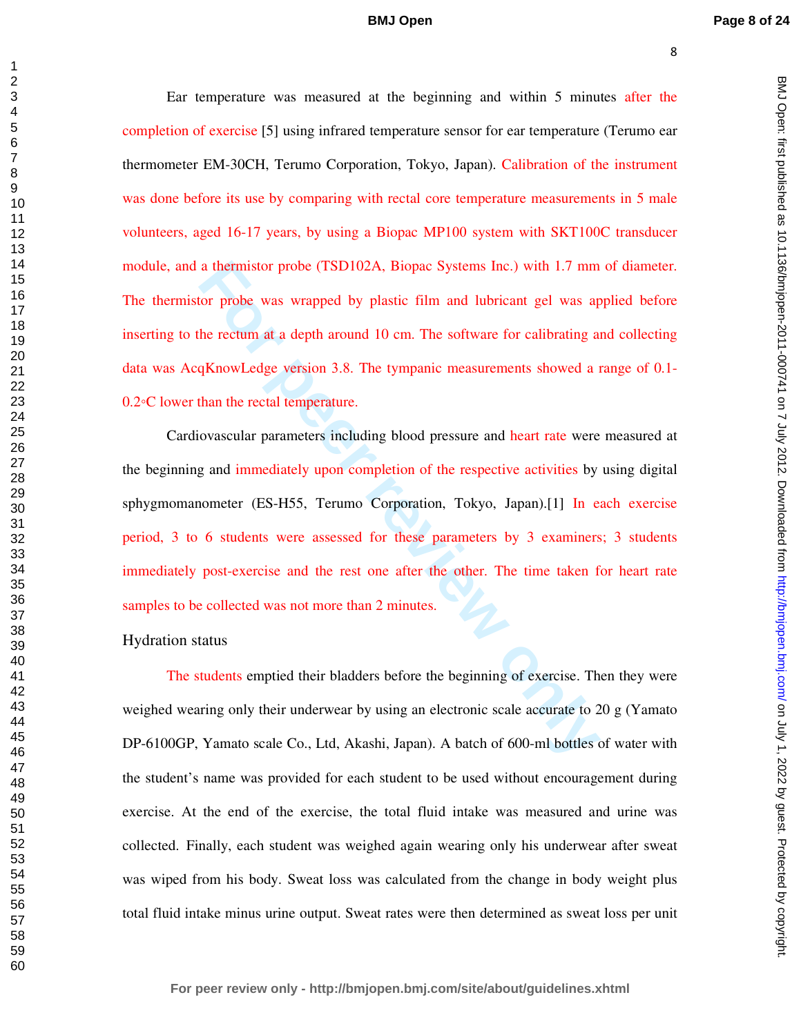Ear temperature was measured at the beginning and within 5 minutes after the completion of exercise [5] using infrared temperature sensor for ear temperature (Terumo ear thermometer EM-30CH, Terumo Corporation, Tokyo, Japan). Calibration of the instrument was done before its use by comparing with rectal core temperature measurements in 5 male volunteers, aged 16-17 years, by using a Biopac MP100 system with SKT100C transducer module, and a thermistor probe (TSD102A, Biopac Systems Inc.) with 1.7 mm of diameter. The thermistor probe was wrapped by plastic film and lubricant gel was applied before inserting to the rectum at a depth around 10 cm. The software for calibrating and collecting data was AcqKnowLedge version 3.8. The tympanic measurements showed a range of 0.1-0.2◦C lower than the rectal temperature.

Cardiovascular parameters including blood pressure and heart rate were measured at the beginning and immediately upon completion of the respective activities by using digital sphygmomanometer (ES-H55, Terumo Corporation, Tokyo, Japan).[1] In each exercise period, 3 to 6 students were assessed for these parameters by 3 examiners; 3 students immediately post-exercise and the rest one after the other. The time taken for heart rate samples to be collected was not more than 2 minutes.

## Hydration status

The students emptied their bladders before the beginning of exercise. Then they were weighed wearing only their underwear by using an electronic scale accurate to 20 g (Yamato DP-6100GP, Yamato scale Co., Ltd, Akashi, Japan). A batch of 600-ml bottles of water with the student's name was provided for each student to be used without encouragement during exercise. At the end of the exercise, the total fluid intake was measured and urine was collected. Finally, each student was weighed again wearing only his underwear after sweat was wiped from his body. Sweat loss was calculated from the change in body weight plus total fluid intake minus urine output. Sweat rates were then determined as sweat loss per unit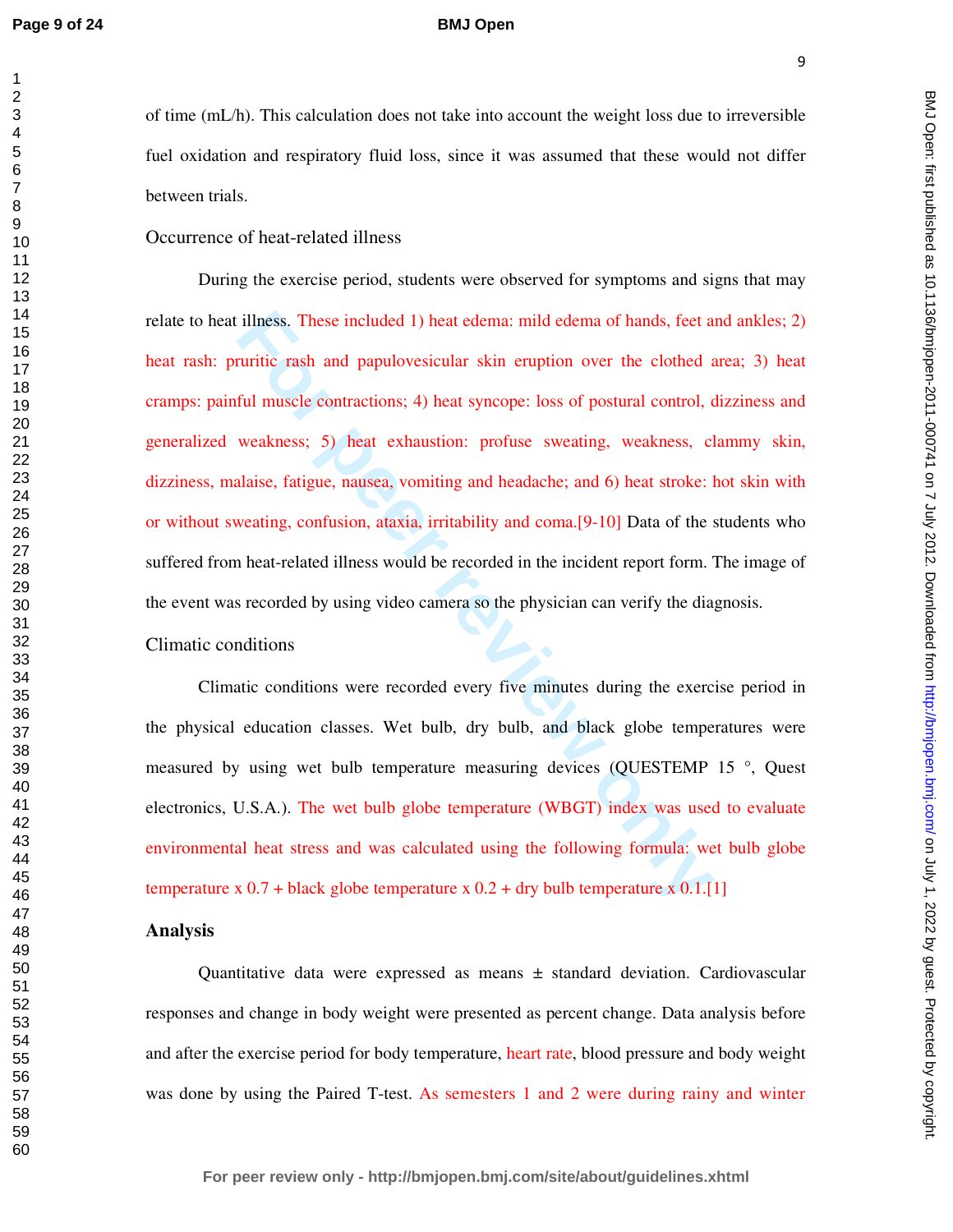of time (mL/h). This calculation does not take into account the weight loss due to irreversible fuel oxidation and respiratory fluid loss, since it was assumed that these would not differ between trials.

Occurrence of heat-related illness

During the exercise period, students were observed for symptoms and signs that may relate to heat illness. These included 1) heat edema: mild edema of hands, feet and ankles; 2) heat rash: pruritic rash and papulovesicular skin eruption over the clothed area; 3) heat cramps: painful muscle contractions; 4) heat syncope: loss of postural control, dizziness and generalized weakness; 5) heat exhaustion: profuse sweating, weakness, clammy skin, dizziness, malaise, fatigue, nausea, vomiting and headache; and 6) heat stroke: hot skin with or without sweating, confusion, ataxia, irritability and coma.[9-10] Data of the students who suffered from heat-related illness would be recorded in the incident report form. The image of the event was recorded by using video camera so the physician can verify the diagnosis.

Climatic conditions

Climatic conditions were recorded every five minutes during the exercise period in the physical education classes. Wet bulb, dry bulb, and black globe temperatures were measured by using wet bulb temperature measuring devices (QUESTEMP 15 °, Quest electronics, U.S.A.). The wet bulb globe temperature (WBGT) index was used to evaluate environmental heat stress and was calculated using the following formula: wet bulb globe temperature x 0.7 + black globe temperature x 0.2 + dry bulb temperature x 0.1.[1]

## Analysis

Quantitative data were expressed as means ± standard deviation. Cardiovascular responses and change in body weight were presented as percent change. Data analysis before and after the exercise period for body temperature, heart rate, blood pressure and body weight was done by using the Paired T-test. As semesters 1 and 2 were during rainy and winter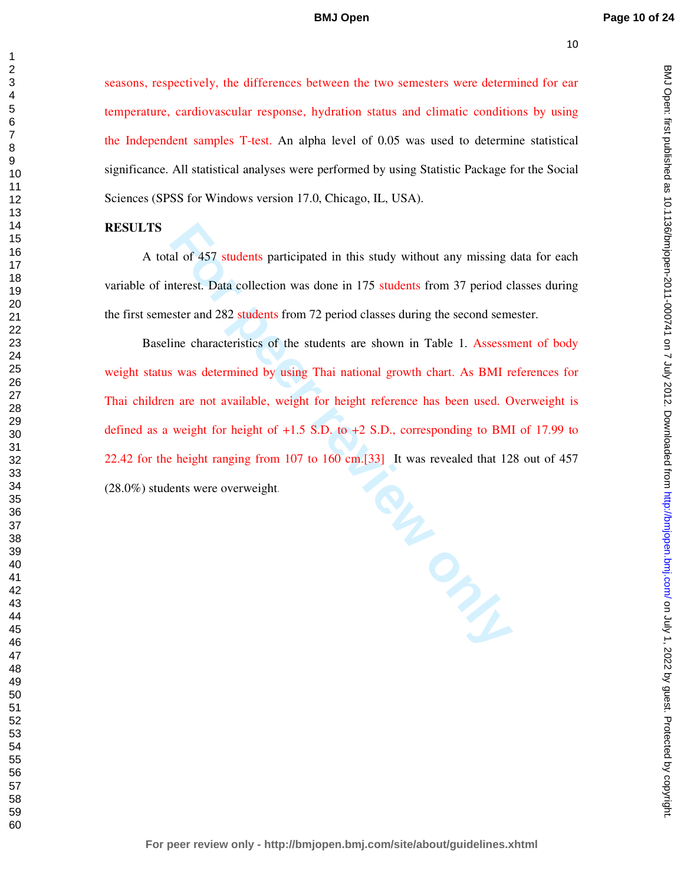seasons, respectively, the differences between the two semesters were determined for ear temperature, cardiovascular response, hydration status and climatic conditions by using the Independent samples T-test. An alpha level of 0.05 was used to determine statistical significance. All statistical analyses were performed by using Statistic Package for the Social Sciences (SPSS for Windows version 17.0, Chicago, IL, USA).

## RESULTS

A total of 457 students participated in this study without any missing data for each variable of interest. Data collection was done in 175 students from 37 period classes during the first semester and 282 students from 72 period classes during the second semester.

Baseline characteristics of the students are shown in Table 1. Assessment of body weight status was determined by using Thai national growth chart. As BMI references for Thai children are not available, weight for height reference has been used. Overweight is defined as a weight for height of +1.5 S.D. to +2 S.D., corresponding to BMI of 17.99 to 22.42 for the height ranging from 107 to 160 cm.[33] It was revealed that 128 out of 457 (28.0%) students were overweight.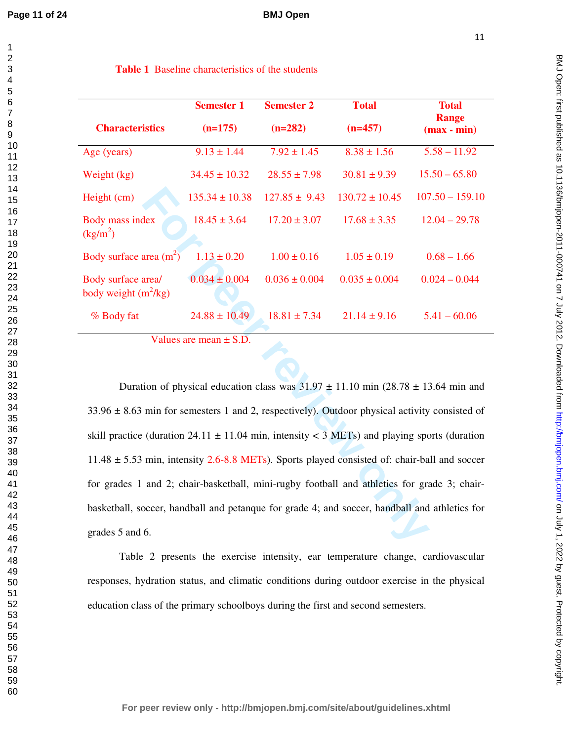**Table 1** Baseline characteristics of the students

| Characteristics | Semester 1 (n=175) | Semester 2 (n=282) | Total (n=457) | Total Range (max - min) |
|---|---|---|---|---|
| Age (years) | 9.13 ± 1.44 | 7.92 ± 1.45 | 8.38 ± 1.56 | 5.58 – 11.92 |
| Weight (kg) | 34.45 ± 10.32 | 28.55 ± 7.98 | 30.81 ± 9.39 | 15.50 – 65.80 |
| Height (cm) | 135.34 ± 10.38 | 127.85 ± 9.43 | 130.72 ± 10.45 | 107.50 – 159.10 |
| Body mass index ($kg/m^2$) | 18.45 ± 3.64 | 17.20 ± 3.07 | 17.68 ± 3.35 | 12.04 – 29.78 |
| Body surface area ($m^2$) | 1.13 ± 0.20 | 1.00 ± 0.16 | 1.05 ± 0.19 | 0.68 – 1.66 |
| Body surface area/ body weight ($m^2/kg$) | 0.034 ± 0.004 | 0.036 ± 0.004 | 0.035 ± 0.004 | 0.024 – 0.044 |
| % Body fat | 24.88 ± 10.49 | 18.81 ± 7.34 | 21.14 ± 9.16 | 5.41 – 60.06 |

Values are mean ± S.D.

Duration of physical education class was 31.97 ± 11.10 min (28.78 ± 13.64 min and 33.96 ± 8.63 min for semesters 1 and 2, respectively). Outdoor physical activity consisted of skill practice (duration 24.11 ± 11.04 min, intensity < 3 METs) and playing sports (duration 11.48 ± 5.53 min, intensity 2.6-8.8 METs). Sports played consisted of: chair-ball and soccer for grades 1 and 2; chair-basketball, mini-rugby football and athletics for grade 3; chair-basketball, soccer, handball and petanque for grade 4; and soccer, handball and athletics for grades 5 and 6.

Table 2 presents the exercise intensity, ear temperature change, cardiovascular responses, hydration status, and climatic conditions during outdoor exercise in the physical education class of the primary schoolboys during the first and second semesters.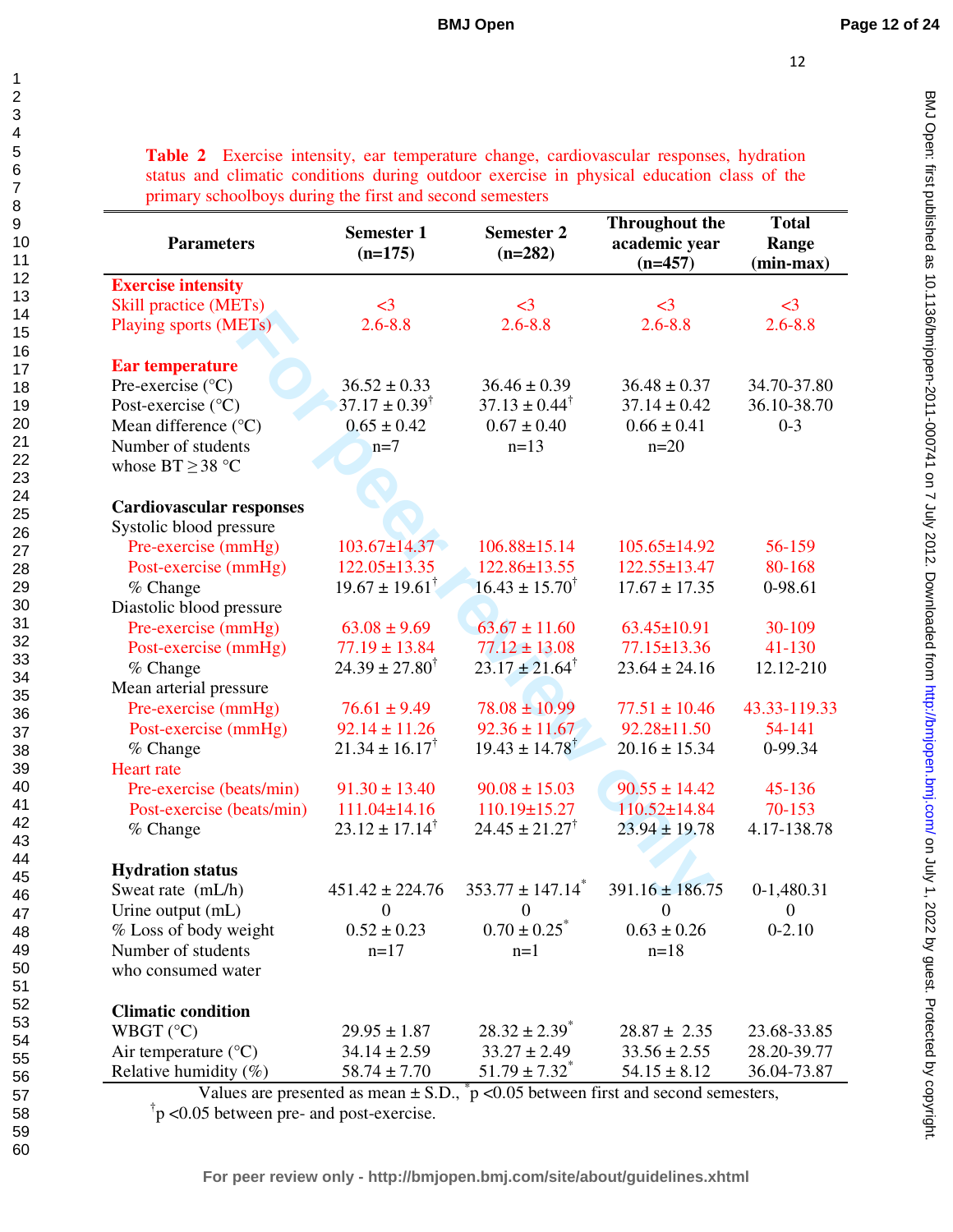**Table 2** Exercise intensity, ear temperature change, cardiovascular responses, hydration status and climatic conditions during outdoor exercise in physical education class of the primary schoolboys during the first and second semesters

| Parameters | Semester 1 (n=175) | Semester 2 (n=282) | Throughout the academic year (n=457) | Total Range (min-max) |
|---|---|---|---|---|
| **Exercise intensity** | | | | |
| Skill practice (METs) | <3 | <3 | <3 | <3 |
| Playing sports (METs) | 2.6-8.8 | 2.6-8.8 | 2.6-8.8 | 2.6-8.8 |
| **Ear temperature** | | | | |
| Pre-exercise (°C) | 36.52 ± 0.33 | 36.46 ± 0.39 | 36.48 ± 0.37 | 34.70-37.80 |
| Post-exercise (°C) | 37.17 ± 0.39† | 37.13 ± 0.44† | 37.14 ± 0.42 | 36.10-38.70 |
| Mean difference (°C) | 0.65 ± 0.42 | 0.67 ± 0.40 | 0.66 ± 0.41 | 0-3 |
| Number of students whose BT ≥ 38 °C | n=7 | n=13 | n=20 | |
| **Cardiovascular responses** | | | | |
| Systolic blood pressure | | | | |
| Pre-exercise (mmHg) | 103.67±14.37 | 106.88±15.14 | 105.65±14.92 | 56-159 |
| Post-exercise (mmHg) | 122.05±13.35 | 122.86±13.55 | 122.55±13.47 | 80-168 |
| % Change | 19.67 ± 19.61† | 16.43 ± 15.70† | 17.67 ± 17.35 | 0-98.61 |
| Diastolic blood pressure | | | | |
| Pre-exercise (mmHg) | 63.08 ± 9.69 | 63.67 ± 11.60 | 63.45±10.91 | 30-109 |
| Post-exercise (mmHg) | 77.19 ± 13.84 | 77.12 ± 13.08 | 77.15±13.36 | 41-130 |
| % Change | 24.39 ± 27.80† | 23.17 ± 21.64† | 23.64 ± 24.16 | 12.12-210 |
| Mean arterial pressure | | | | |
| Pre-exercise (mmHg) | 76.61 ± 9.49 | 78.08 ± 10.99 | 77.51 ± 10.46 | 43.33-119.33 |
| Post-exercise (mmHg) | 92.14 ± 11.26 | 92.36 ± 11.67 | 92.28±11.50 | 54-141 |
| % Change | 21.34 ± 16.17† | 19.43 ± 14.78† | 20.16 ± 15.34 | 0-99.34 |
| Heart rate | | | | |
| Pre-exercise (beats/min) | 91.30 ± 13.40 | 90.08 ± 15.03 | 90.55 ± 14.42 | 45-136 |
| Post-exercise (beats/min) | 111.04±14.16 | 110.19±15.27 | 110.52±14.84 | 70-153 |
| % Change | 23.12 ± 17.14† | 24.45 ± 21.27† | 23.94 ± 19.78 | 4.17-138.78 |
| **Hydration status** | | | | |
| Sweat rate (mL/h) | 451.42 ± 224.76 | 353.77 ± 147.14* | 391.16 ± 186.75 | 0-1,480.31 |
| Urine output (mL) | 0 | 0 | 0 | 0 |
| % Loss of body weight | 0.52 ± 0.23 | 0.70 ± 0.25* | 0.63 ± 0.26 | 0-2.10 |
| Number of students who consumed water | n=17 | n=1 | n=18 | |
| **Climatic condition** | | | | |
| WBGT (°C) | 29.95 ± 1.87 | 28.32 ± 2.39* | 28.87 ± 2.35 | 23.68-33.85 |
| Air temperature (°C) | 34.14 ± 2.59 | 33.27 ± 2.49 | 33.56 ± 2.55 | 28.20-39.77 |
| Relative humidity (%) | 58.74 ± 7.70 | 51.79 ± 7.32* | 54.15 ± 8.12 | 36.04-73.87 |

Values are presented as mean ± S.D., *$p < 0.05$ between first and second semesters, †$p < 0.05$ between pre- and post-exercise.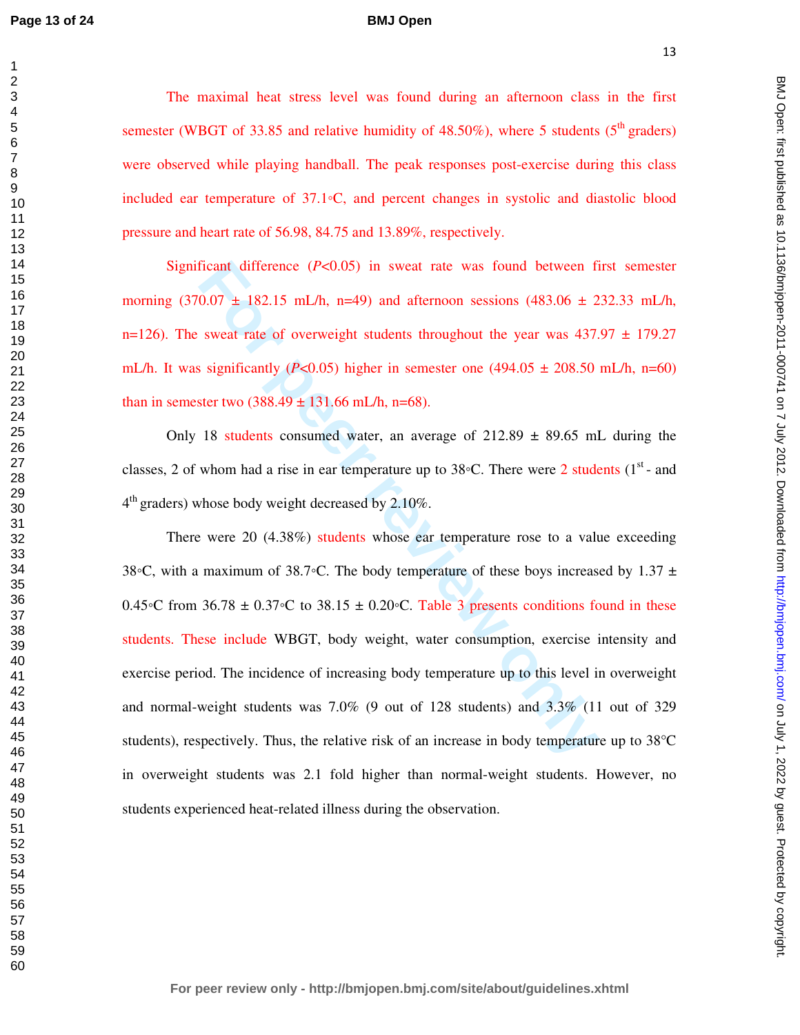The maximal heat stress level was found during an afternoon class in the first semester (WBGT of 33.85 and relative humidity of 48.50%), where 5 students (5th graders) were observed while playing handball. The peak responses post-exercise during this class included ear temperature of 37.1◦C, and percent changes in systolic and diastolic blood pressure and heart rate of 56.98, 84.75 and 13.89%, respectively.

Significant difference ($P<0.05$) in sweat rate was found between first semester morning (370.07 ± 182.15 mL/h, n=49) and afternoon sessions (483.06 ± 232.33 mL/h, n=126). The sweat rate of overweight students throughout the year was 437.97 ± 179.27 mL/h. It was significantly ($P<0.05$) higher in semester one (494.05 ± 208.50 mL/h, n=60) than in semester two (388.49 ± 131.66 mL/h, n=68).

Only 18 students consumed water, an average of 212.89 ± 89.65 mL during the classes, 2 of whom had a rise in ear temperature up to 38◦C. There were 2 students (1st - and 4th graders) whose body weight decreased by 2.10%.

There were 20 (4.38%) students whose ear temperature rose to a value exceeding 38◦C, with a maximum of 38.7◦C. The body temperature of these boys increased by 1.37 ± 0.45◦C from 36.78 ± 0.37◦C to 38.15 ± 0.20◦C. Table 3 presents conditions found in these students. These include WBGT, body weight, water consumption, exercise intensity and exercise period. The incidence of increasing body temperature up to this level in overweight and normal-weight students was 7.0% (9 out of 128 students) and 3.3% (11 out of 329 students), respectively. Thus, the relative risk of an increase in body temperature up to 38°C in overweight students was 2.1 fold higher than normal-weight students. However, no students experienced heat-related illness during the observation.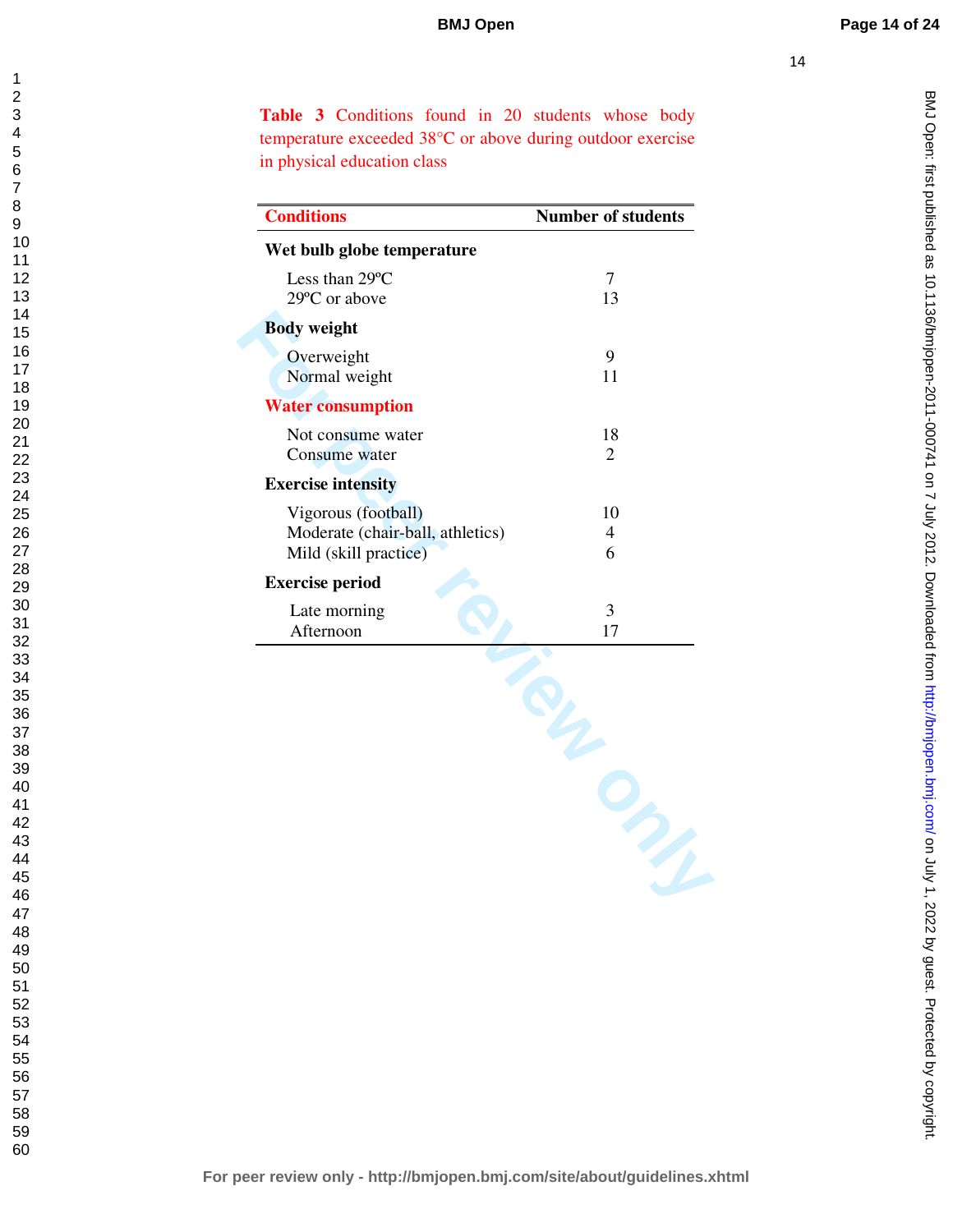**Table 3** Conditions found in 20 students whose body temperature exceeded 38°C or above during outdoor exercise in physical education class

| Conditions | Number of students |
|---|---|
| **Wet bulb globe temperature** | |
| Less than 29ºC | 7 |
| 29ºC or above | 13 |
| **Body weight** | |
| Overweight | 9 |
| Normal weight | 11 |
| **Water consumption** | |
| Not consume water | 18 |
| Consume water | 2 |
| **Exercise intensity** | |
| Vigorous (football) | 10 |
| Moderate (chair-ball, athletics) | 4 |
| Mild (skill practice) | 6 |
| **Exercise period** | |
| Late morning | 3 |
| Afternoon | 17 |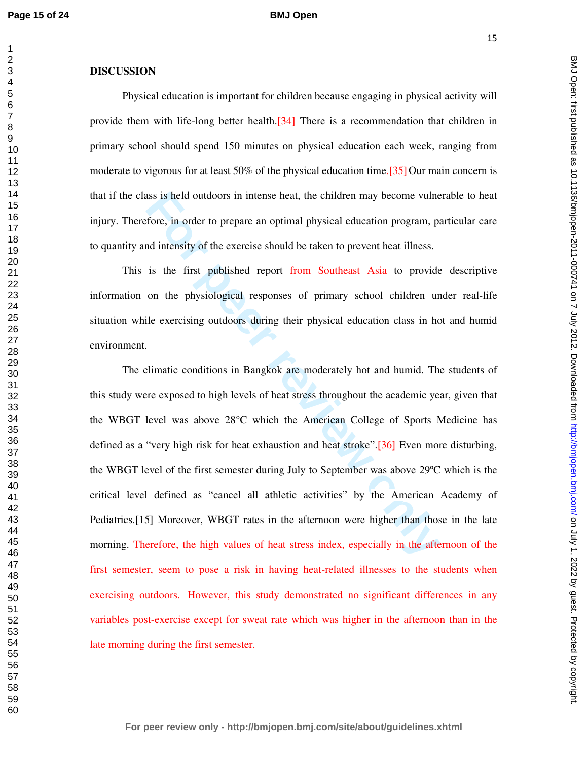## DISCUSSION

Physical education is important for children because engaging in physical activity will provide them with life-long better health.[34] There is a recommendation that children in primary school should spend 150 minutes on physical education each week, ranging from moderate to vigorous for at least 50% of the physical education time.[35] Our main concern is that if the class is held outdoors in intense heat, the children may become vulnerable to heat injury. Therefore, in order to prepare an optimal physical education program, particular care to quantity and intensity of the exercise should be taken to prevent heat illness.

This is the first published report from Southeast Asia to provide descriptive information on the physiological responses of primary school children under real-life situation while exercising outdoors during their physical education class in hot and humid environment.

The climatic conditions in Bangkok are moderately hot and humid. The students of this study were exposed to high levels of heat stress throughout the academic year, given that the WBGT level was above 28°C which the American College of Sports Medicine has defined as a "very high risk for heat exhaustion and heat stroke".[36] Even more disturbing, the WBGT level of the first semester during July to September was above 29ºC which is the critical level defined as "cancel all athletic activities" by the American Academy of Pediatrics.[15] Moreover, WBGT rates in the afternoon were higher than those in the late morning. Therefore, the high values of heat stress index, especially in the afternoon of the first semester, seem to pose a risk in having heat-related illnesses to the students when exercising outdoors. However, this study demonstrated no significant differences in any variables post-exercise except for sweat rate which was higher in the afternoon than in the late morning during the first semester.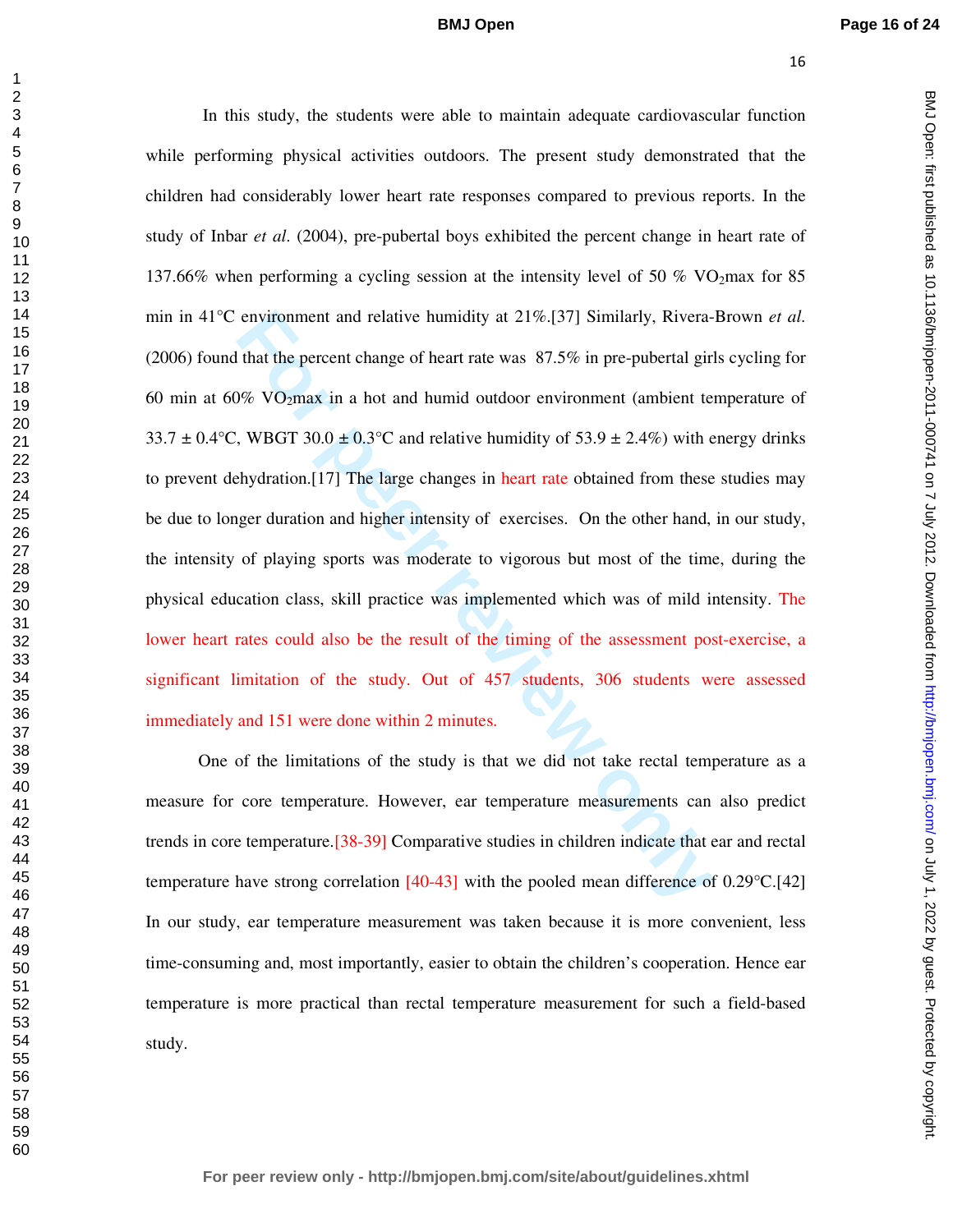In this study, the students were able to maintain adequate cardiovascular function while performing physical activities outdoors. The present study demonstrated that the children had considerably lower heart rate responses compared to previous reports. In the study of Inbar *et al*. (2004), pre-pubertal boys exhibited the percent change in heart rate of 137.66% when performing a cycling session at the intensity level of 50 % $VO_2$max for 85 min in 41°C environment and relative humidity at 21%.[37] Similarly, Rivera-Brown *et al.* (2006) found that the percent change of heart rate was 87.5% in pre-pubertal girls cycling for 60 min at 60% $VO_2$max in a hot and humid outdoor environment (ambient temperature of 33.7 ± 0.4°C, WBGT 30.0 ± 0.3°C and relative humidity of 53.9 ± 2.4%) with energy drinks to prevent dehydration.[17] The large changes in heart rate obtained from these studies may be due to longer duration and higher intensity of exercises. On the other hand, in our study, the intensity of playing sports was moderate to vigorous but most of the time, during the physical education class, skill practice was implemented which was of mild intensity. The lower heart rates could also be the result of the timing of the assessment post-exercise, a significant limitation of the study. Out of 457 students, 306 students were assessed immediately and 151 were done within 2 minutes.

One of the limitations of the study is that we did not take rectal temperature as a measure for core temperature. However, ear temperature measurements can also predict trends in core temperature.[38-39] Comparative studies in children indicate that ear and rectal temperature have strong correlation [40-43] with the pooled mean difference of 0.29°C.[42] In our study, ear temperature measurement was taken because it is more convenient, less time-consuming and, most importantly, easier to obtain the children's cooperation. Hence ear temperature is more practical than rectal temperature measurement for such a field-based study.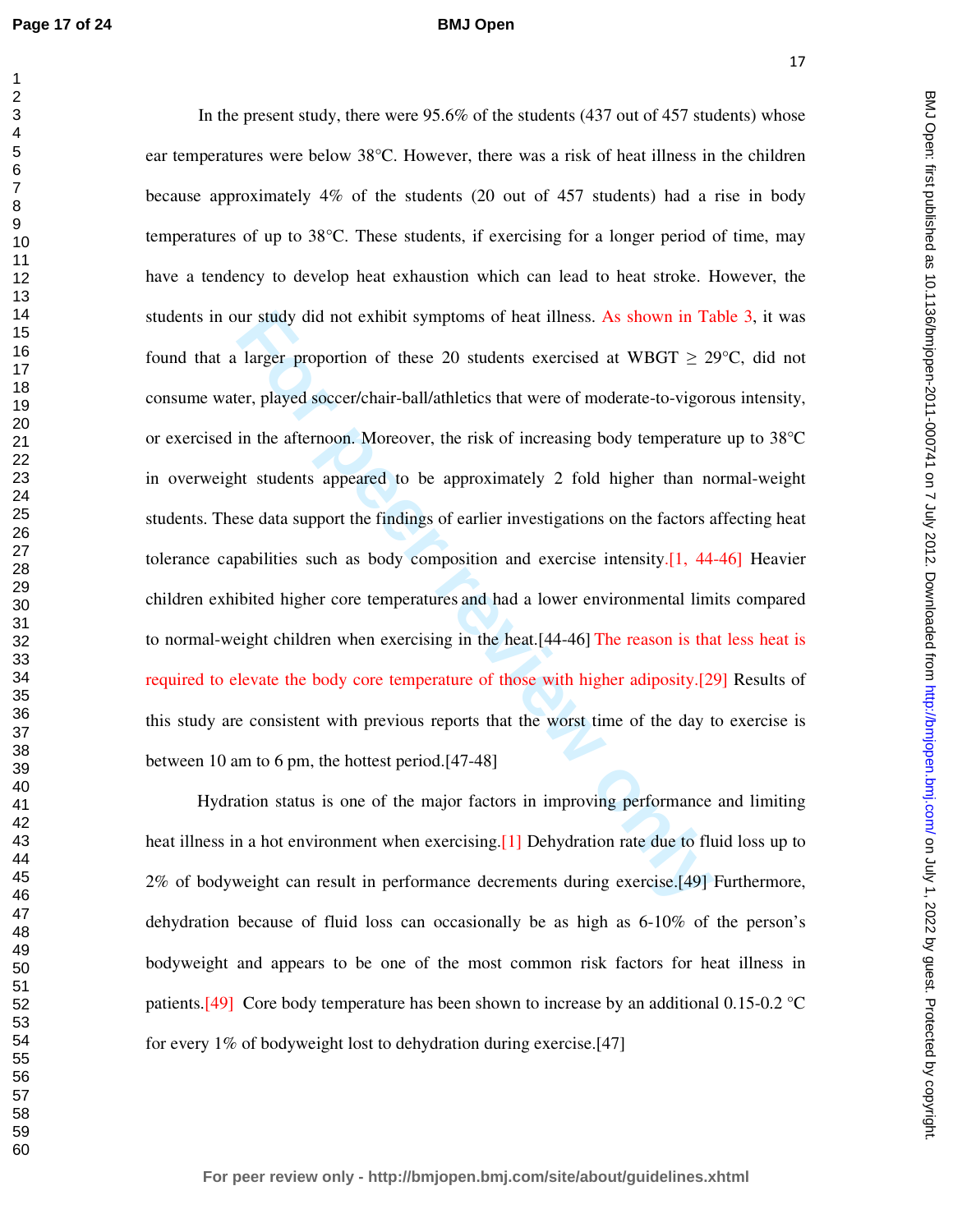In the present study, there were 95.6% of the students (437 out of 457 students) whose ear temperatures were below 38°C. However, there was a risk of heat illness in the children because approximately 4% of the students (20 out of 457 students) had a rise in body temperatures of up to 38°C. These students, if exercising for a longer period of time, may have a tendency to develop heat exhaustion which can lead to heat stroke. However, the students in our study did not exhibit symptoms of heat illness. As shown in Table 3, it was found that a larger proportion of these 20 students exercised at WBGT ≥ 29°C, did not consume water, played soccer/chair-ball/athletics that were of moderate-to-vigorous intensity, or exercised in the afternoon. Moreover, the risk of increasing body temperature up to 38°C in overweight students appeared to be approximately 2 fold higher than normal-weight students. These data support the findings of earlier investigations on the factors affecting heat tolerance capabilities such as body composition and exercise intensity.[1, 44-46] Heavier children exhibited higher core temperatures and had a lower environmental limits compared to normal-weight children when exercising in the heat.[44-46] The reason is that less heat is required to elevate the body core temperature of those with higher adiposity.[29] Results of this study are consistent with previous reports that the worst time of the day to exercise is between 10 am to 6 pm, the hottest period.[47-48]

Hydration status is one of the major factors in improving performance and limiting heat illness in a hot environment when exercising.[1] Dehydration rate due to fluid loss up to 2% of bodyweight can result in performance decrements during exercise.[49] Furthermore, dehydration because of fluid loss can occasionally be as high as 6-10% of the person's bodyweight and appears to be one of the most common risk factors for heat illness in patients.[49] Core body temperature has been shown to increase by an additional 0.15-0.2 °C for every 1% of bodyweight lost to dehydration during exercise.[47]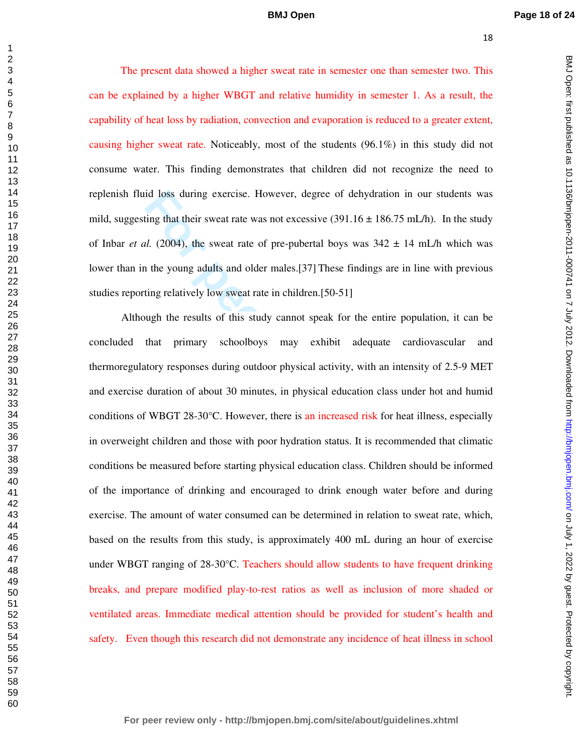The present data showed a higher sweat rate in semester one than semester two. This can be explained by a higher WBGT and relative humidity in semester 1. As a result, the capability of heat loss by radiation, convection and evaporation is reduced to a greater extent, causing higher sweat rate. Noticeably, most of the students (96.1%) in this study did not consume water. This finding demonstrates that children did not recognize the need to replenish fluid loss during exercise. However, degree of dehydration in our students was mild, suggesting that their sweat rate was not excessive (391.16 ± 186.75 mL/h). In the study of Inbar *et al.* (2004), the sweat rate of pre-pubertal boys was 342 ± 14 mL/h which was lower than in the young adults and older males.[37] These findings are in line with previous studies reporting relatively low sweat rate in children.[50-51]

Although the results of this study cannot speak for the entire population, it can be concluded that primary schoolboys may exhibit adequate cardiovascular and thermoregulatory responses during outdoor physical activity, with an intensity of 2.5-9 MET and exercise duration of about 30 minutes, in physical education class under hot and humid conditions of WBGT 28-30°C. However, there is an increased risk for heat illness, especially in overweight children and those with poor hydration status. It is recommended that climatic conditions be measured before starting physical education class. Children should be informed of the importance of drinking and encouraged to drink enough water before and during exercise. The amount of water consumed can be determined in relation to sweat rate, which, based on the results from this study, is approximately 400 mL during an hour of exercise under WBGT ranging of 28-30°C. Teachers should allow students to have frequent drinking breaks, and prepare modified play-to-rest ratios as well as inclusion of more shaded or ventilated areas. Immediate medical attention should be provided for student's health and safety. Even though this research did not demonstrate any incidence of heat illness in school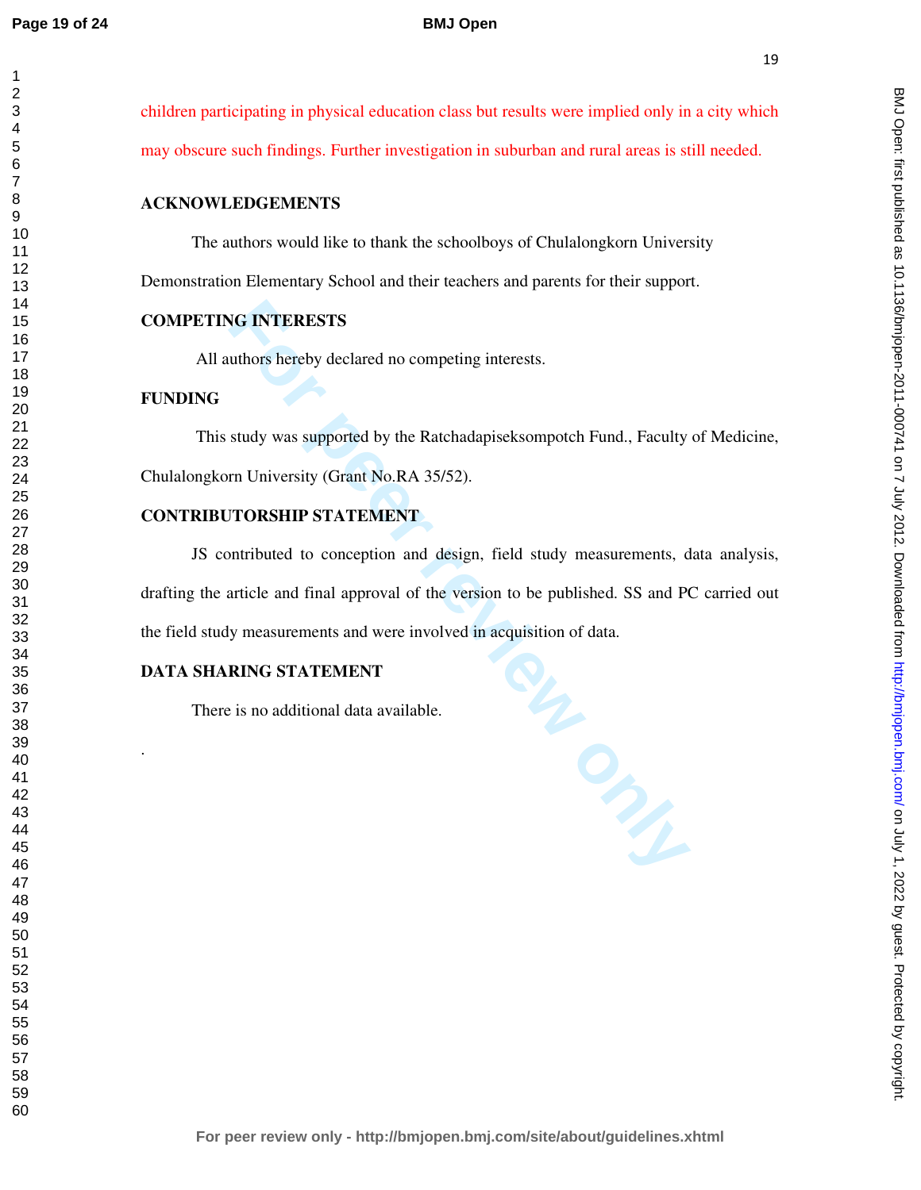children participating in physical education class but results were implied only in a city which may obscure such findings. Further investigation in suburban and rural areas is still needed.

## ACKNOWLEDGEMENTS

The authors would like to thank the schoolboys of Chulalongkorn University Demonstration Elementary School and their teachers and parents for their support.

## COMPETING INTERESTS

All authors hereby declared no competing interests.

## FUNDING

This study was supported by the Ratchadapiseksompotch Fund., Faculty of Medicine, Chulalongkorn University (Grant No.RA 35/52).

## CONTRIBUTORSHIP STATEMENT

JS contributed to conception and design, field study measurements, data analysis, drafting the article and final approval of the version to be published. SS and PC carried out the field study measurements and were involved in acquisition of data.

## DATA SHARING STATEMENT

There is no additional data available.

.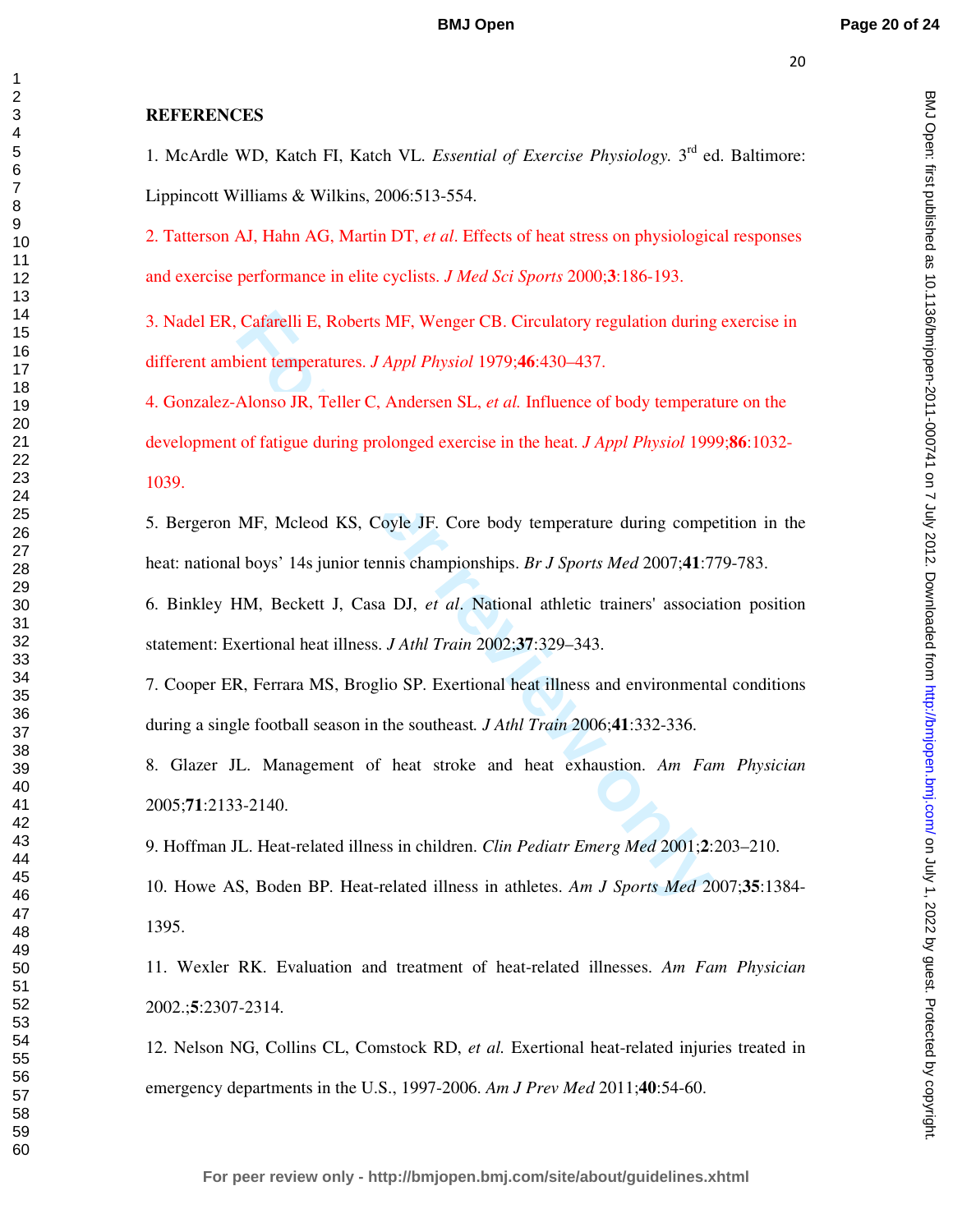**REFERENCES**

1. McArdle WD, Katch FI, Katch VL. *Essential of Exercise Physiology.* 3rd ed. Baltimore: Lippincott Williams & Wilkins, 2006:513-554.

2. Tatterson AJ, Hahn AG, Martin DT, *et al*. Effects of heat stress on physiological responses and exercise performance in elite cyclists. *J Med Sci Sports* 2000;**3**:186-193.

3. Nadel ER, Cafarelli E, Roberts MF, Wenger CB. Circulatory regulation during exercise in different ambient temperatures. *J Appl Physiol* 1979;**46**:430–437.

4. Gonzalez-Alonso JR, Teller C, Andersen SL, *et al.* Influence of body temperature on the development of fatigue during prolonged exercise in the heat. *J Appl Physiol* 1999;**86**:1032-1039.

5. Bergeron MF, Mcleod KS, Coyle JF. Core body temperature during competition in the heat: national boys' 14s junior tennis championships. *Br J Sports Med* 2007;**41**:779-783.

6. Binkley HM, Beckett J, Casa DJ, *et al*. National athletic trainers' association position statement: Exertional heat illness. *J Athl Train* 2002;**37**:329–343.

7. Cooper ER, Ferrara MS, Broglio SP. Exertional heat illness and environmental conditions during a single football season in the southeast. *J Athl Train* 2006;**41**:332-336.

8. Glazer JL. Management of heat stroke and heat exhaustion. *Am Fam Physician* 2005;**71**:2133-2140.

9. Hoffman JL. Heat-related illness in children. *Clin Pediatr Emerg Med* 2001;**2**:203–210.

10. Howe AS, Boden BP. Heat-related illness in athletes. *Am J Sports Med* 2007;**35**:1384-1395.

11. Wexler RK. Evaluation and treatment of heat-related illnesses. *Am Fam Physician* 2002.;**5**:2307-2314.

12. Nelson NG, Collins CL, Comstock RD, *et al.* Exertional heat-related injuries treated in emergency departments in the U.S., 1997-2006. *Am J Prev Med* 2011;**40**:54-60.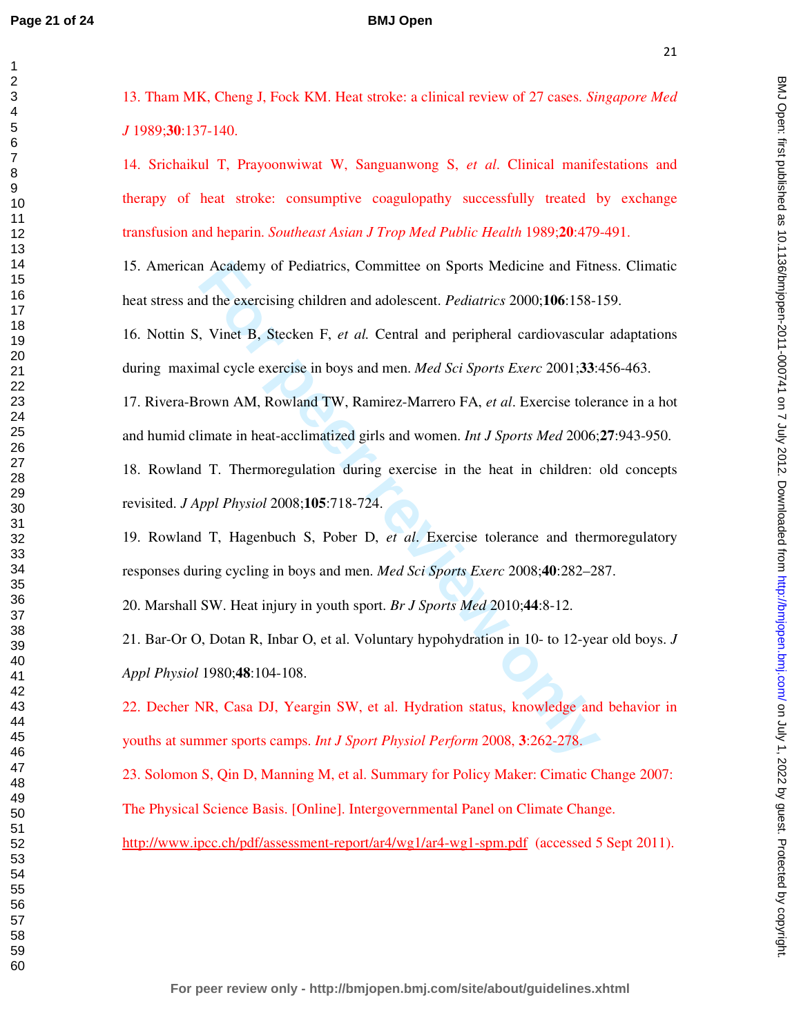13. Tham MK, Cheng J, Fock KM. Heat stroke: a clinical review of 27 cases. *Singapore Med J* 1989;**30**:137-140.

14. Srichaikul T, Prayoonwiwat W, Sanguanwong S, *et al*. Clinical manifestations and therapy of heat stroke: consumptive coagulopathy successfully treated by exchange transfusion and heparin. *Southeast Asian J Trop Med Public Health* 1989;**20**:479-491.

15. American Academy of Pediatrics, Committee on Sports Medicine and Fitness. Climatic heat stress and the exercising children and adolescent. *Pediatrics* 2000;**106**:158-159.

16. Nottin S, Vinet B, Stecken F, *et al.* Central and peripheral cardiovascular adaptations during maximal cycle exercise in boys and men. *Med Sci Sports Exerc* 2001;**33**:456-463.

17. Rivera-Brown AM, Rowland TW, Ramirez-Marrero FA, *et al*. Exercise tolerance in a hot and humid climate in heat-acclimatized girls and women. *Int J Sports Med* 2006;**27**:943-950.

18. Rowland T. Thermoregulation during exercise in the heat in children: old concepts revisited. *J Appl Physiol* 2008;**105**:718-724.

19. Rowland T, Hagenbuch S, Pober D, *et al*. Exercise tolerance and thermoregulatory responses during cycling in boys and men. *Med Sci Sports Exerc* 2008;**40**:282–287.

20. Marshall SW. Heat injury in youth sport. *Br J Sports Med* 2010;**44**:8-12.

21. Bar-Or O, Dotan R, Inbar O, et al. Voluntary hypohydration in 10- to 12-year old boys. *J Appl Physiol* 1980;**48**:104-108.

22. Decher NR, Casa DJ, Yeargin SW, et al. Hydration status, knowledge and behavior in youths at summer sports camps. *Int J Sport Physiol Perform* 2008, **3**:262-278.

23. Solomon S, Qin D, Manning M, et al. Summary for Policy Maker: Cimatic Change 2007: The Physical Science Basis. [Online]. Intergovernmental Panel on Climate Change. http://www.ipcc.ch/pdf/assessment-report/ar4/wg1/ar4-wg1-spm.pdf (accessed 5 Sept 2011).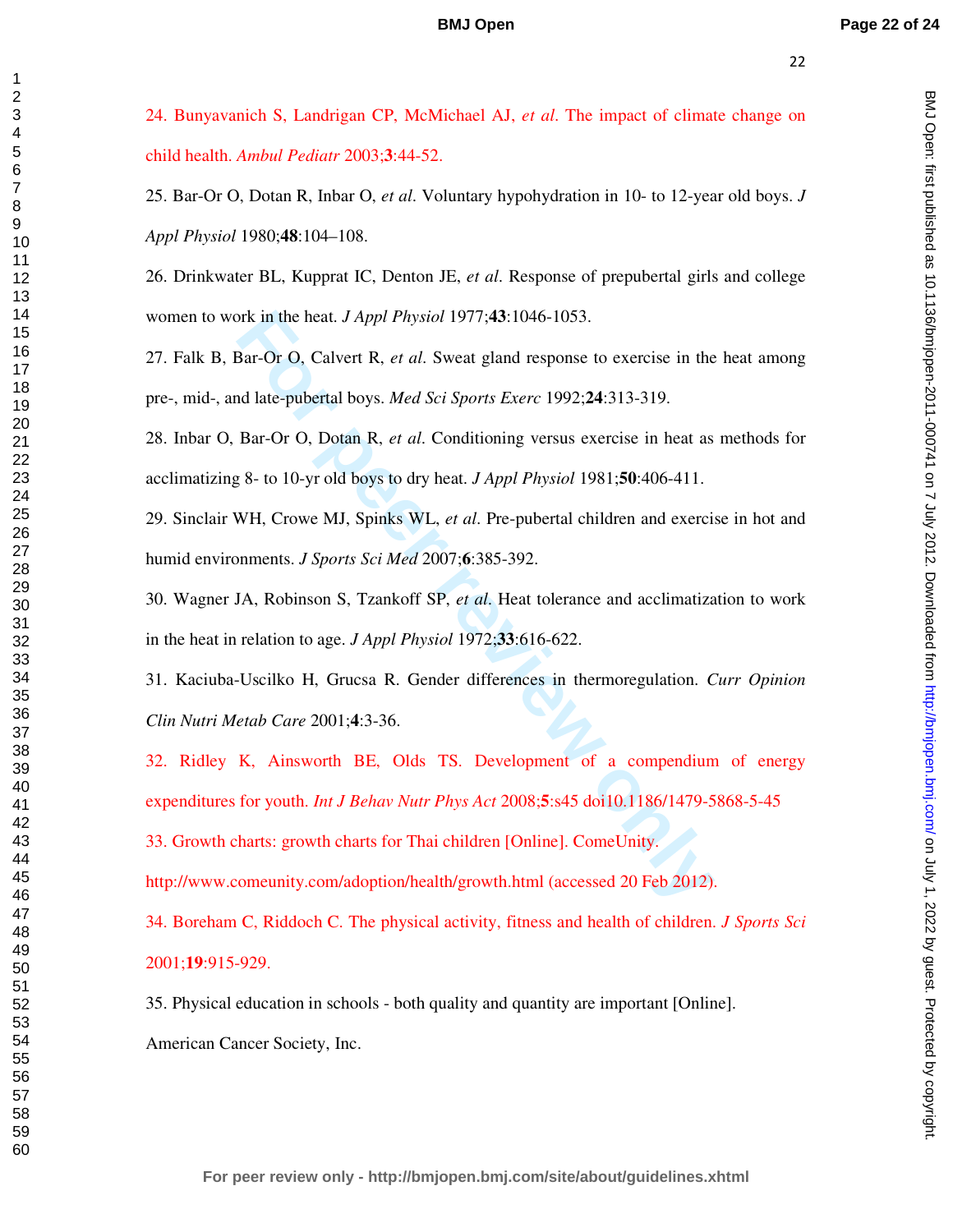24. Bunyavanich S, Landrigan CP, McMichael AJ, *et al*. The impact of climate change on child health. *Ambul Pediatr* 2003;**3**:44-52.

25. Bar-Or O, Dotan R, Inbar O, *et al*. Voluntary hypohydration in 10- to 12-year old boys. *J Appl Physiol* 1980;**48**:104–108.

26. Drinkwater BL, Kupprat IC, Denton JE, *et al*. Response of prepubertal girls and college women to work in the heat. *J Appl Physiol* 1977;**43**:1046-1053.

27. Falk B, Bar-Or O, Calvert R, *et al*. Sweat gland response to exercise in the heat among pre-, mid-, and late-pubertal boys. *Med Sci Sports Exerc* 1992;**24**:313-319.

28. Inbar O, Bar-Or O, Dotan R, *et al*. Conditioning versus exercise in heat as methods for acclimatizing 8- to 10-yr old boys to dry heat. *J Appl Physiol* 1981;**50**:406-411.

29. Sinclair WH, Crowe MJ, Spinks WL, *et al*. Pre-pubertal children and exercise in hot and humid environments. *J Sports Sci Med* 2007;**6**:385-392.

30. Wagner JA, Robinson S, Tzankoff SP, *et al*. Heat tolerance and acclimatization to work in the heat in relation to age. *J Appl Physiol* 1972;**33**:616-622.

31. Kaciuba-Uscilko H, Grucsa R. Gender differences in thermoregulation. *Curr Opinion Clin Nutri Metab Care* 2001;**4**:3-36.

32. Ridley K, Ainsworth BE, Olds TS. Development of a compendium of energy expenditures for youth. *Int J Behav Nutr Phys Act* 2008;**5**:s45 doi10.1186/1479-5868-5-45

33. Growth charts: growth charts for Thai children [Online]. ComeUnity. http://www.comeunity.com/adoption/health/growth.html (accessed 20 Feb 2012).

34. Boreham C, Riddoch C. The physical activity, fitness and health of children. *J Sports Sci* 2001;**19**:915-929.

35. Physical education in schools - both quality and quantity are important [Online]. American Cancer Society, Inc.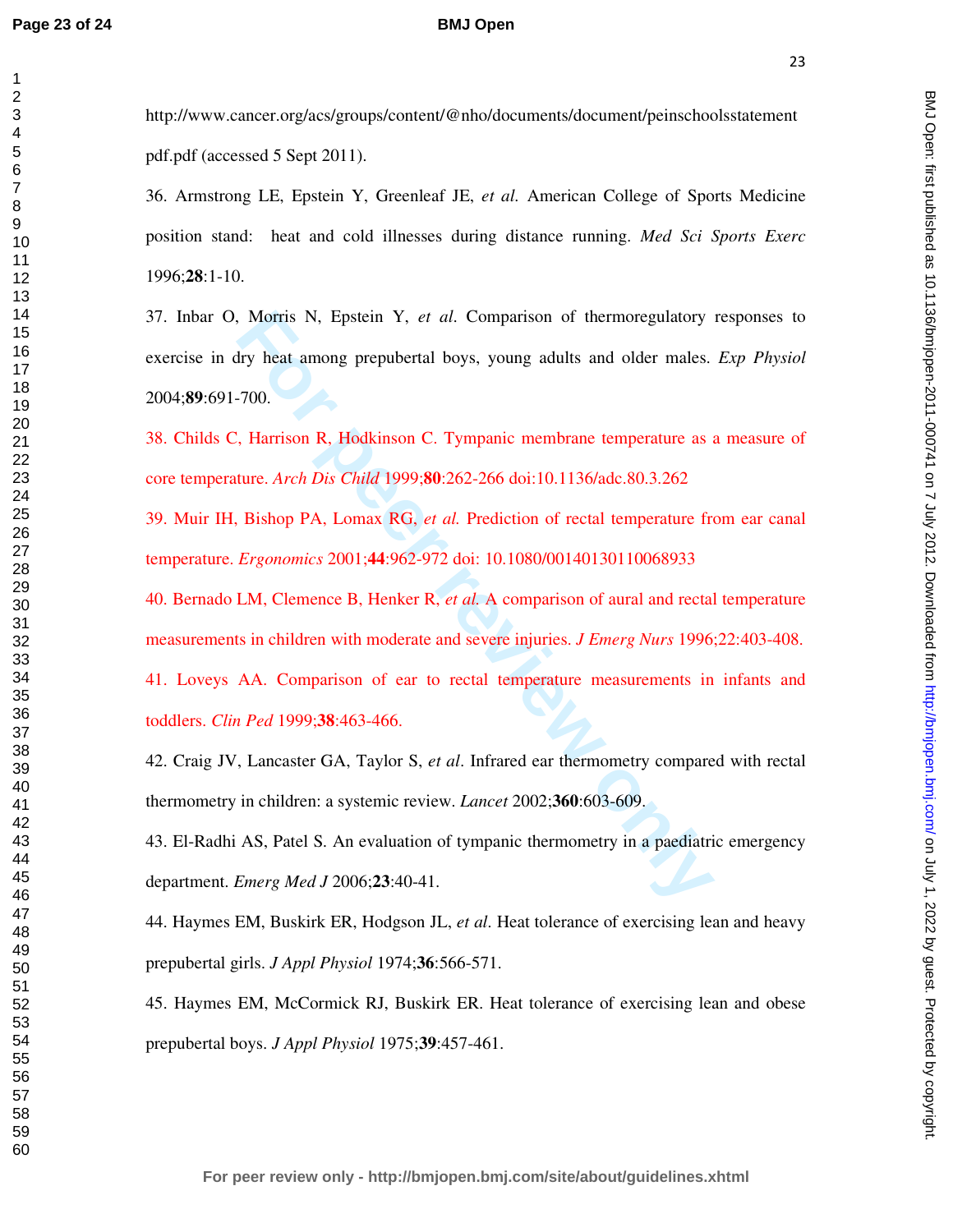http://www.cancer.org/acs/groups/content/@nho/documents/document/peinschoolsstatement pdf.pdf (accessed 5 Sept 2011).

36. Armstrong LE, Epstein Y, Greenleaf JE, *et al.* American College of Sports Medicine position stand: heat and cold illnesses during distance running. *Med Sci Sports Exerc* 1996;**28**:1-10.

37. Inbar O, Morris N, Epstein Y, *et al*. Comparison of thermoregulatory responses to exercise in dry heat among prepubertal boys, young adults and older males. *Exp Physiol* 2004;**89**:691-700.

38. Childs C, Harrison R, Hodkinson C. Tympanic membrane temperature as a measure of core temperature. *Arch Dis Child* 1999;**80**:262-266 doi:10.1136/adc.80.3.262

39. Muir IH, Bishop PA, Lomax RG, *et al.* Prediction of rectal temperature from ear canal temperature. *Ergonomics* 2001;**44**:962-972 doi: 10.1080/00140130110068933

40. Bernado LM, Clemence B, Henker R, *et al.* A comparison of aural and rectal temperature measurements in children with moderate and severe injuries. *J Emerg Nurs* 1996;22:403-408.

41. Loveys AA. Comparison of ear to rectal temperature measurements in infants and toddlers. *Clin Ped* 1999;**38**:463-466.

42. Craig JV, Lancaster GA, Taylor S, *et al*. Infrared ear thermometry compared with rectal thermometry in children: a systemic review. *Lancet* 2002;**360**:603-609.

43. El-Radhi AS, Patel S. An evaluation of tympanic thermometry in a paediatric emergency department. *Emerg Med J* 2006;**23**:40-41.

44. Haymes EM, Buskirk ER, Hodgson JL, *et al*. Heat tolerance of exercising lean and heavy prepubertal girls. *J Appl Physiol* 1974;**36**:566-571.

45. Haymes EM, McCormick RJ, Buskirk ER. Heat tolerance of exercising lean and obese prepubertal boys. *J Appl Physiol* 1975;**39**:457-461.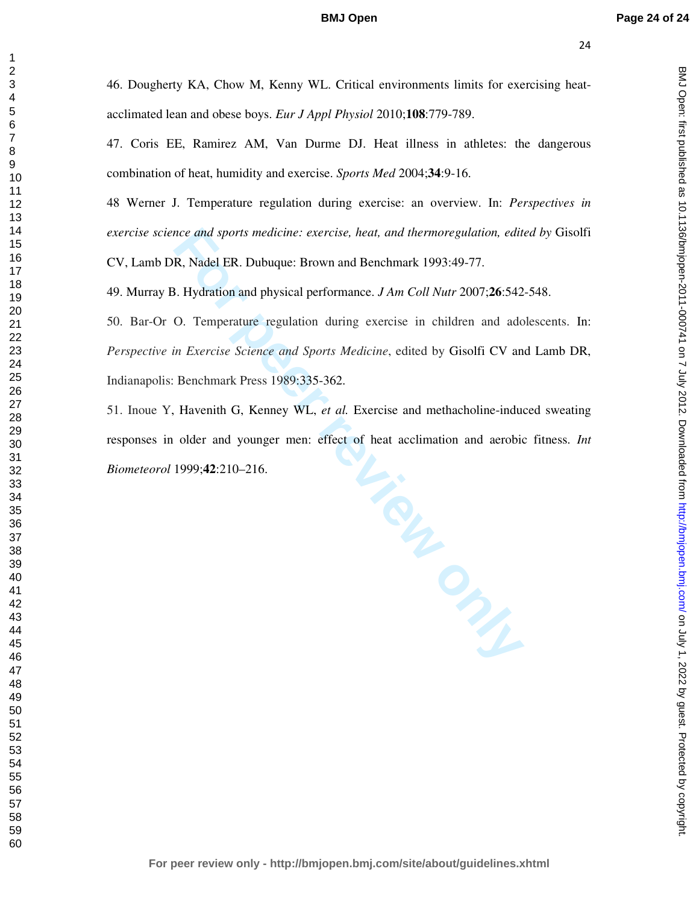46. Dougherty KA, Chow M, Kenny WL. Critical environments limits for exercising heat-acclimated lean and obese boys. *Eur J Appl Physiol* 2010;**108**:779-789.

47. Coris EE, Ramirez AM, Van Durme DJ. Heat illness in athletes: the dangerous combination of heat, humidity and exercise. *Sports Med* 2004;**34**:9-16.

48 Werner J. Temperature regulation during exercise: an overview. In: *Perspectives in exercise science and sports medicine: exercise, heat, and thermoregulation, edited by* Gisolfi CV, Lamb DR, Nadel ER. Dubuque: Brown and Benchmark 1993:49-77.

49. Murray B. Hydration and physical performance. *J Am Coll Nutr* 2007;**26**:542-548.

50. Bar-Or O. Temperature regulation during exercise in children and adolescents. In: *Perspective in Exercise Science and Sports Medicine*, edited by Gisolfi CV and Lamb DR, Indianapolis: Benchmark Press 1989:335-362.

51. Inoue Y, Havenith G, Kenney WL, *et al.* Exercise and methacholine-induced sweating responses in older and younger men: effect of heat acclimation and aerobic fitness. *Int Biometeorol* 1999;**42**:210–216.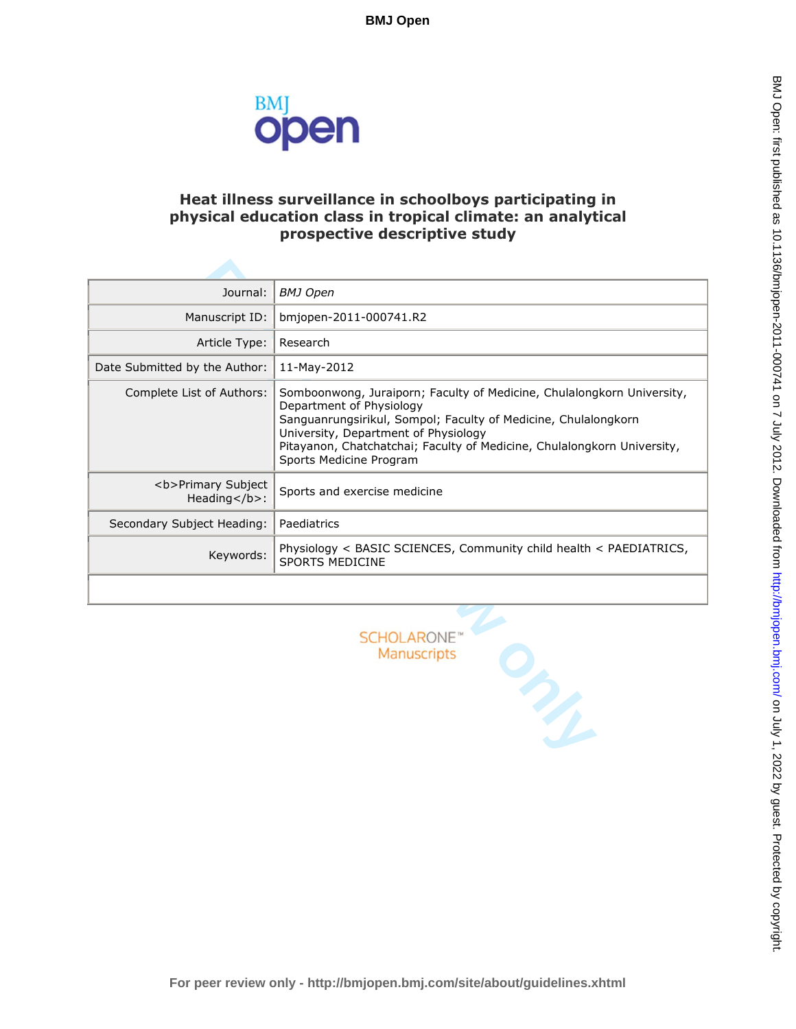# Heat illness surveillance in schoolboys participating in physical education class in tropical climate: an analytical prospective descriptive study

| | |
|---|---|
| Journal: | *BMJ Open* |
| Manuscript ID: | bmjopen-2011-000741.R2 |
| Article Type: | Research |
| Date Submitted by the Author: | 11-May-2012 |
| Complete List of Authors: | Somboonwong, Juraiporn; Faculty of Medicine, Chulalongkorn University, Department of Physiology<br>Sanguanrungsirikul, Sompol; Faculty of Medicine, Chulalongkorn University, Department of Physiology<br>Pitayanon, Chatchatchai; Faculty of Medicine, Chulalongkorn University, Sports Medicine Program |
| <b>Primary Subject Heading</b>: | Sports and exercise medicine |
| Secondary Subject Heading: | Paediatrics |
| Keywords: | Physiology < BASIC SCIENCES, Community child health < PAEDIATRICS, SPORTS MEDICINE |

SCHOLARONE™ Manuscripts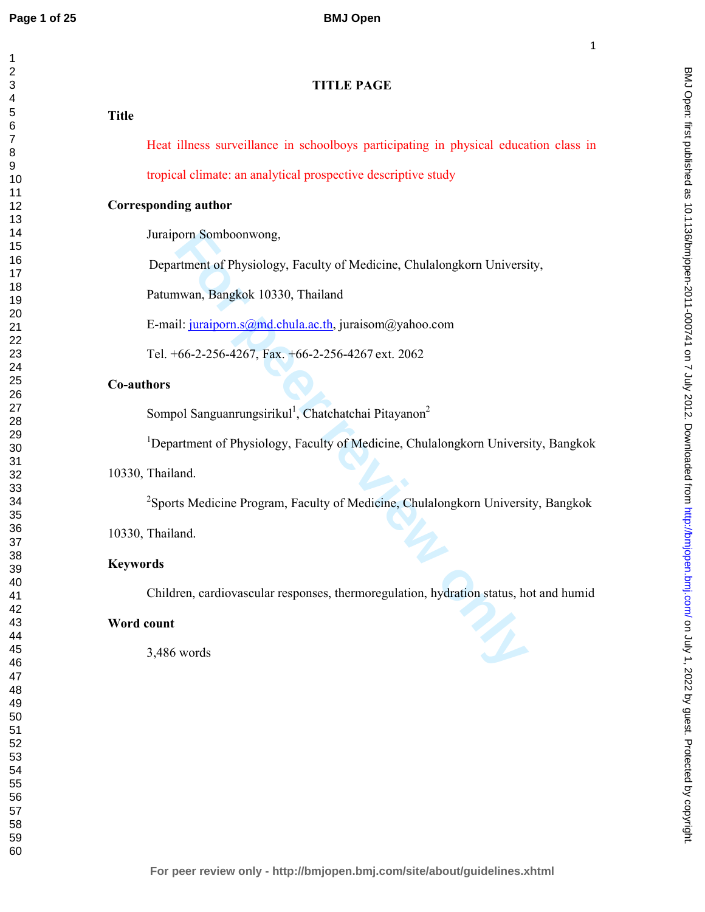# TITLE PAGE

## Title

Heat illness surveillance in schoolboys participating in physical education class in tropical climate: an analytical prospective descriptive study

## Corresponding author

Juraiporn Somboonwong,

Department of Physiology, Faculty of Medicine, Chulalongkorn University,

Patumwan, Bangkok 10330, Thailand

E-mail: juraiporn.s@md.chula.ac.th, juraisom@yahoo.com

Tel. +66-2-256-4267, Fax. +66-2-256-4267 ext. 2062

## Co-authors

Sompol Sanguanrungsirikul[1], Chatchatchai Pitayanon[2]

[1]Department of Physiology, Faculty of Medicine, Chulalongkorn University, Bangkok 10330, Thailand.

[2]Sports Medicine Program, Faculty of Medicine, Chulalongkorn University, Bangkok 10330, Thailand.

## Keywords

Children, cardiovascular responses, thermoregulation, hydration status, hot and humid

## Word count

3,486 words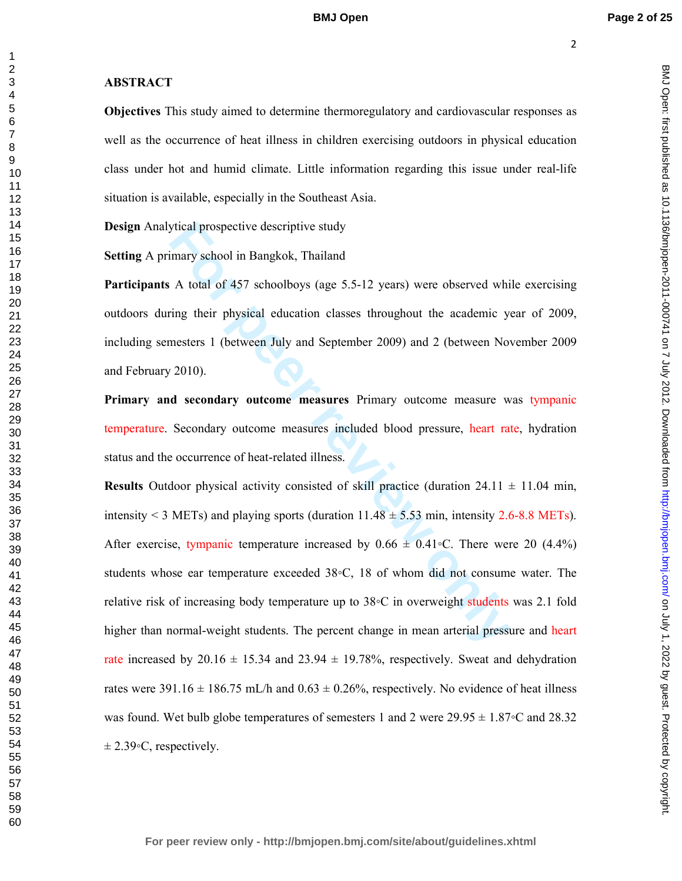## ABSTRACT

**Objectives** This study aimed to determine thermoregulatory and cardiovascular responses as well as the occurrence of heat illness in children exercising outdoors in physical education class under hot and humid climate. Little information regarding this issue under real-life situation is available, especially in the Southeast Asia.

**Design** Analytical prospective descriptive study

**Setting** A primary school in Bangkok, Thailand

**Participants** A total of 457 schoolboys (age 5.5-12 years) were observed while exercising outdoors during their physical education classes throughout the academic year of 2009, including semesters 1 (between July and September 2009) and 2 (between November 2009 and February 2010).

**Primary and secondary outcome measures** Primary outcome measure was tympanic temperature. Secondary outcome measures included blood pressure, heart rate, hydration status and the occurrence of heat-related illness.

**Results** Outdoor physical activity consisted of skill practice (duration 24.11 ± 11.04 min, intensity < 3 METs) and playing sports (duration 11.48 ± 5.53 min, intensity 2.6-8.8 METs). After exercise, tympanic temperature increased by 0.66 ± 0.41◦C. There were 20 (4.4%) students whose ear temperature exceeded 38◦C, 18 of whom did not consume water. The relative risk of increasing body temperature up to 38◦C in overweight students was 2.1 fold higher than normal-weight students. The percent change in mean arterial pressure and heart rate increased by 20.16 ± 15.34 and 23.94 ± 19.78%, respectively. Sweat and dehydration rates were 391.16 ± 186.75 mL/h and 0.63 ± 0.26%, respectively. No evidence of heat illness was found. Wet bulb globe temperatures of semesters 1 and 2 were 29.95 ± 1.87◦C and 28.32 ± 2.39◦C, respectively.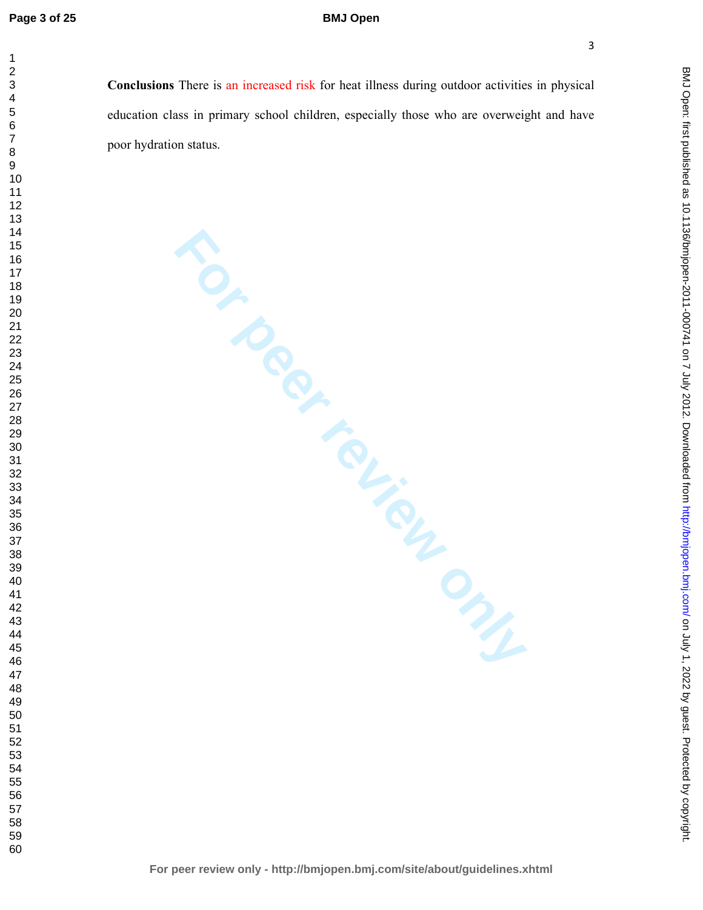**Conclusions** There is an increased risk for heat illness during outdoor activities in physical education class in primary school children, especially those who are overweight and have poor hydration status.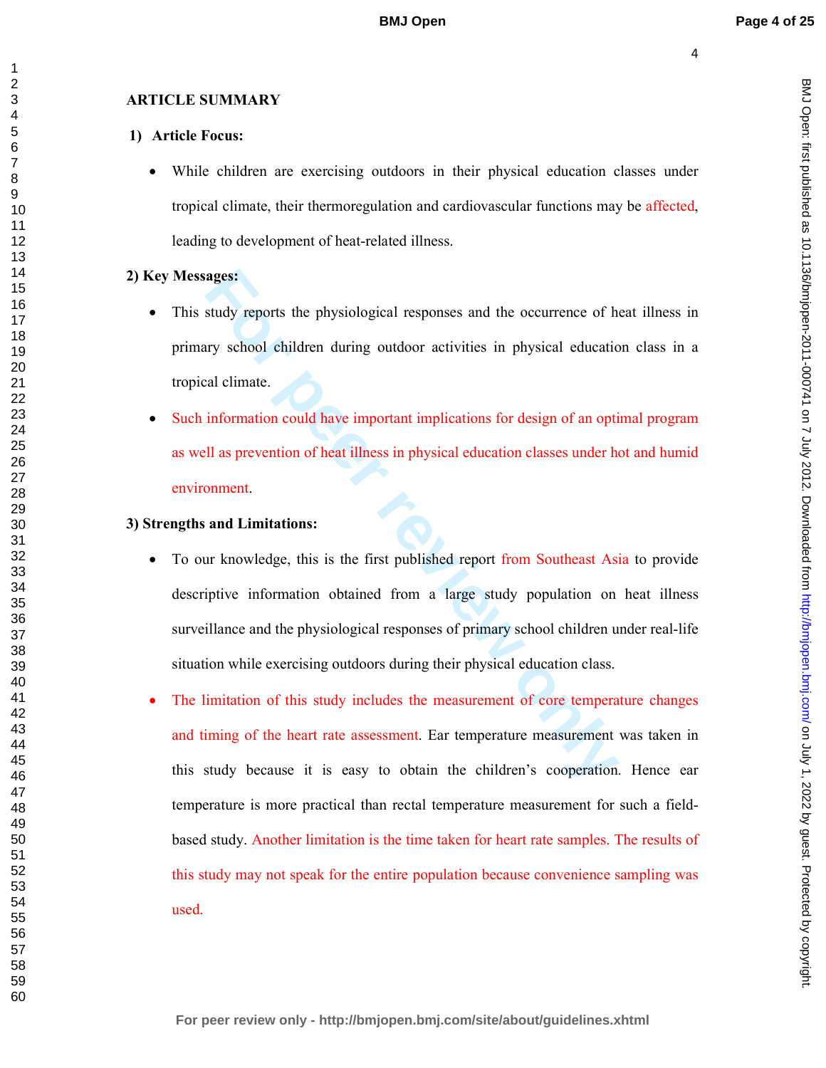## ARTICLE SUMMARY

**1) Article Focus:**

- While children are exercising outdoors in their physical education classes under tropical climate, their thermoregulation and cardiovascular functions may be affected, leading to development of heat-related illness.

**2) Key Messages:**

- This study reports the physiological responses and the occurrence of heat illness in primary school children during outdoor activities in physical education class in a tropical climate.
- Such information could have important implications for design of an optimal program as well as prevention of heat illness in physical education classes under hot and humid environment.

**3) Strengths and Limitations:**

- To our knowledge, this is the first published report from Southeast Asia to provide descriptive information obtained from a large study population on heat illness surveillance and the physiological responses of primary school children under real-life situation while exercising outdoors during their physical education class.
- The limitation of this study includes the measurement of core temperature changes and timing of the heart rate assessment. Ear temperature measurement was taken in this study because it is easy to obtain the children's cooperation. Hence ear temperature is more practical than rectal temperature measurement for such a field-based study. Another limitation is the time taken for heart rate samples. The results of this study may not speak for the entire population because convenience sampling was used.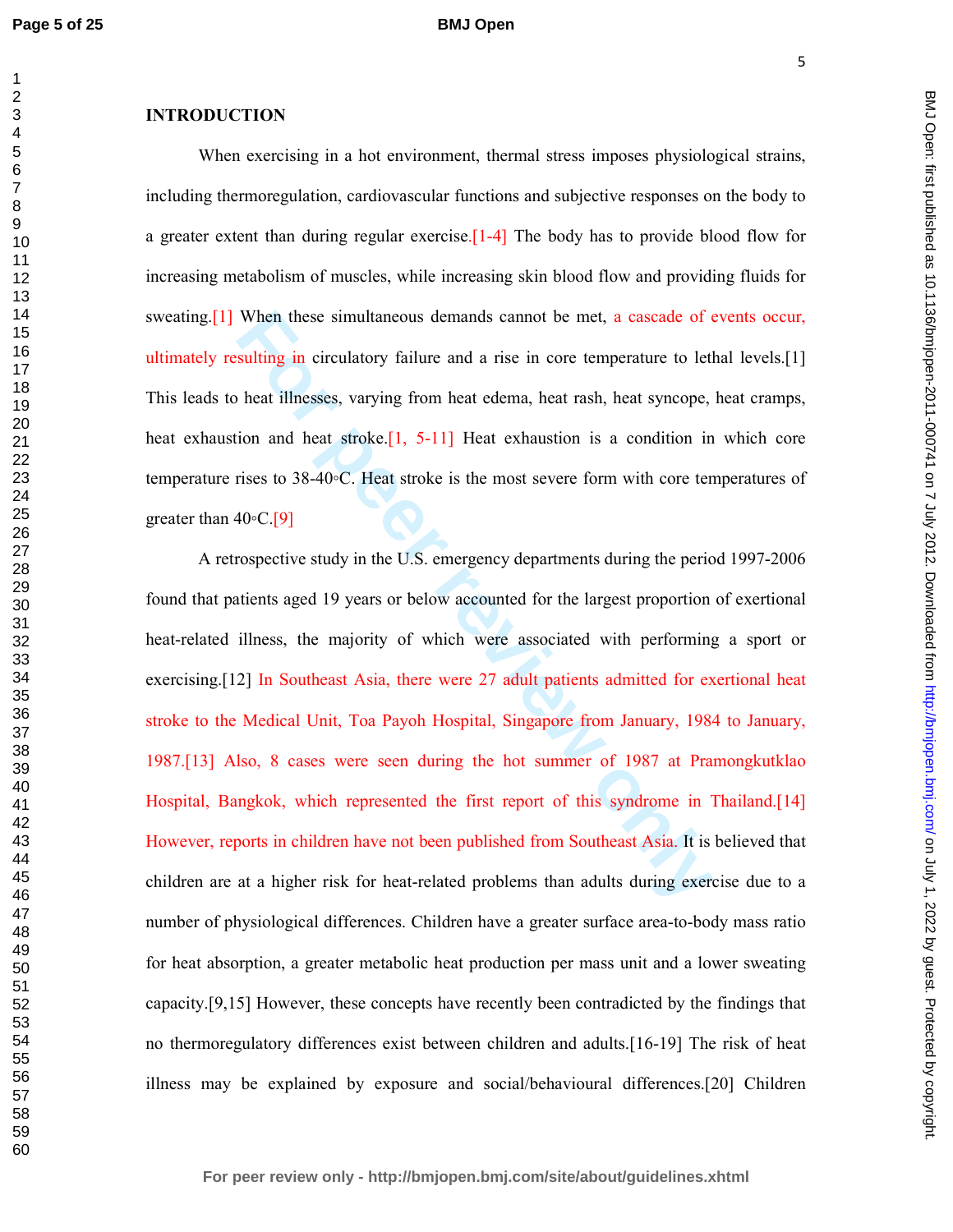## INTRODUCTION

When exercising in a hot environment, thermal stress imposes physiological strains, including thermoregulation, cardiovascular functions and subjective responses on the body to a greater extent than during regular exercise.[1-4] The body has to provide blood flow for increasing metabolism of muscles, while increasing skin blood flow and providing fluids for sweating.[1] When these simultaneous demands cannot be met, a cascade of events occur, ultimately resulting in circulatory failure and a rise in core temperature to lethal levels.[1] This leads to heat illnesses, varying from heat edema, heat rash, heat syncope, heat cramps, heat exhaustion and heat stroke.[1, 5-11] Heat exhaustion is a condition in which core temperature rises to 38-40◦C. Heat stroke is the most severe form with core temperatures of greater than 40◦C.[9]

A retrospective study in the U.S. emergency departments during the period 1997-2006 found that patients aged 19 years or below accounted for the largest proportion of exertional heat-related illness, the majority of which were associated with performing a sport or exercising.[12] In Southeast Asia, there were 27 adult patients admitted for exertional heat stroke to the Medical Unit, Toa Payoh Hospital, Singapore from January, 1984 to January, 1987.[13] Also, 8 cases were seen during the hot summer of 1987 at Pramongkutklao Hospital, Bangkok, which represented the first report of this syndrome in Thailand.[14] However, reports in children have not been published from Southeast Asia. It is believed that children are at a higher risk for heat-related problems than adults during exercise due to a number of physiological differences. Children have a greater surface area-to-body mass ratio for heat absorption, a greater metabolic heat production per mass unit and a lower sweating capacity.[9,15] However, these concepts have recently been contradicted by the findings that no thermoregulatory differences exist between children and adults.[16-19] The risk of heat illness may be explained by exposure and social/behavioural differences.[20] Children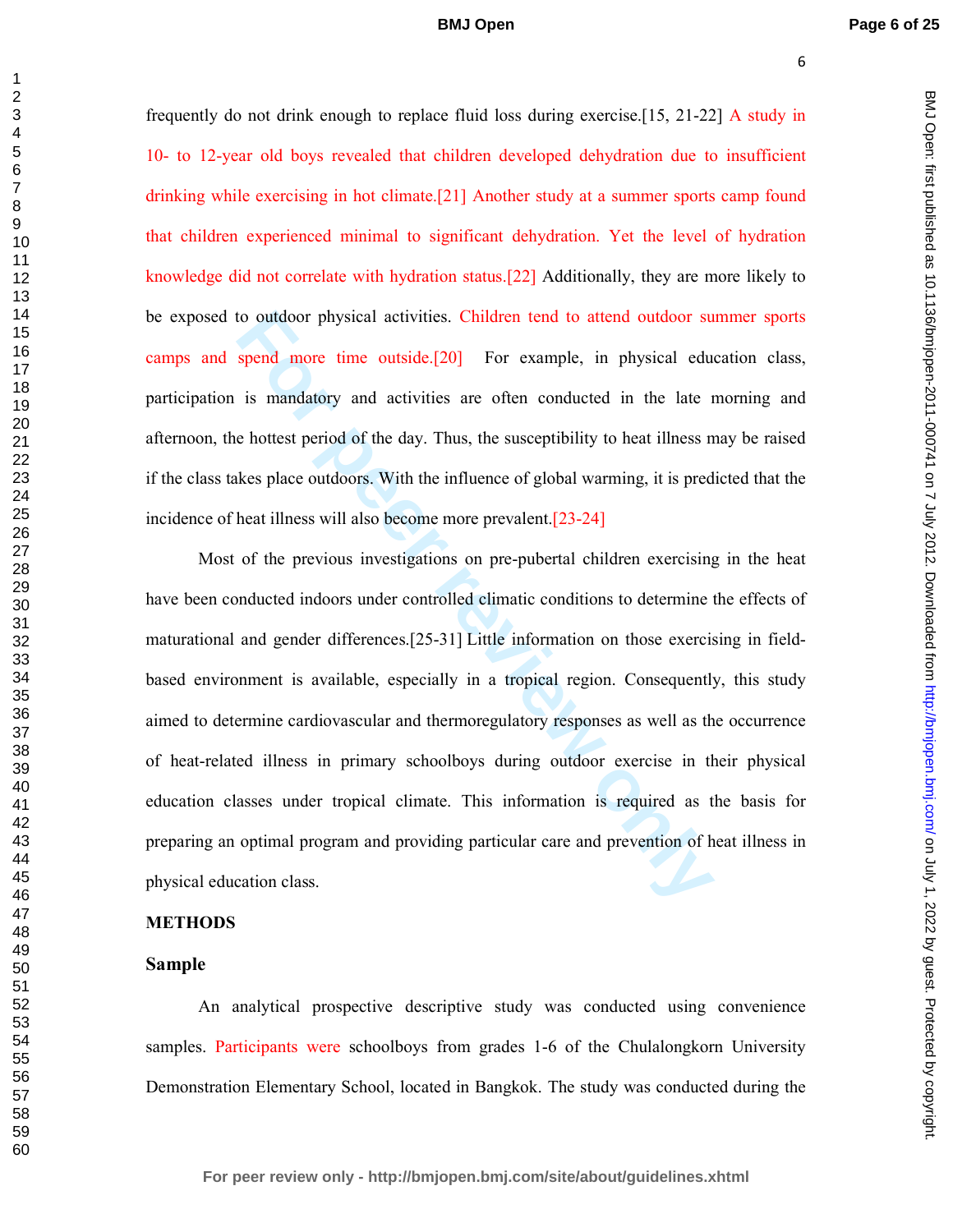frequently do not drink enough to replace fluid loss during exercise.[15, 21-22] A study in 10- to 12-year old boys revealed that children developed dehydration due to insufficient drinking while exercising in hot climate.[21] Another study at a summer sports camp found that children experienced minimal to significant dehydration. Yet the level of hydration knowledge did not correlate with hydration status.[22] Additionally, they are more likely to be exposed to outdoor physical activities. Children tend to attend outdoor summer sports camps and spend more time outside.[20] For example, in physical education class, participation is mandatory and activities are often conducted in the late morning and afternoon, the hottest period of the day. Thus, the susceptibility to heat illness may be raised if the class takes place outdoors. With the influence of global warming, it is predicted that the incidence of heat illness will also become more prevalent.[23-24]

Most of the previous investigations on pre-pubertal children exercising in the heat have been conducted indoors under controlled climatic conditions to determine the effects of maturational and gender differences.[25-31] Little information on those exercising in field-based environment is available, especially in a tropical region. Consequently, this study aimed to determine cardiovascular and thermoregulatory responses as well as the occurrence of heat-related illness in primary schoolboys during outdoor exercise in their physical education classes under tropical climate. This information is required as the basis for preparing an optimal program and providing particular care and prevention of heat illness in physical education class.

## METHODS

### Sample

An analytical prospective descriptive study was conducted using convenience samples. Participants were schoolboys from grades 1-6 of the Chulalongkorn University Demonstration Elementary School, located in Bangkok. The study was conducted during the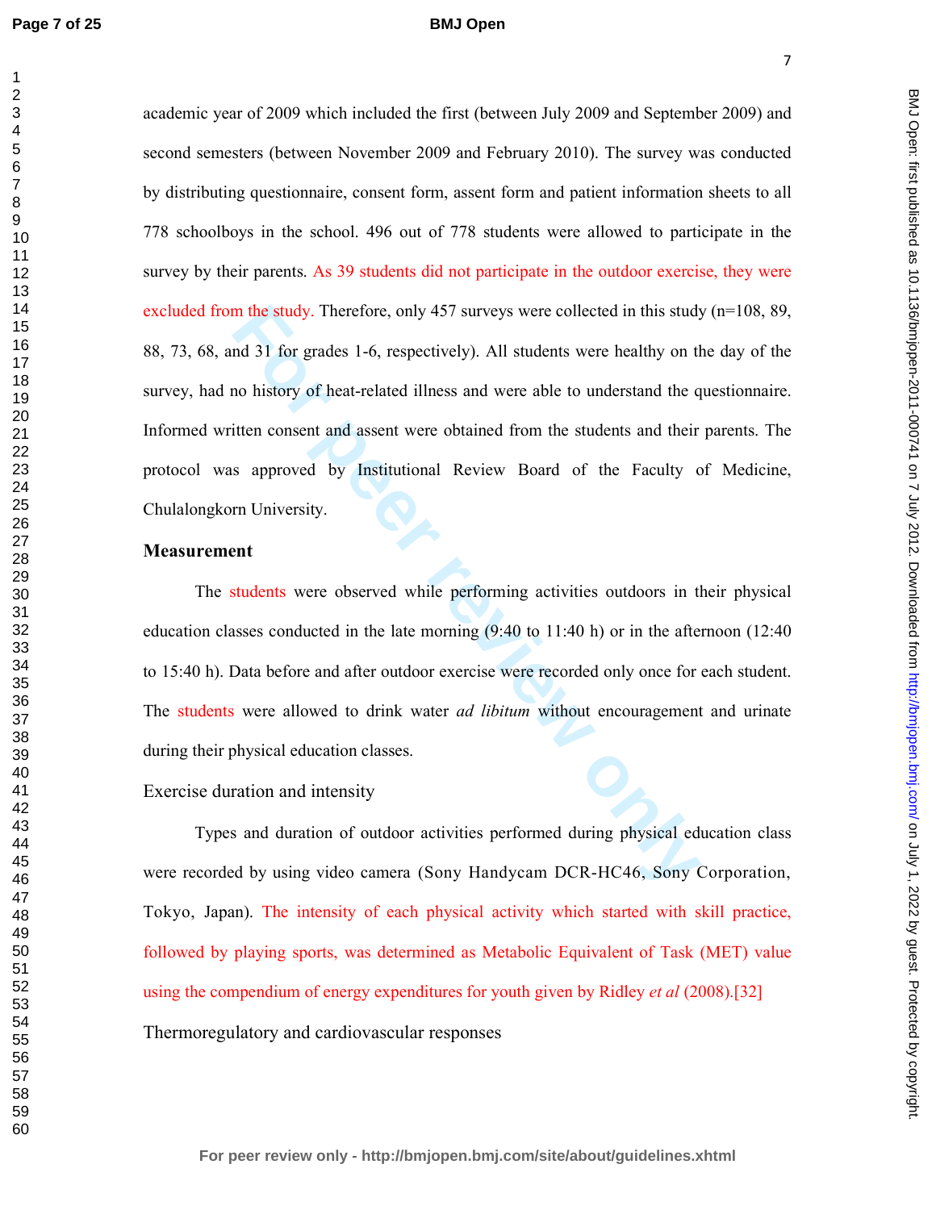academic year of 2009 which included the first (between July 2009 and September 2009) and second semesters (between November 2009 and February 2010). The survey was conducted by distributing questionnaire, consent form, assent form and patient information sheets to all 778 schoolboys in the school. 496 out of 778 students were allowed to participate in the survey by their parents. As 39 students did not participate in the outdoor exercise, they were excluded from the study. Therefore, only 457 surveys were collected in this study (n=108, 89, 88, 73, 68, and 31 for grades 1-6, respectively). All students were healthy on the day of the survey, had no history of heat-related illness and were able to understand the questionnaire. Informed written consent and assent were obtained from the students and their parents. The protocol was approved by Institutional Review Board of the Faculty of Medicine, Chulalongkorn University.

## Measurement

The students were observed while performing activities outdoors in their physical education classes conducted in the late morning (9:40 to 11:40 h) or in the afternoon (12:40 to 15:40 h). Data before and after outdoor exercise were recorded only once for each student. The students were allowed to drink water *ad libitum* without encouragement and urinate during their physical education classes.

### Exercise duration and intensity

Types and duration of outdoor activities performed during physical education class were recorded by using video camera (Sony Handycam DCR-HC46, Sony Corporation, Tokyo, Japan). The intensity of each physical activity which started with skill practice, followed by playing sports, was determined as Metabolic Equivalent of Task (MET) value using the compendium of energy expenditures for youth given by Ridley *et al* (2008).[32]

### Thermoregulatory and cardiovascular responses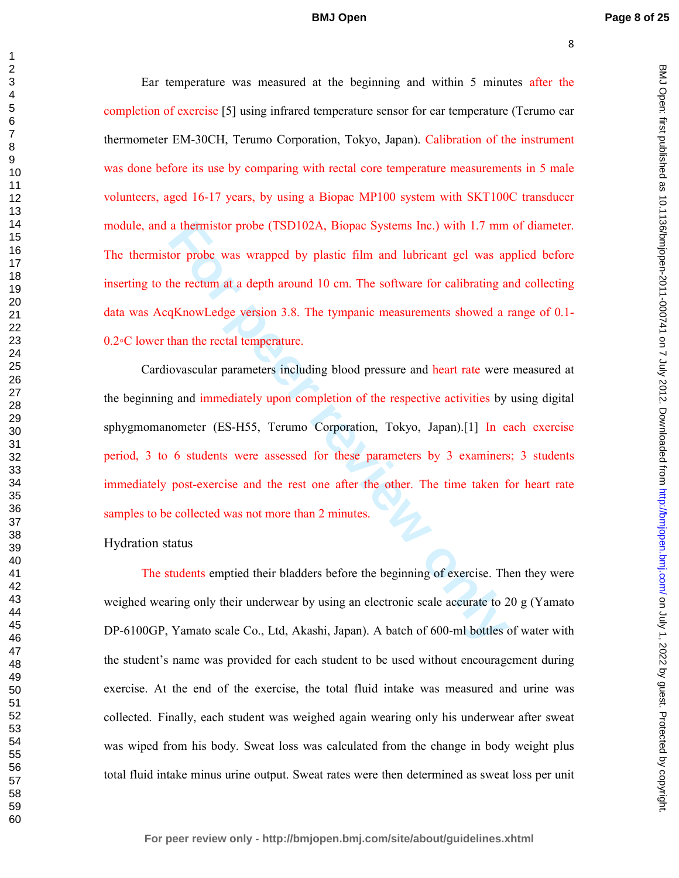Ear temperature was measured at the beginning and within 5 minutes after the completion of exercise [5] using infrared temperature sensor for ear temperature (Terumo ear thermometer EM-30CH, Terumo Corporation, Tokyo, Japan). Calibration of the instrument was done before its use by comparing with rectal core temperature measurements in 5 male volunteers, aged 16-17 years, by using a Biopac MP100 system with SKT100C transducer module, and a thermistor probe (TSD102A, Biopac Systems Inc.) with 1.7 mm of diameter. The thermistor probe was wrapped by plastic film and lubricant gel was applied before inserting to the rectum at a depth around 10 cm. The software for calibrating and collecting data was AcqKnowLedge version 3.8. The tympanic measurements showed a range of 0.1-0.2◦C lower than the rectal temperature.

Cardiovascular parameters including blood pressure and heart rate were measured at the beginning and immediately upon completion of the respective activities by using digital sphygmomanometer (ES-H55, Terumo Corporation, Tokyo, Japan).[1] In each exercise period, 3 to 6 students were assessed for these parameters by 3 examiners; 3 students immediately post-exercise and the rest one after the other. The time taken for heart rate samples to be collected was not more than 2 minutes.

Hydration status

The students emptied their bladders before the beginning of exercise. Then they were weighed wearing only their underwear by using an electronic scale accurate to 20 g (Yamato DP-6100GP, Yamato scale Co., Ltd, Akashi, Japan). A batch of 600-ml bottles of water with the student's name was provided for each student to be used without encouragement during exercise. At the end of the exercise, the total fluid intake was measured and urine was collected. Finally, each student was weighed again wearing only his underwear after sweat was wiped from his body. Sweat loss was calculated from the change in body weight plus total fluid intake minus urine output. Sweat rates were then determined as sweat loss per unit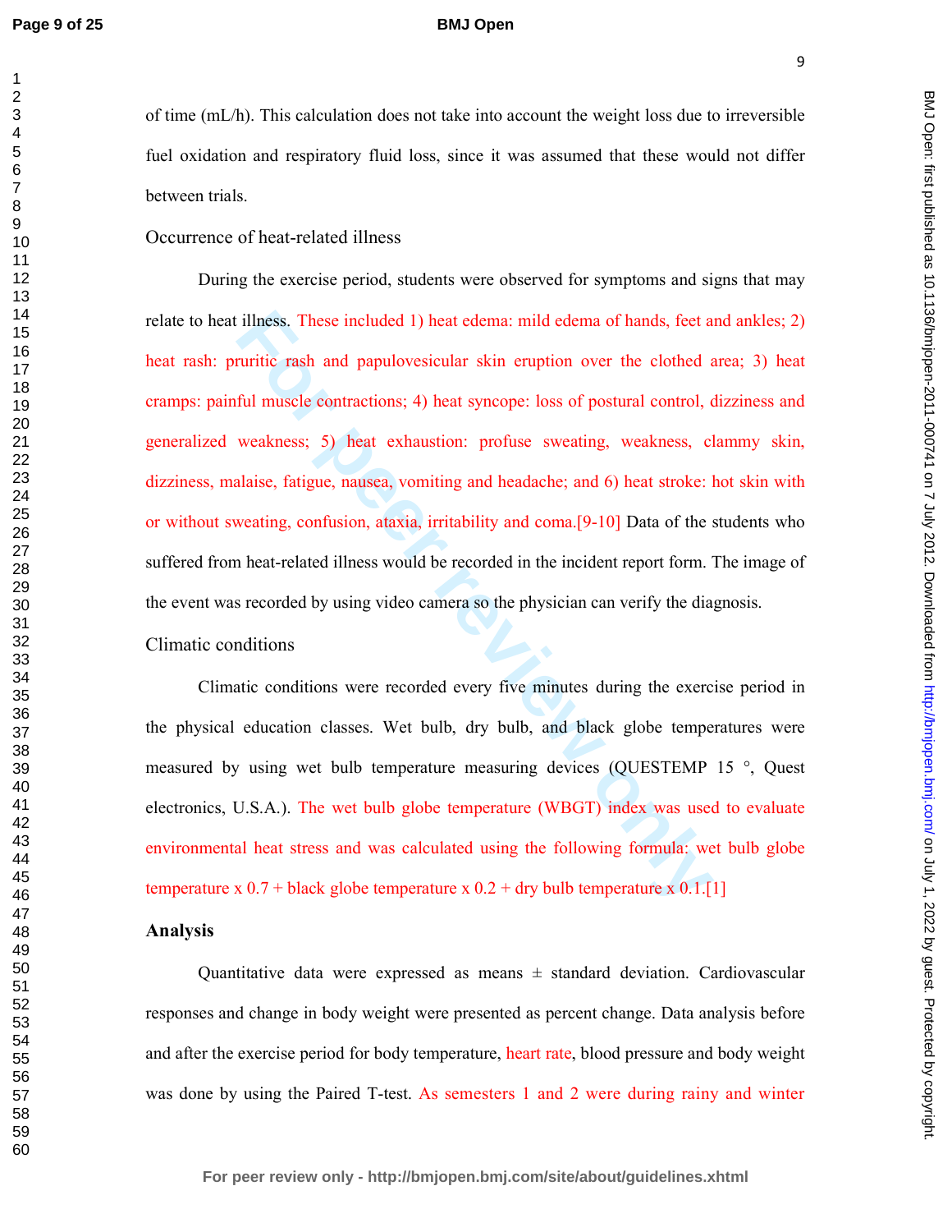of time (mL/h). This calculation does not take into account the weight loss due to irreversible fuel oxidation and respiratory fluid loss, since it was assumed that these would not differ between trials.

Occurrence of heat-related illness

During the exercise period, students were observed for symptoms and signs that may relate to heat illness. These included 1) heat edema: mild edema of hands, feet and ankles; 2) heat rash: pruritic rash and papulovesicular skin eruption over the clothed area; 3) heat cramps: painful muscle contractions; 4) heat syncope: loss of postural control, dizziness and generalized weakness; 5) heat exhaustion: profuse sweating, weakness, clammy skin, dizziness, malaise, fatigue, nausea, vomiting and headache; and 6) heat stroke: hot skin with or without sweating, confusion, ataxia, irritability and coma.[9-10] Data of the students who suffered from heat-related illness would be recorded in the incident report form. The image of the event was recorded by using video camera so the physician can verify the diagnosis.

Climatic conditions

Climatic conditions were recorded every five minutes during the exercise period in the physical education classes. Wet bulb, dry bulb, and black globe temperatures were measured by using wet bulb temperature measuring devices (QUESTEMP 15 °, Quest electronics, U.S.A.). The wet bulb globe temperature (WBGT) index was used to evaluate environmental heat stress and was calculated using the following formula: wet bulb globe temperature x 0.7 + black globe temperature x 0.2 + dry bulb temperature x 0.1.[1]

## Analysis

Quantitative data were expressed as means ± standard deviation. Cardiovascular responses and change in body weight were presented as percent change. Data analysis before and after the exercise period for body temperature, heart rate, blood pressure and body weight was done by using the Paired T-test. As semesters 1 and 2 were during rainy and winter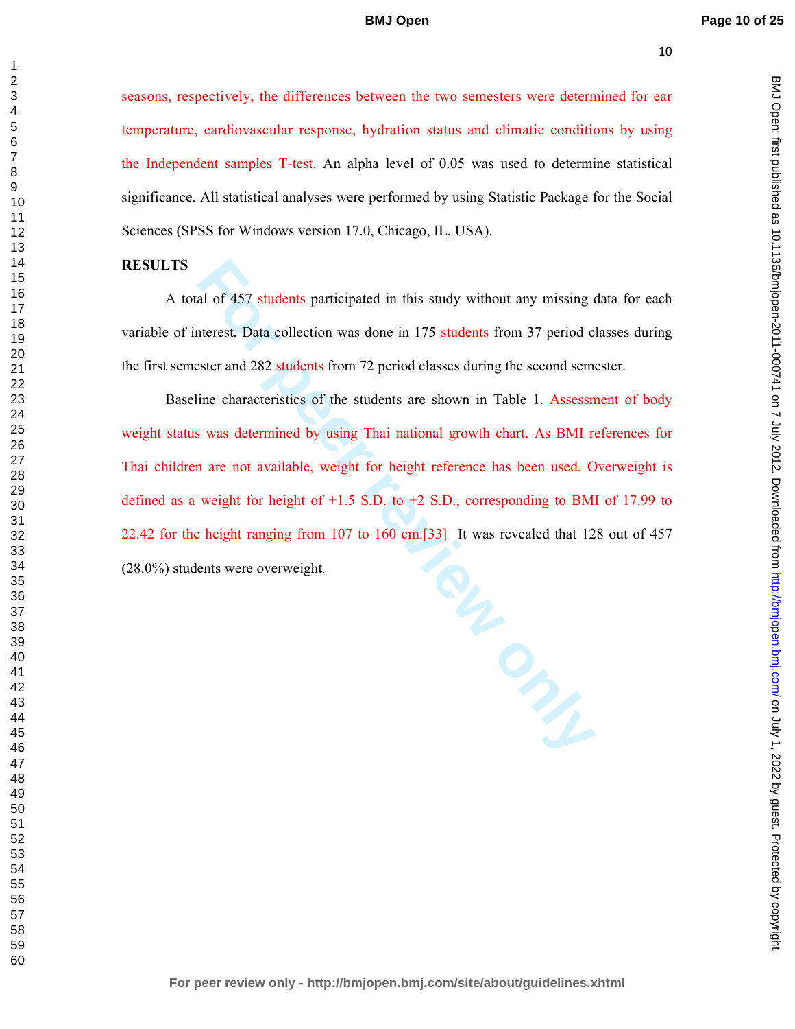seasons, respectively, the differences between the two semesters were determined for ear temperature, cardiovascular response, hydration status and climatic conditions by using the Independent samples T-test. An alpha level of 0.05 was used to determine statistical significance. All statistical analyses were performed by using Statistic Package for the Social Sciences (SPSS for Windows version 17.0, Chicago, IL, USA).

## RESULTS

A total of 457 students participated in this study without any missing data for each variable of interest. Data collection was done in 175 students from 37 period classes during the first semester and 282 students from 72 period classes during the second semester.

Baseline characteristics of the students are shown in Table 1. Assessment of body weight status was determined by using Thai national growth chart. As BMI references for Thai children are not available, weight for height reference has been used. Overweight is defined as a weight for height of +1.5 S.D. to +2 S.D., corresponding to BMI of 17.99 to 22.42 for the height ranging from 107 to 160 cm.[33] It was revealed that 128 out of 457 (28.0%) students were overweight.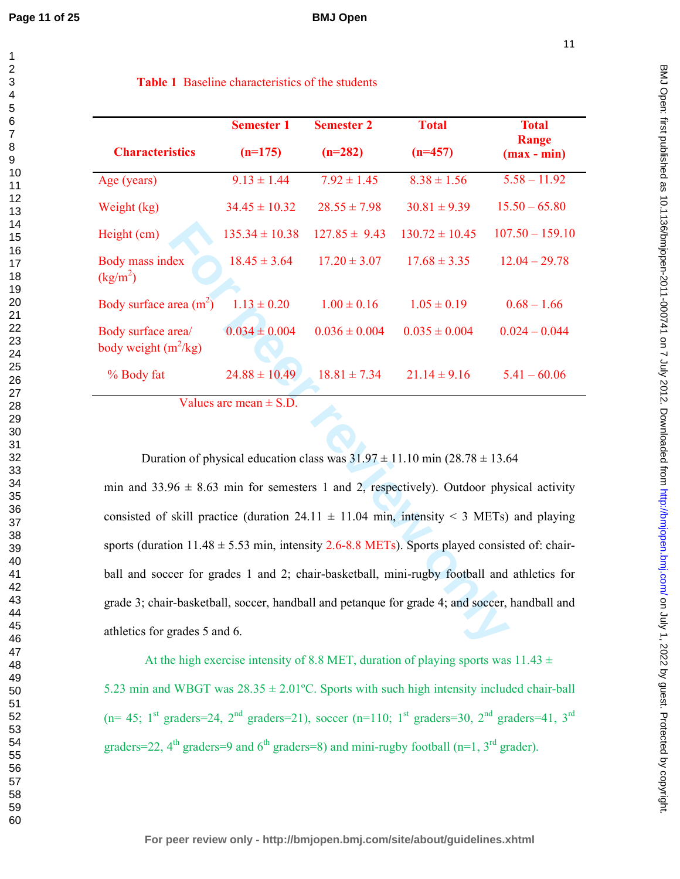**Table 1** Baseline characteristics of the students

| Characteristics | Semester 1 (n=175) | Semester 2 (n=282) | Total (n=457) | Total Range (max - min) |
|---|---|---|---|---|
| Age (years) | 9.13 ± 1.44 | 7.92 ± 1.45 | 8.38 ± 1.56 | 5.58 – 11.92 |
| Weight (kg) | 34.45 ± 10.32 | 28.55 ± 7.98 | 30.81 ± 9.39 | 15.50 – 65.80 |
| Height (cm) | 135.34 ± 10.38 | 127.85 ± 9.43 | 130.72 ± 10.45 | 107.50 – 159.10 |
| Body mass index ($kg/m^2$) | 18.45 ± 3.64 | 17.20 ± 3.07 | 17.68 ± 3.35 | 12.04 – 29.78 |
| Body surface area ($m^2$) | 1.13 ± 0.20 | 1.00 ± 0.16 | 1.05 ± 0.19 | 0.68 – 1.66 |
| Body surface area/ body weight ($m^2/kg$) | 0.034 ± 0.004 | 0.036 ± 0.004 | 0.035 ± 0.004 | 0.024 – 0.044 |
| % Body fat | 24.88 ± 10.49 | 18.81 ± 7.34 | 21.14 ± 9.16 | 5.41 – 60.06 |

Values are mean ± S.D.

Duration of physical education class was 31.97 ± 11.10 min (28.78 ± 13.64 min and 33.96 ± 8.63 min for semesters 1 and 2, respectively). Outdoor physical activity consisted of skill practice (duration 24.11 ± 11.04 min, intensity < 3 METs) and playing sports (duration 11.48 ± 5.53 min, intensity 2.6-8.8 METs). Sports played consisted of: chair-ball and soccer for grades 1 and 2; chair-basketball, mini-rugby football and athletics for grade 3; chair-basketball, soccer, handball and petanque for grade 4; and soccer, handball and athletics for grades 5 and 6.

At the high exercise intensity of 8.8 MET, duration of playing sports was 11.43 ± 5.23 min and WBGT was 28.35 ± 2.01ºC. Sports with such high intensity included chair-ball (n= 45; 1st graders=24, 2nd graders=21), soccer (n=110; 1st graders=30, 2nd graders=41, 3rd graders=22, 4th graders=9 and 6th graders=8) and mini-rugby football (n=1, 3rd grader).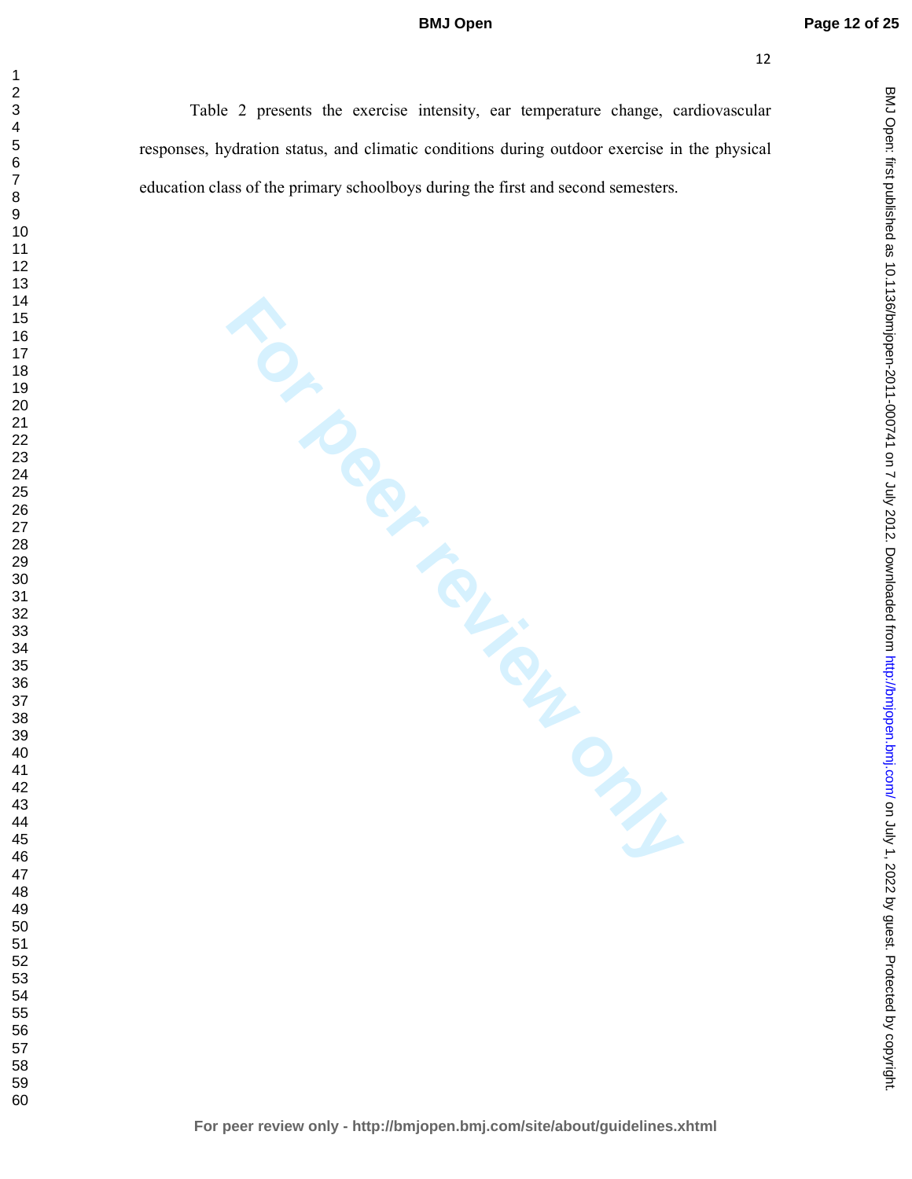Table 2 presents the exercise intensity, ear temperature change, cardiovascular responses, hydration status, and climatic conditions during outdoor exercise in the physical education class of the primary schoolboys during the first and second semesters.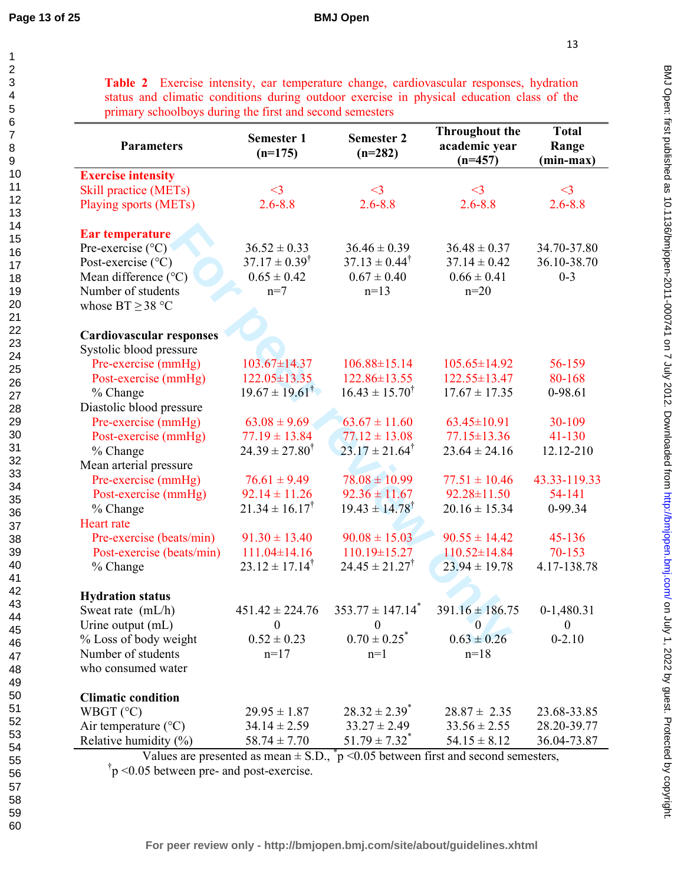**Table 2** Exercise intensity, ear temperature change, cardiovascular responses, hydration status and climatic conditions during outdoor exercise in physical education class of the primary schoolboys during the first and second semesters

| Parameters | Semester 1 (n=175) | Semester 2 (n=282) | Throughout the academic year (n=457) | Total Range (min-max) |
|---|---|---|---|---|
| **Exercise intensity** | | | | |
| Skill practice (METs) | <3 | <3 | <3 | <3 |
| Playing sports (METs) | 2.6-8.8 | 2.6-8.8 | 2.6-8.8 | 2.6-8.8 |
| **Ear temperature** | | | | |
| Pre-exercise (°C) | 36.52 ± 0.33 | 36.46 ± 0.39 | 36.48 ± 0.37 | 34.70-37.80 |
| Post-exercise (°C) | 37.17 ± 0.39[†] | 37.13 ± 0.44[†] | 37.14 ± 0.42 | 36.10-38.70 |
| Mean difference (°C) | 0.65 ± 0.42 | 0.67 ± 0.40 | 0.66 ± 0.41 | 0-3 |
| Number of students whose BT ≥ 38 °C | n=7 | n=13 | n=20 | |
| **Cardiovascular responses** | | | | |
| Systolic blood pressure | | | | |
| Pre-exercise (mmHg) | 103.67±14.37 | 106.88±15.14 | 105.65±14.92 | 56-159 |
| Post-exercise (mmHg) | 122.05±13.35 | 122.86±13.55 | 122.55±13.47 | 80-168 |
| % Change | 19.67 ± 19.61[†] | 16.43 ± 15.70[†] | 17.67 ± 17.35 | 0-98.61 |
| Diastolic blood pressure | | | | |
| Pre-exercise (mmHg) | 63.08 ± 9.69 | 63.67 ± 11.60 | 63.45±10.91 | 30-109 |
| Post-exercise (mmHg) | 77.19 ± 13.84 | 77.12 ± 13.08 | 77.15±13.36 | 41-130 |
| % Change | 24.39 ± 27.80[†] | 23.17 ± 21.64[†] | 23.64 ± 24.16 | 12.12-210 |
| Mean arterial pressure | | | | |
| Pre-exercise (mmHg) | 76.61 ± 9.49 | 78.08 ± 10.99 | 77.51 ± 10.46 | 43.33-119.33 |
| Post-exercise (mmHg) | 92.14 ± 11.26 | 92.36 ± 11.67 | 92.28±11.50 | 54-141 |
| % Change | 21.34 ± 16.17[†] | 19.43 ± 14.78[†] | 20.16 ± 15.34 | 0-99.34 |
| Heart rate | | | | |
| Pre-exercise (beats/min) | 91.30 ± 13.40 | 90.08 ± 15.03 | 90.55 ± 14.42 | 45-136 |
| Post-exercise (beats/min) | 111.04±14.16 | 110.19±15.27 | 110.52±14.84 | 70-153 |
| % Change | 23.12 ± 17.14[†] | 24.45 ± 21.27[†] | 23.94 ± 19.78 | 4.17-138.78 |
| **Hydration status** | | | | |
| Sweat rate (mL/h) | 451.42 ± 224.76 | 353.77 ± 147.14[*] | 391.16 ± 186.75 | 0-1,480.31 |
| Urine output (mL) | 0 | 0 | 0 | 0 |
| % Loss of body weight | 0.52 ± 0.23 | 0.70 ± 0.25[*] | 0.63 ± 0.26 | 0-2.10 |
| Number of students who consumed water | n=17 | n=1 | n=18 | |
| **Climatic condition** | | | | |
| WBGT (°C) | 29.95 ± 1.87 | 28.32 ± 2.39[*] | 28.87 ± 2.35 | 23.68-33.85 |
| Air temperature (°C) | 34.14 ± 2.59 | 33.27 ± 2.49 | 33.56 ± 2.55 | 28.20-39.77 |
| Relative humidity (%) | 58.74 ± 7.70 | 51.79 ± 7.32[*] | 54.15 ± 8.12 | 36.04-73.87 |

Values are presented as mean ± S.D., [*] $p < 0.05$ between first and second semesters, [†] $p < 0.05$ between pre- and post-exercise.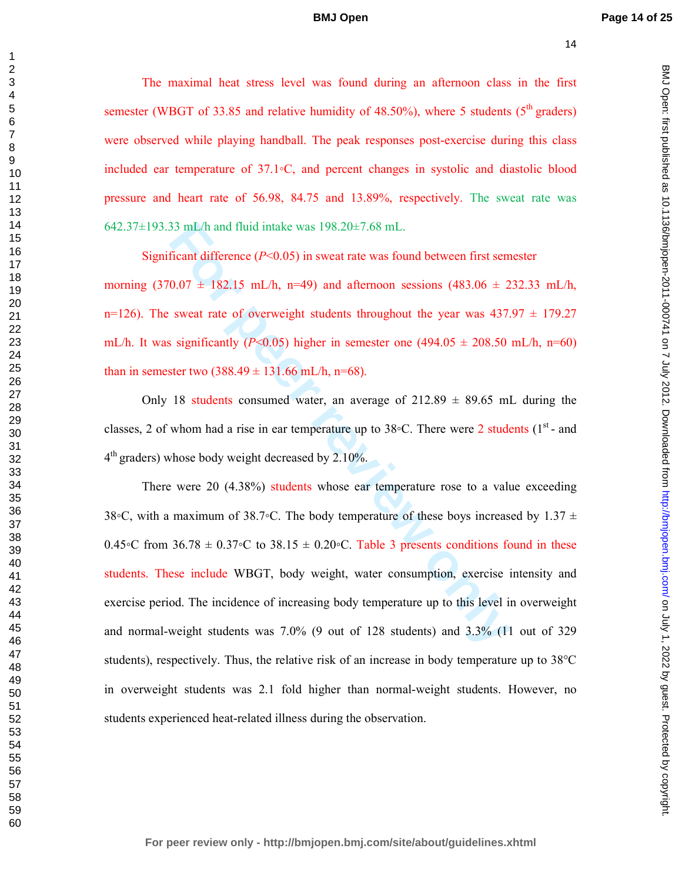The maximal heat stress level was found during an afternoon class in the first semester (WBGT of 33.85 and relative humidity of 48.50%), where 5 students (5th graders) were observed while playing handball. The peak responses post-exercise during this class included ear temperature of 37.1◦C, and percent changes in systolic and diastolic blood pressure and heart rate of 56.98, 84.75 and 13.89%, respectively. The sweat rate was 642.37±193.33 mL/h and fluid intake was 198.20±7.68 mL.

Significant difference ($P<0.05$) in sweat rate was found between first semester morning (370.07 ± 182.15 mL/h, n=49) and afternoon sessions (483.06 ± 232.33 mL/h, n=126). The sweat rate of overweight students throughout the year was 437.97 ± 179.27 mL/h. It was significantly ($P<0.05$) higher in semester one (494.05 ± 208.50 mL/h, n=60) than in semester two (388.49 ± 131.66 mL/h, n=68).

Only 18 students consumed water, an average of 212.89 ± 89.65 mL during the classes, 2 of whom had a rise in ear temperature up to 38◦C. There were 2 students (1st - and 4th graders) whose body weight decreased by 2.10%.

There were 20 (4.38%) students whose ear temperature rose to a value exceeding 38◦C, with a maximum of 38.7◦C. The body temperature of these boys increased by 1.37 ± 0.45◦C from 36.78 ± 0.37◦C to 38.15 ± 0.20◦C. Table 3 presents conditions found in these students. These include WBGT, body weight, water consumption, exercise intensity and exercise period. The incidence of increasing body temperature up to this level in overweight and normal-weight students was 7.0% (9 out of 128 students) and 3.3% (11 out of 329 students), respectively. Thus, the relative risk of an increase in body temperature up to 38°C in overweight students was 2.1 fold higher than normal-weight students. However, no students experienced heat-related illness during the observation.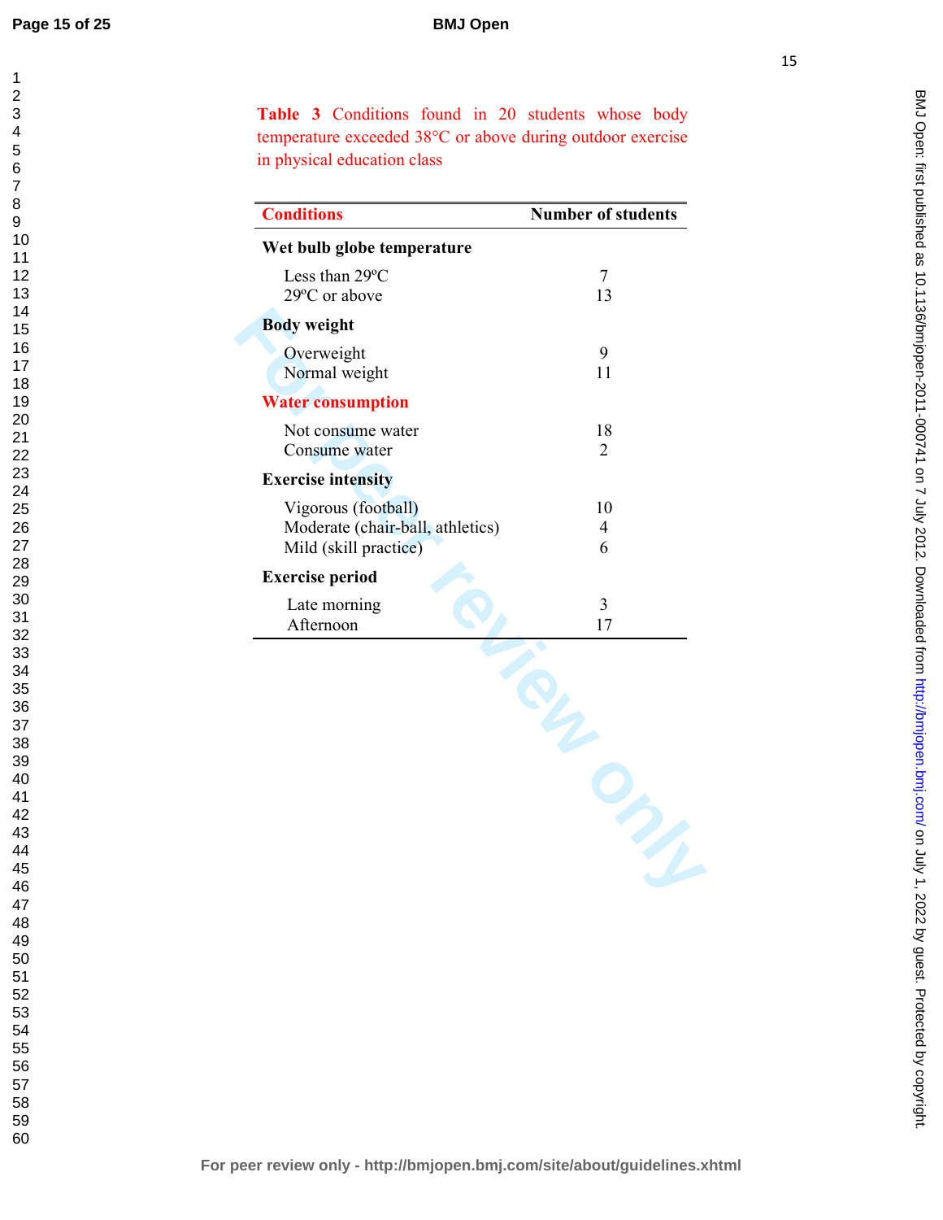**Table 3** Conditions found in 20 students whose body temperature exceeded 38°C or above during outdoor exercise in physical education class

| Conditions | Number of students |
|---|---|
| **Wet bulb globe temperature** | |
| Less than 29ºC | 7 |
| 29ºC or above | 13 |
| **Body weight** | |
| Overweight | 9 |
| Normal weight | 11 |
| **Water consumption** | |
| Not consume water | 18 |
| Consume water | 2 |
| **Exercise intensity** | |
| Vigorous (football) | 10 |
| Moderate (chair-ball, athletics) | 4 |
| Mild (skill practice) | 6 |
| **Exercise period** | |
| Late morning | 3 |
| Afternoon | 17 |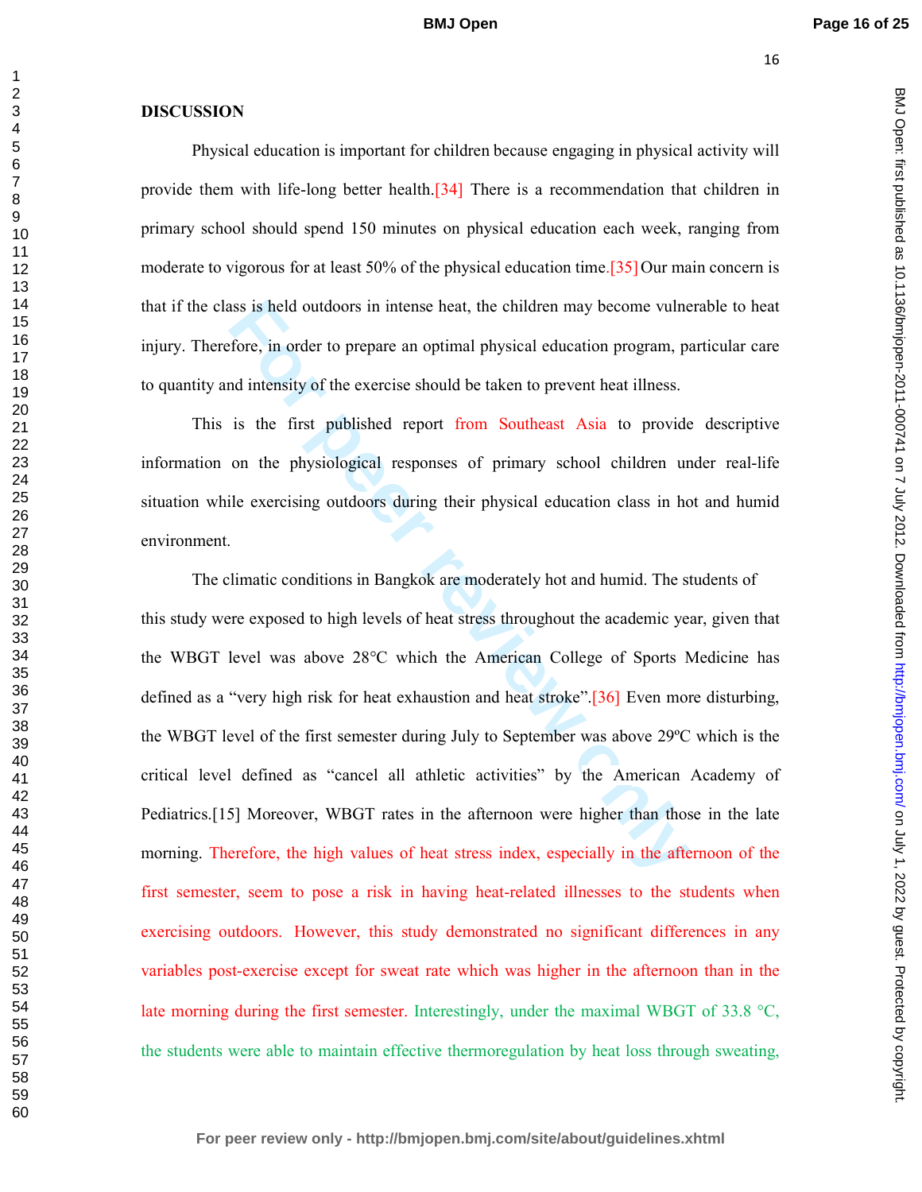## DISCUSSION

Physical education is important for children because engaging in physical activity will provide them with life-long better health.[34] There is a recommendation that children in primary school should spend 150 minutes on physical education each week, ranging from moderate to vigorous for at least 50% of the physical education time.[35] Our main concern is that if the class is held outdoors in intense heat, the children may become vulnerable to heat injury. Therefore, in order to prepare an optimal physical education program, particular care to quantity and intensity of the exercise should be taken to prevent heat illness.

This is the first published report from Southeast Asia to provide descriptive information on the physiological responses of primary school children under real-life situation while exercising outdoors during their physical education class in hot and humid environment.

The climatic conditions in Bangkok are moderately hot and humid. The students of this study were exposed to high levels of heat stress throughout the academic year, given that the WBGT level was above 28°C which the American College of Sports Medicine has defined as a "very high risk for heat exhaustion and heat stroke".[36] Even more disturbing, the WBGT level of the first semester during July to September was above 29ºC which is the critical level defined as "cancel all athletic activities" by the American Academy of Pediatrics.[15] Moreover, WBGT rates in the afternoon were higher than those in the late morning. Therefore, the high values of heat stress index, especially in the afternoon of the first semester, seem to pose a risk in having heat-related illnesses to the students when exercising outdoors. However, this study demonstrated no significant differences in any variables post-exercise except for sweat rate which was higher in the afternoon than in the late morning during the first semester. Interestingly, under the maximal WBGT of 33.8 °C, the students were able to maintain effective thermoregulation by heat loss through sweating,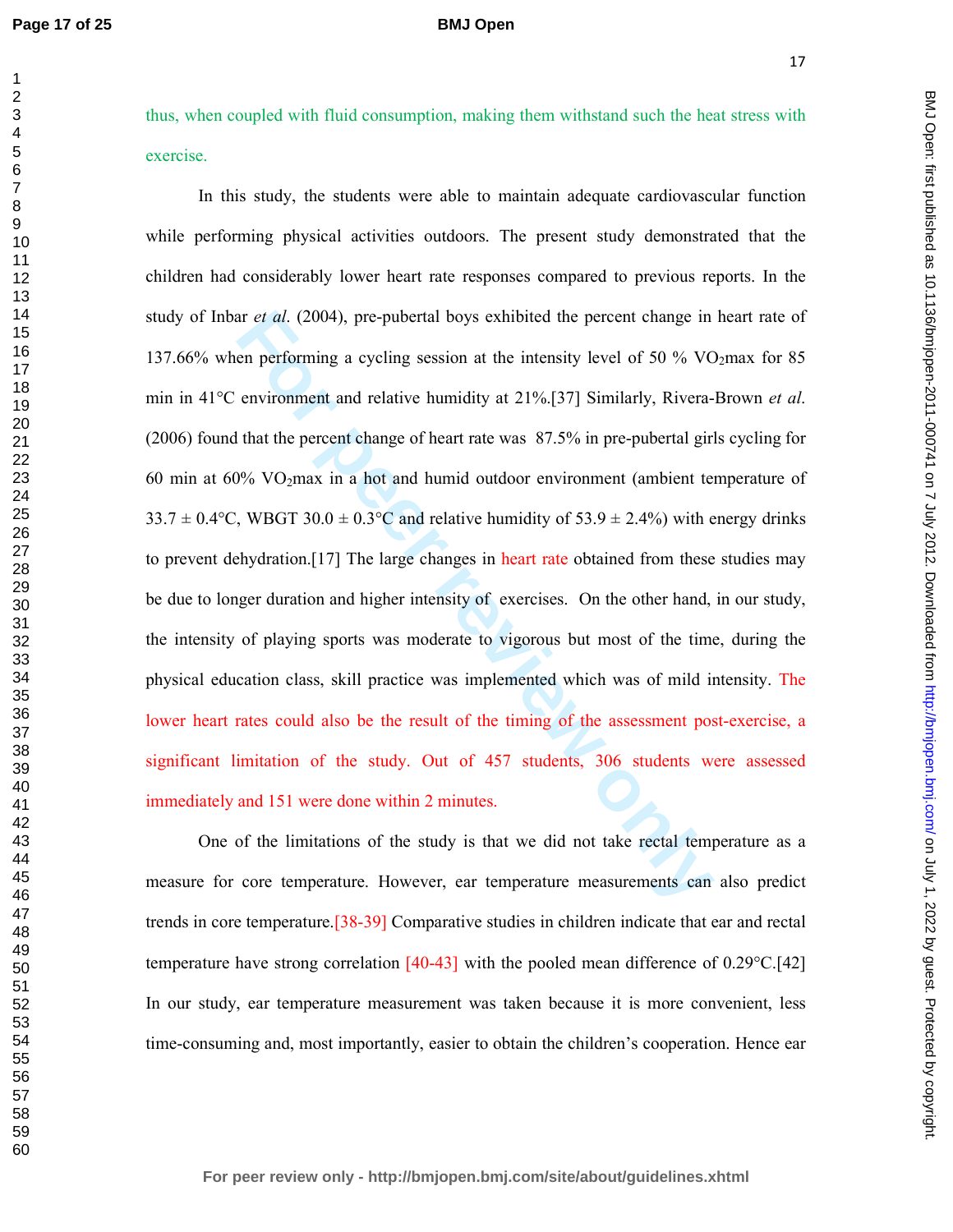thus, when coupled with fluid consumption, making them withstand such the heat stress with exercise.

In this study, the students were able to maintain adequate cardiovascular function while performing physical activities outdoors. The present study demonstrated that the children had considerably lower heart rate responses compared to previous reports. In the study of Inbar *et al*. (2004), pre-pubertal boys exhibited the percent change in heart rate of 137.66% when performing a cycling session at the intensity level of 50 % $VO_2$max for 85 min in 41°C environment and relative humidity at 21%.[37] Similarly, Rivera-Brown *et al*. (2006) found that the percent change of heart rate was 87.5% in pre-pubertal girls cycling for 60 min at 60% $VO_2$max in a hot and humid outdoor environment (ambient temperature of 33.7 ± 0.4°C, WBGT 30.0 ± 0.3°C and relative humidity of 53.9 ± 2.4%) with energy drinks to prevent dehydration.[17] The large changes in heart rate obtained from these studies may be due to longer duration and higher intensity of exercises. On the other hand, in our study, the intensity of playing sports was moderate to vigorous but most of the time, during the physical education class, skill practice was implemented which was of mild intensity. The lower heart rates could also be the result of the timing of the assessment post-exercise, a significant limitation of the study. Out of 457 students, 306 students were assessed immediately and 151 were done within 2 minutes.

One of the limitations of the study is that we did not take rectal temperature as a measure for core temperature. However, ear temperature measurements can also predict trends in core temperature.[38-39] Comparative studies in children indicate that ear and rectal temperature have strong correlation [40-43] with the pooled mean difference of 0.29°C.[42] In our study, ear temperature measurement was taken because it is more convenient, less time-consuming and, most importantly, easier to obtain the children's cooperation. Hence ear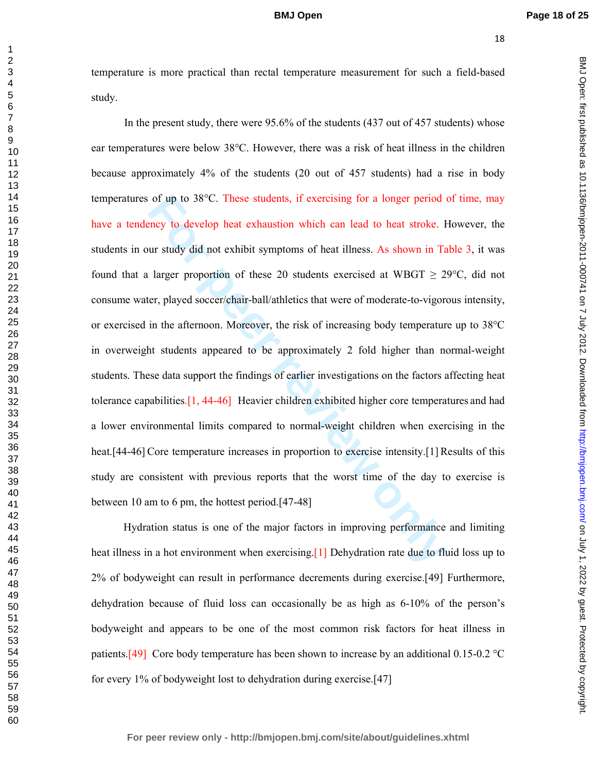temperature is more practical than rectal temperature measurement for such a field-based study.

In the present study, there were 95.6% of the students (437 out of 457 students) whose ear temperatures were below 38°C. However, there was a risk of heat illness in the children because approximately 4% of the students (20 out of 457 students) had a rise in body temperatures of up to 38°C. These students, if exercising for a longer period of time, may have a tendency to develop heat exhaustion which can lead to heat stroke. However, the students in our study did not exhibit symptoms of heat illness. As shown in Table 3, it was found that a larger proportion of these 20 students exercised at WBGT ≥ 29°C, did not consume water, played soccer/chair-ball/athletics that were of moderate-to-vigorous intensity, or exercised in the afternoon. Moreover, the risk of increasing body temperature up to 38°C in overweight students appeared to be approximately 2 fold higher than normal-weight students. These data support the findings of earlier investigations on the factors affecting heat tolerance capabilities.[1, 44-46] Heavier children exhibited higher core temperatures and had a lower environmental limits compared to normal-weight children when exercising in the heat.[44-46] Core temperature increases in proportion to exercise intensity.[1] Results of this study are consistent with previous reports that the worst time of the day to exercise is between 10 am to 6 pm, the hottest period.[47-48]

Hydration status is one of the major factors in improving performance and limiting heat illness in a hot environment when exercising.[1] Dehydration rate due to fluid loss up to 2% of bodyweight can result in performance decrements during exercise.[49] Furthermore, dehydration because of fluid loss can occasionally be as high as 6-10% of the person's bodyweight and appears to be one of the most common risk factors for heat illness in patients.[49] Core body temperature has been shown to increase by an additional 0.15-0.2 °C for every 1% of bodyweight lost to dehydration during exercise.[47]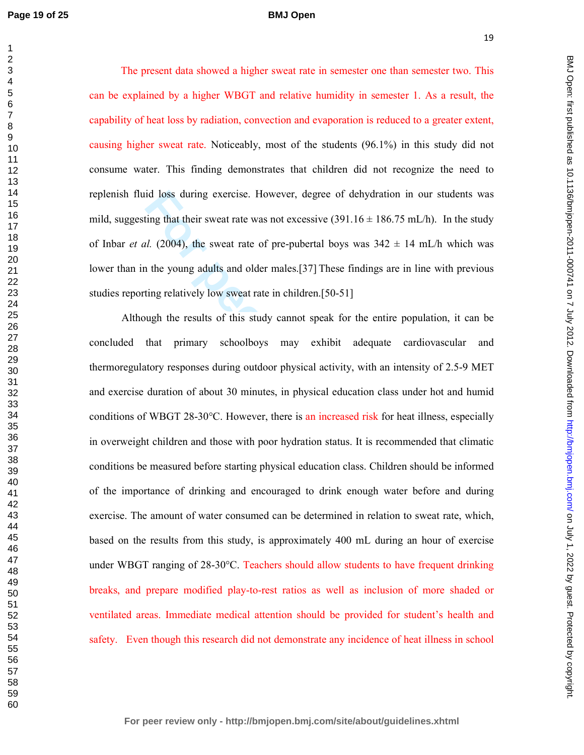The present data showed a higher sweat rate in semester one than semester two. This can be explained by a higher WBGT and relative humidity in semester 1. As a result, the capability of heat loss by radiation, convection and evaporation is reduced to a greater extent, causing higher sweat rate. Noticeably, most of the students (96.1%) in this study did not consume water. This finding demonstrates that children did not recognize the need to replenish fluid loss during exercise. However, degree of dehydration in our students was mild, suggesting that their sweat rate was not excessive (391.16 ± 186.75 mL/h). In the study of Inbar *et al.* (2004), the sweat rate of pre-pubertal boys was 342 ± 14 mL/h which was lower than in the young adults and older males.[37] These findings are in line with previous studies reporting relatively low sweat rate in children.[50-51]

Although the results of this study cannot speak for the entire population, it can be concluded that primary schoolboys may exhibit adequate cardiovascular and thermoregulatory responses during outdoor physical activity, with an intensity of 2.5-9 MET and exercise duration of about 30 minutes, in physical education class under hot and humid conditions of WBGT 28-30°C. However, there is an increased risk for heat illness, especially in overweight children and those with poor hydration status. It is recommended that climatic conditions be measured before starting physical education class. Children should be informed of the importance of drinking and encouraged to drink enough water before and during exercise. The amount of water consumed can be determined in relation to sweat rate, which, based on the results from this study, is approximately 400 mL during an hour of exercise under WBGT ranging of 28-30°C. Teachers should allow students to have frequent drinking breaks, and prepare modified play-to-rest ratios as well as inclusion of more shaded or ventilated areas. Immediate medical attention should be provided for student's health and safety. Even though this research did not demonstrate any incidence of heat illness in school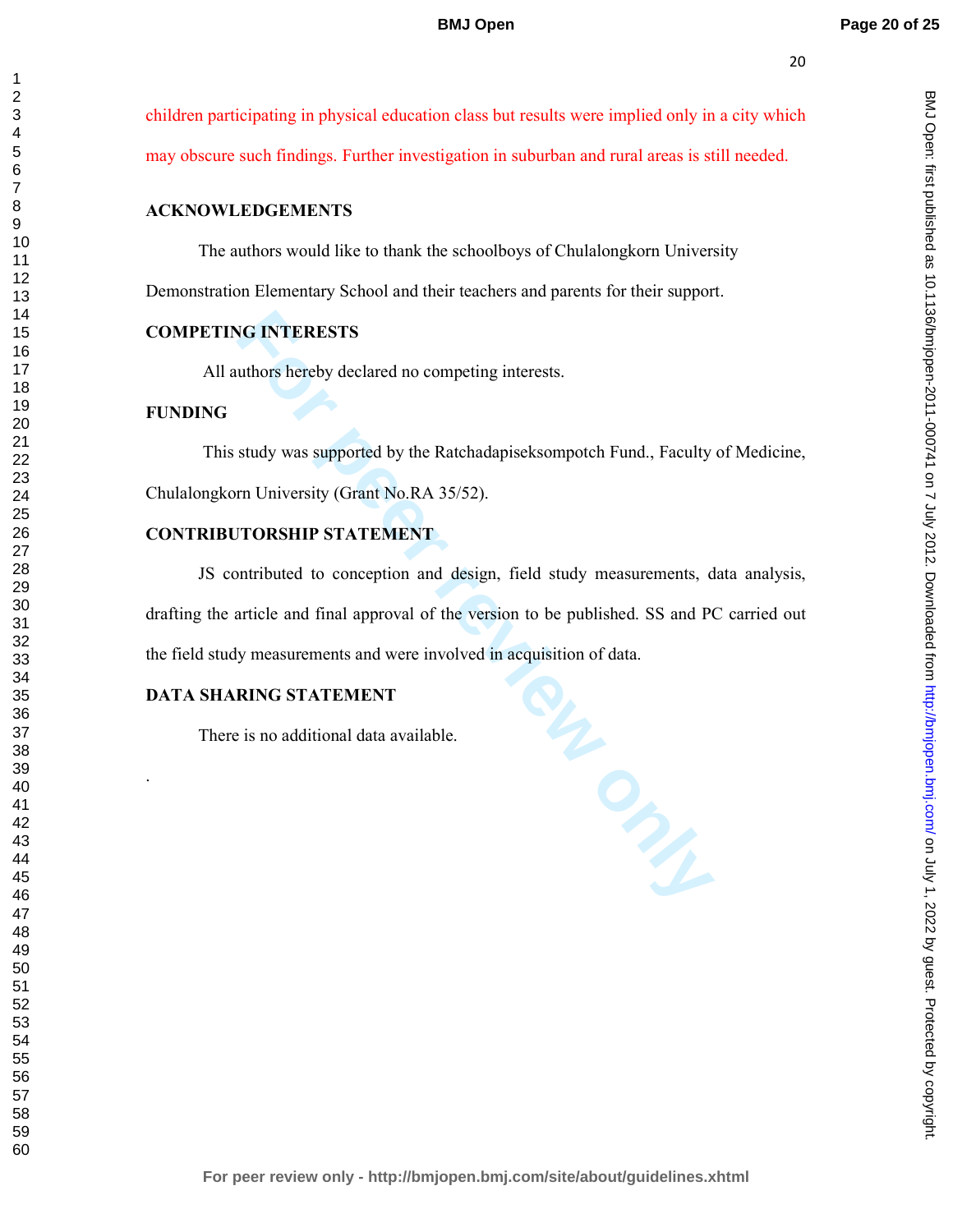children participating in physical education class but results were implied only in a city which may obscure such findings. Further investigation in suburban and rural areas is still needed.

## ACKNOWLEDGEMENTS

The authors would like to thank the schoolboys of Chulalongkorn University Demonstration Elementary School and their teachers and parents for their support.

## COMPETING INTERESTS

All authors hereby declared no competing interests.

## FUNDING

This study was supported by the Ratchadapiseksompotch Fund., Faculty of Medicine, Chulalongkorn University (Grant No.RA 35/52).

## CONTRIBUTORSHIP STATEMENT

JS contributed to conception and design, field study measurements, data analysis, drafting the article and final approval of the version to be published. SS and PC carried out the field study measurements and were involved in acquisition of data.

## DATA SHARING STATEMENT

There is no additional data available.

.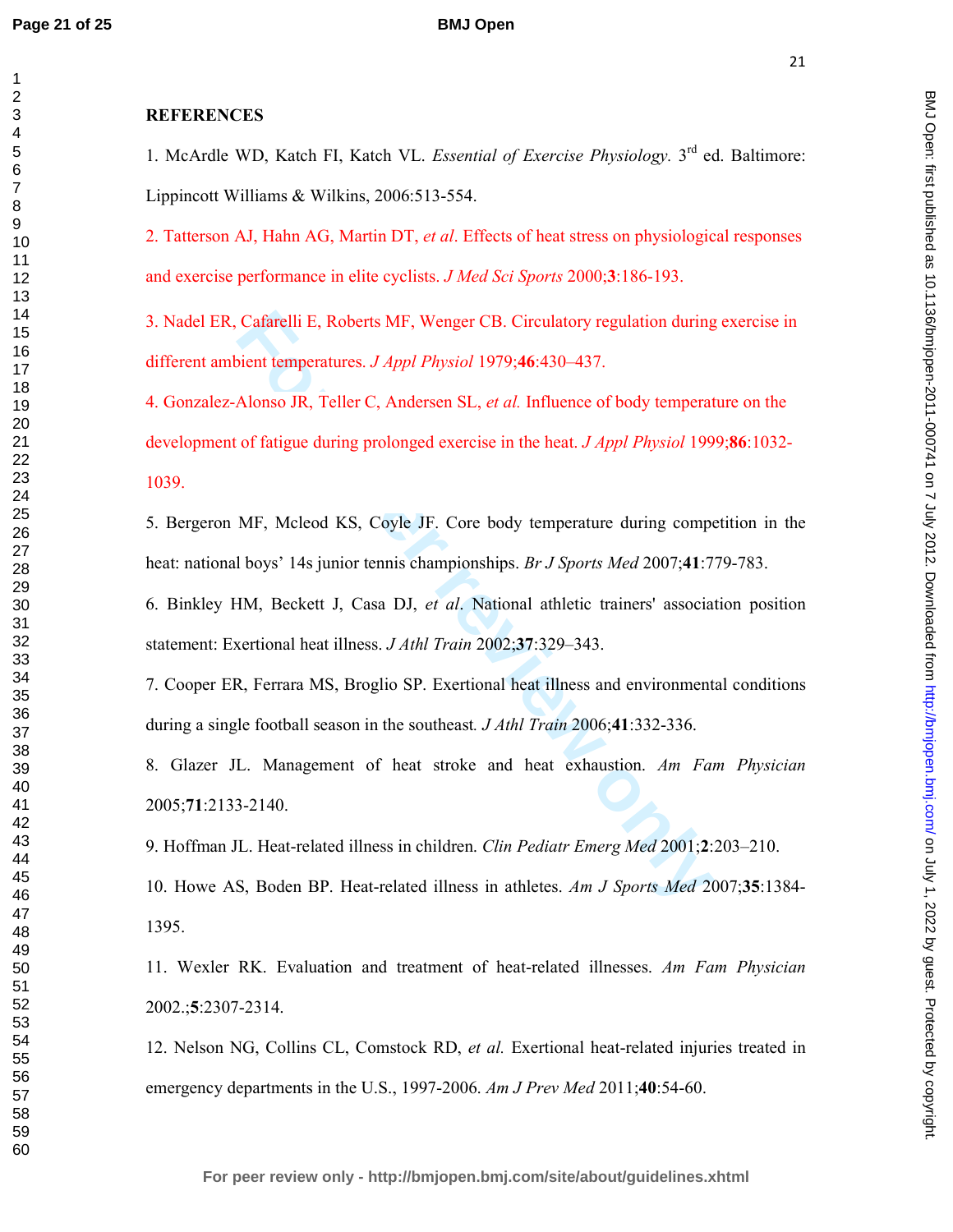**REFERENCES**

1. McArdle WD, Katch FI, Katch VL. *Essential of Exercise Physiology.* 3rd ed. Baltimore: Lippincott Williams & Wilkins, 2006:513-554.

2. Tatterson AJ, Hahn AG, Martin DT, *et al*. Effects of heat stress on physiological responses and exercise performance in elite cyclists. *J Med Sci Sports* 2000;**3**:186-193.

3. Nadel ER, Cafarelli E, Roberts MF, Wenger CB. Circulatory regulation during exercise in different ambient temperatures. *J Appl Physiol* 1979;**46**:430–437.

4. Gonzalez-Alonso JR, Teller C, Andersen SL, *et al.* Influence of body temperature on the development of fatigue during prolonged exercise in the heat. *J Appl Physiol* 1999;**86**:1032-1039.

5. Bergeron MF, Mcleod KS, Coyle JF. Core body temperature during competition in the heat: national boys' 14s junior tennis championships. *Br J Sports Med* 2007;**41**:779-783.

6. Binkley HM, Beckett J, Casa DJ, *et al*. National athletic trainers' association position statement: Exertional heat illness. *J Athl Train* 2002;**37**:329–343.

7. Cooper ER, Ferrara MS, Broglio SP. Exertional heat illness and environmental conditions during a single football season in the southeast. *J Athl Train* 2006;**41**:332-336.

8. Glazer JL. Management of heat stroke and heat exhaustion. *Am Fam Physician* 2005;**71**:2133-2140.

9. Hoffman JL. Heat-related illness in children. *Clin Pediatr Emerg Med* 2001;**2**:203–210.

10. Howe AS, Boden BP. Heat-related illness in athletes. *Am J Sports Med* 2007;**35**:1384-1395.

11. Wexler RK. Evaluation and treatment of heat-related illnesses. *Am Fam Physician* 2002.;**5**:2307-2314.

12. Nelson NG, Collins CL, Comstock RD, *et al.* Exertional heat-related injuries treated in emergency departments in the U.S., 1997-2006. *Am J Prev Med* 2011;**40**:54-60.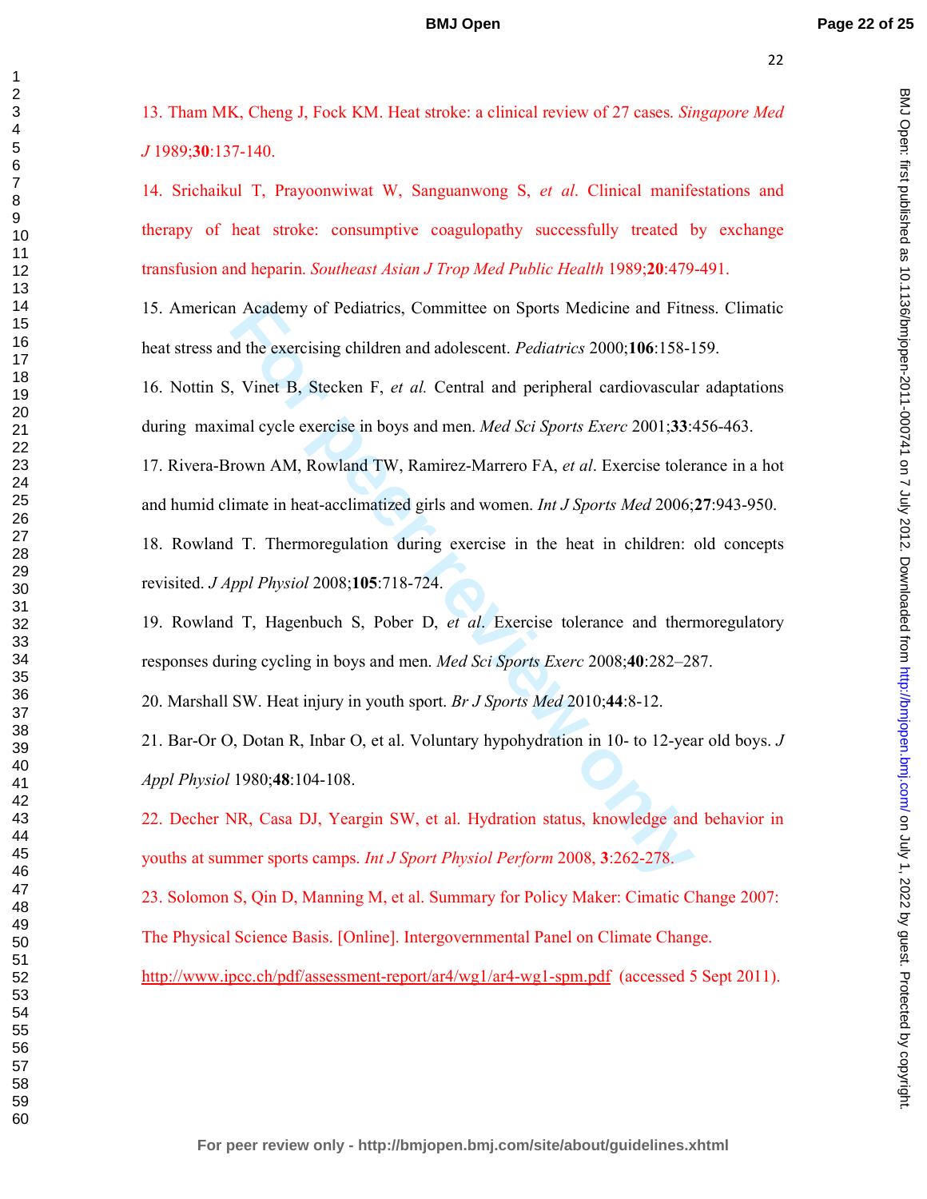13. Tham MK, Cheng J, Fock KM. Heat stroke: a clinical review of 27 cases. *Singapore Med J* 1989;**30**:137-140.

14. Srichaikul T, Prayoonwiwat W, Sanguanwong S, *et al*. Clinical manifestations and therapy of heat stroke: consumptive coagulopathy successfully treated by exchange transfusion and heparin. *Southeast Asian J Trop Med Public Health* 1989;**20**:479-491.

15. American Academy of Pediatrics, Committee on Sports Medicine and Fitness. Climatic heat stress and the exercising children and adolescent. *Pediatrics* 2000;**106**:158-159.

16. Nottin S, Vinet B, Stecken F, *et al.* Central and peripheral cardiovascular adaptations during maximal cycle exercise in boys and men. *Med Sci Sports Exerc* 2001;**33**:456-463.

17. Rivera-Brown AM, Rowland TW, Ramirez-Marrero FA, *et al*. Exercise tolerance in a hot and humid climate in heat-acclimatized girls and women. *Int J Sports Med* 2006;**27**:943-950.

18. Rowland T. Thermoregulation during exercise in the heat in children: old concepts revisited. *J Appl Physiol* 2008;**105**:718-724.

19. Rowland T, Hagenbuch S, Pober D, *et al*. Exercise tolerance and thermoregulatory responses during cycling in boys and men. *Med Sci Sports Exerc* 2008;**40**:282–287.

20. Marshall SW. Heat injury in youth sport. *Br J Sports Med* 2010;**44**:8-12.

21. Bar-Or O, Dotan R, Inbar O, et al. Voluntary hypohydration in 10- to 12-year old boys. *J Appl Physiol* 1980;**48**:104-108.

22. Decher NR, Casa DJ, Yeargin SW, et al. Hydration status, knowledge and behavior in youths at summer sports camps. *Int J Sport Physiol Perform* 2008, **3**:262-278.

23. Solomon S, Qin D, Manning M, et al. Summary for Policy Maker: Cimatic Change 2007: The Physical Science Basis. [Online]. Intergovernmental Panel on Climate Change. http://www.ipcc.ch/pdf/assessment-report/ar4/wg1/ar4-wg1-spm.pdf (accessed 5 Sept 2011).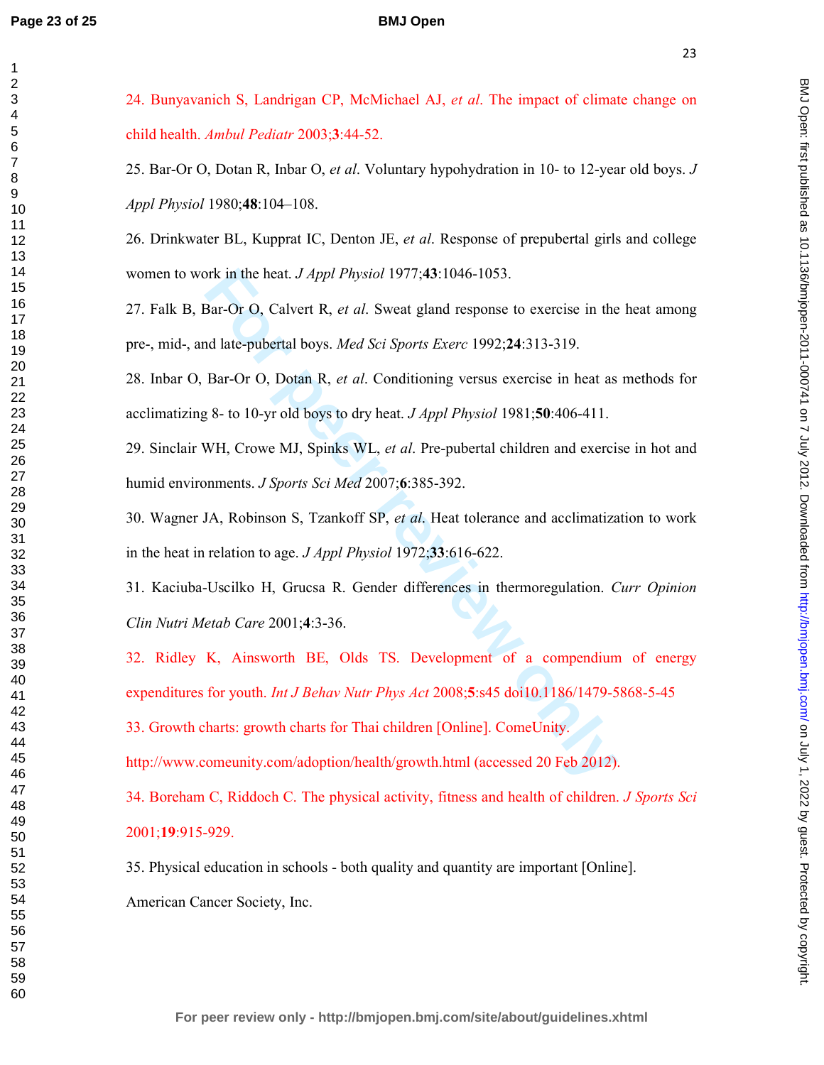24. Bunyavanich S, Landrigan CP, McMichael AJ, *et al*. The impact of climate change on child health. *Ambul Pediatr* 2003;**3**:44-52.

25. Bar-Or O, Dotan R, Inbar O, *et al*. Voluntary hypohydration in 10- to 12-year old boys. *J Appl Physiol* 1980;**48**:104–108.

26. Drinkwater BL, Kupprat IC, Denton JE, *et al*. Response of prepubertal girls and college women to work in the heat. *J Appl Physiol* 1977;**43**:1046-1053.

27. Falk B, Bar-Or O, Calvert R, *et al*. Sweat gland response to exercise in the heat among pre-, mid-, and late-pubertal boys. *Med Sci Sports Exerc* 1992;**24**:313-319.

28. Inbar O, Bar-Or O, Dotan R, *et al*. Conditioning versus exercise in heat as methods for acclimatizing 8- to 10-yr old boys to dry heat. *J Appl Physiol* 1981;**50**:406-411.

29. Sinclair WH, Crowe MJ, Spinks WL, *et al*. Pre-pubertal children and exercise in hot and humid environments. *J Sports Sci Med* 2007;**6**:385-392.

30. Wagner JA, Robinson S, Tzankoff SP, *et al*. Heat tolerance and acclimatization to work in the heat in relation to age. *J Appl Physiol* 1972;**33**:616-622.

31. Kaciuba-Uscilko H, Grucsa R. Gender differences in thermoregulation. *Curr Opinion Clin Nutri Metab Care* 2001;**4**:3-36.

32. Ridley K, Ainsworth BE, Olds TS. Development of a compendium of energy expenditures for youth. *Int J Behav Nutr Phys Act* 2008;**5**:s45 doi10.1186/1479-5868-5-45

33. Growth charts: growth charts for Thai children [Online]. ComeUnity. http://www.comeunity.com/adoption/health/growth.html (accessed 20 Feb 2012).

34. Boreham C, Riddoch C. The physical activity, fitness and health of children. *J Sports Sci* 2001;**19**:915-929.

35. Physical education in schools - both quality and quantity are important [Online]. American Cancer Society, Inc.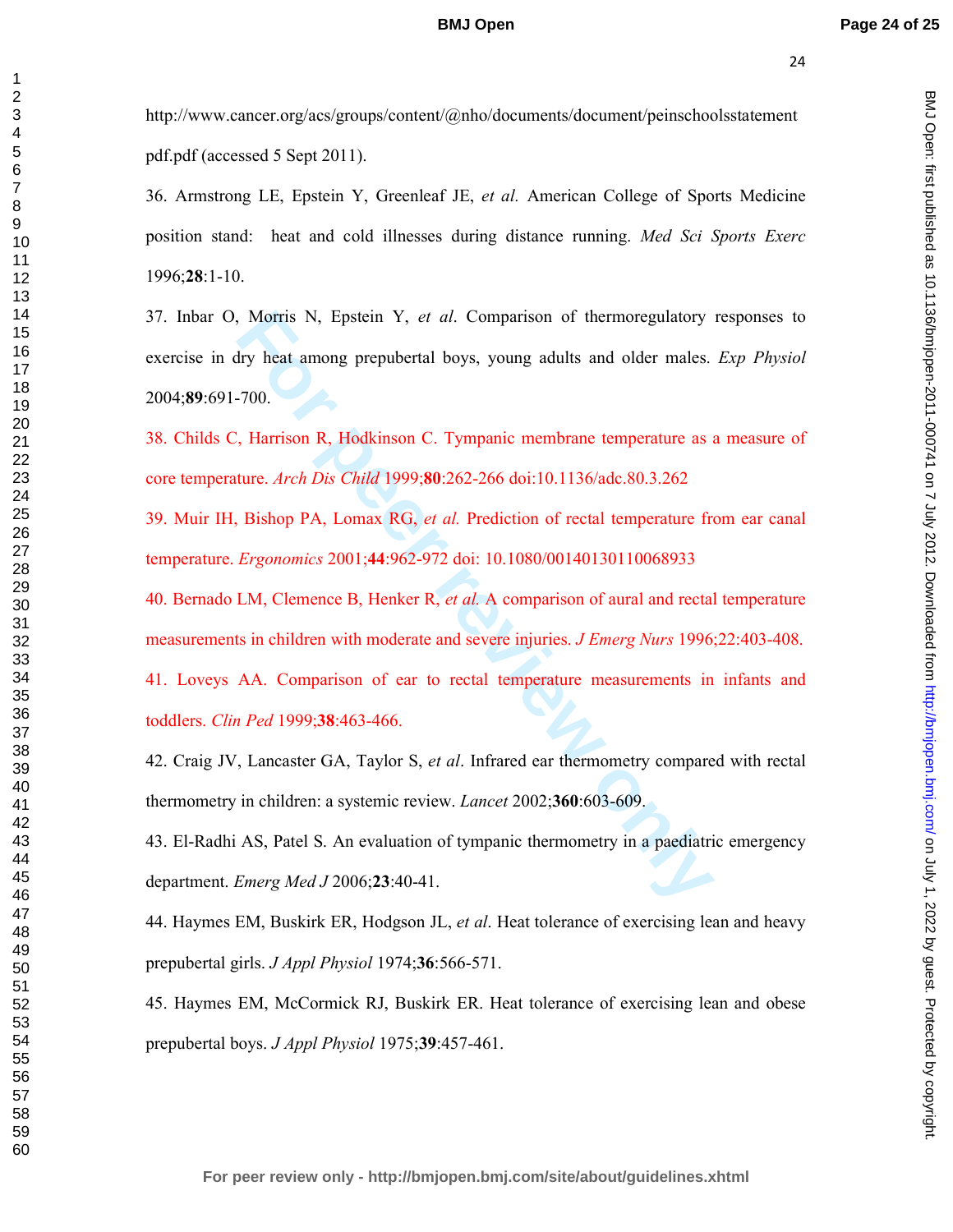http://www.cancer.org/acs/groups/content/@nho/documents/document/peinschoolsstatement pdf.pdf (accessed 5 Sept 2011).

36. Armstrong LE, Epstein Y, Greenleaf JE, *et al.* American College of Sports Medicine position stand: heat and cold illnesses during distance running. *Med Sci Sports Exerc* 1996;**28**:1-10.

37. Inbar O, Morris N, Epstein Y, *et al*. Comparison of thermoregulatory responses to exercise in dry heat among prepubertal boys, young adults and older males. *Exp Physiol* 2004;**89**:691-700.

38. Childs C, Harrison R, Hodkinson C. Tympanic membrane temperature as a measure of core temperature. *Arch Dis Child* 1999;**80**:262-266 doi:10.1136/adc.80.3.262

39. Muir IH, Bishop PA, Lomax RG, *et al.* Prediction of rectal temperature from ear canal temperature. *Ergonomics* 2001;**44**:962-972 doi: 10.1080/00140130110068933

40. Bernado LM, Clemence B, Henker R, *et al.* A comparison of aural and rectal temperature measurements in children with moderate and severe injuries. *J Emerg Nurs* 1996;22:403-408.

41. Loveys AA. Comparison of ear to rectal temperature measurements in infants and toddlers. *Clin Ped* 1999;**38**:463-466.

42. Craig JV, Lancaster GA, Taylor S, *et al*. Infrared ear thermometry compared with rectal thermometry in children: a systemic review. *Lancet* 2002;**360**:603-609.

43. El-Radhi AS, Patel S. An evaluation of tympanic thermometry in a paediatric emergency department. *Emerg Med J* 2006;**23**:40-41.

44. Haymes EM, Buskirk ER, Hodgson JL, *et al*. Heat tolerance of exercising lean and heavy prepubertal girls. *J Appl Physiol* 1974;**36**:566-571.

45. Haymes EM, McCormick RJ, Buskirk ER. Heat tolerance of exercising lean and obese prepubertal boys. *J Appl Physiol* 1975;**39**:457-461.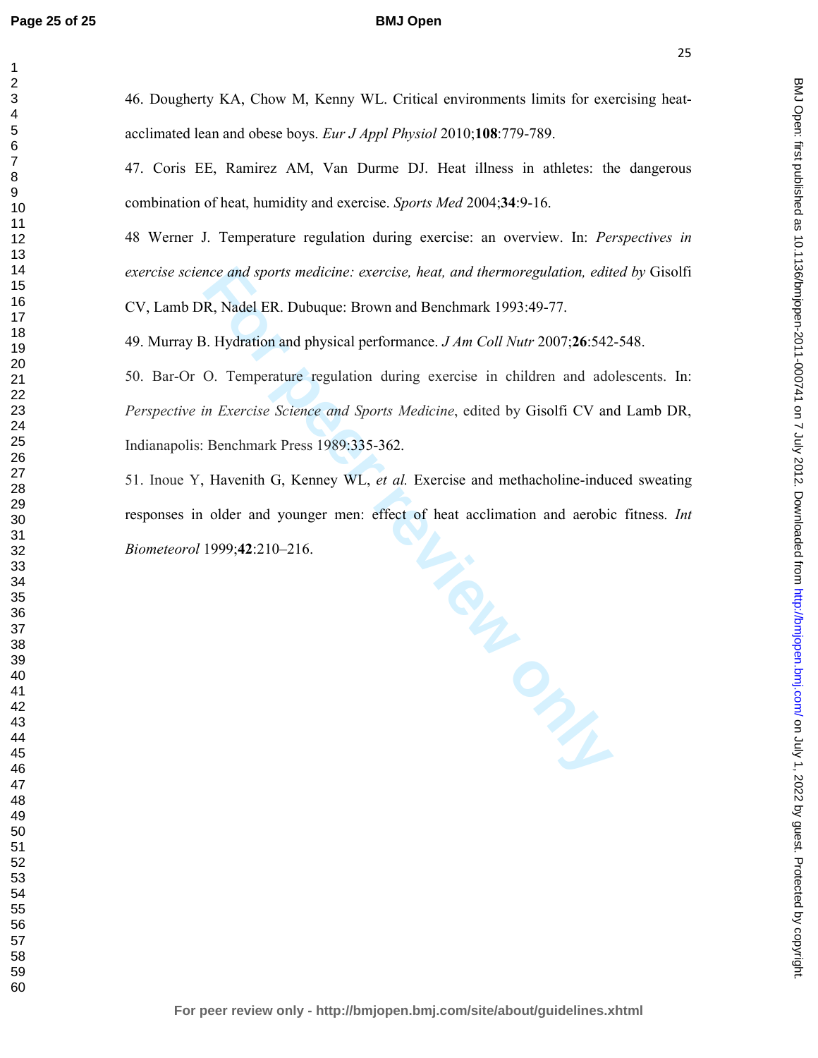46. Dougherty KA, Chow M, Kenny WL. Critical environments limits for exercising heat-acclimated lean and obese boys. *Eur J Appl Physiol* 2010;**108**:779-789.

47. Coris EE, Ramirez AM, Van Durme DJ. Heat illness in athletes: the dangerous combination of heat, humidity and exercise. *Sports Med* 2004;**34**:9-16.

48 Werner J. Temperature regulation during exercise: an overview. In: *Perspectives in exercise science and sports medicine: exercise, heat, and thermoregulation, edited by* Gisolfi CV, Lamb DR, Nadel ER. Dubuque: Brown and Benchmark 1993:49-77.

49. Murray B. Hydration and physical performance. *J Am Coll Nutr* 2007;**26**:542-548.

50. Bar-Or O. Temperature regulation during exercise in children and adolescents. In: *Perspective in Exercise Science and Sports Medicine*, edited by Gisolfi CV and Lamb DR, Indianapolis: Benchmark Press 1989:335-362.

51. Inoue Y, Havenith G, Kenney WL, *et al.* Exercise and methacholine-induced sweating responses in older and younger men: effect of heat acclimation and aerobic fitness. *Int Biometeorol* 1999;**42**:210–216.